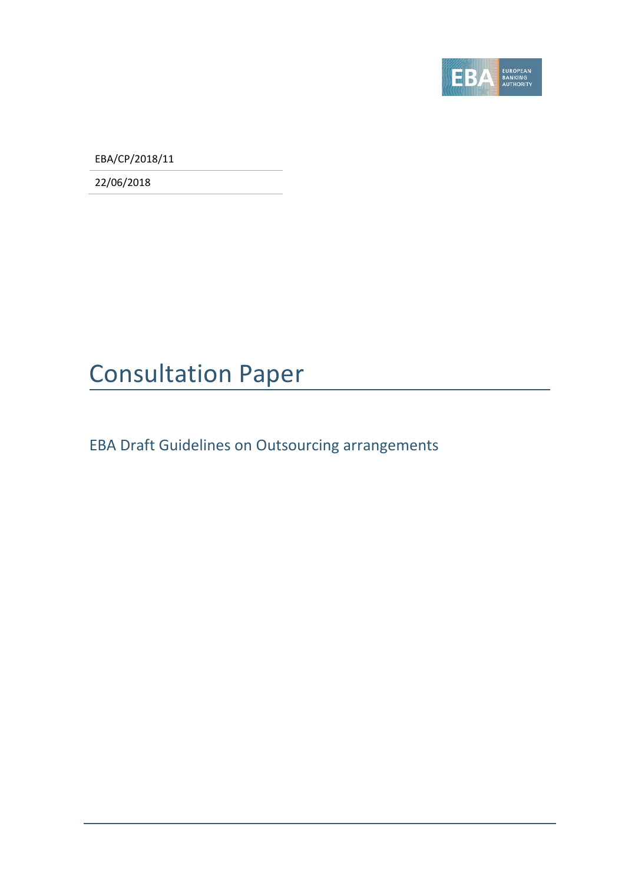EBA/CP/2018/11

22/06/2018

# Consultation Paper

## EBA Draft Guidelines on Outsourcing arrangements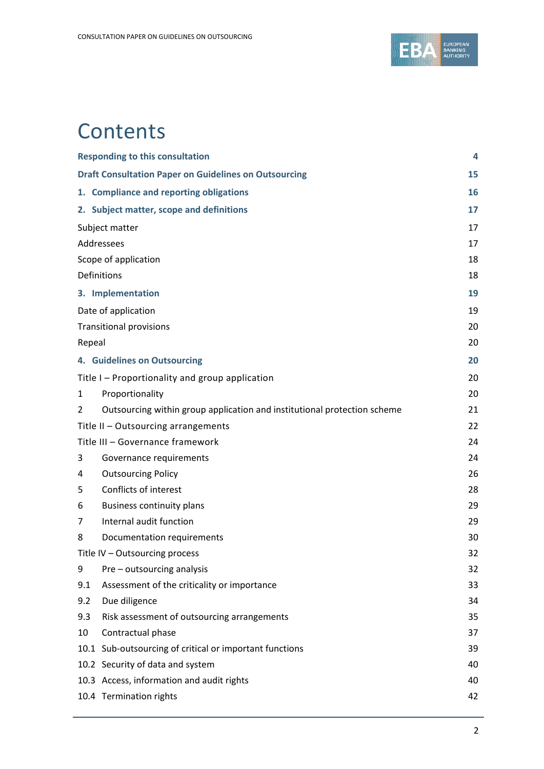# Contents

| | |
|---|---|
| **Responding to this consultation** | **4** |
| **Draft Consultation Paper on Guidelines on Outsourcing** | **15** |
| **1. Compliance and reporting obligations** | **16** |
| **2. Subject matter, scope and definitions** | **17** |
| Subject matter | 17 |
| Addressees | 17 |
| Scope of application | 18 |
| Definitions | 18 |
| **3. Implementation** | **19** |
| Date of application | 19 |
| Transitional provisions | 20 |
| Repeal | 20 |
| **4. Guidelines on Outsourcing** | **20** |
| Title I – Proportionality and group application | 20 |
| 1 Proportionality | 20 |
| 2 Outsourcing within group application and institutional protection scheme | 21 |
| Title II – Outsourcing arrangements | 22 |
| Title III – Governance framework | 24 |
| 3 Governance requirements | 24 |
| 4 Outsourcing Policy | 26 |
| 5 Conflicts of interest | 28 |
| 6 Business continuity plans | 29 |
| 7 Internal audit function | 29 |
| 8 Documentation requirements | 30 |
| Title IV – Outsourcing process | 32 |
| 9 Pre – outsourcing analysis | 32 |
| 9.1 Assessment of the criticality or importance | 33 |
| 9.2 Due diligence | 34 |
| 9.3 Risk assessment of outsourcing arrangements | 35 |
| 10 Contractual phase | 37 |
| 10.1 Sub-outsourcing of critical or important functions | 39 |
| 10.2 Security of data and system | 40 |
| 10.3 Access, information and audit rights | 40 |
| 10.4 Termination rights | 42 |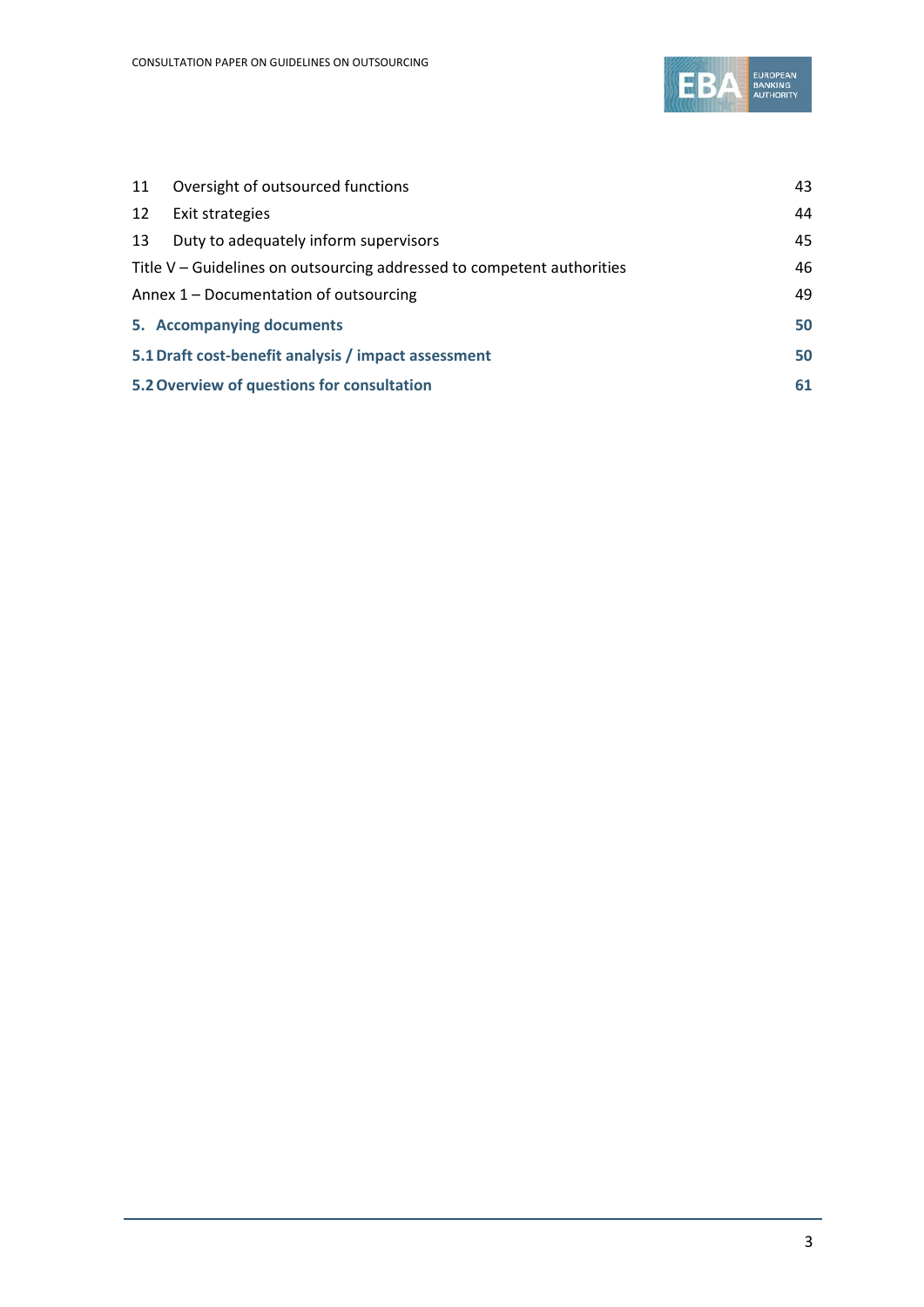| | | |
|---|---|---|
| 11 | Oversight of outsourced functions | 43 |
| 12 | Exit strategies | 44 |
| 13 | Duty to adequately inform supervisors | 45 |
| Title V – Guidelines on outsourcing addressed to competent authorities | | 46 |
| Annex 1 – Documentation of outsourcing | | 49 |
| **5.** | **Accompanying documents** | **50** |
| **5.1 Draft cost-benefit analysis / impact assessment** | | **50** |
| **5.2 Overview of questions for consultation** | | **61** |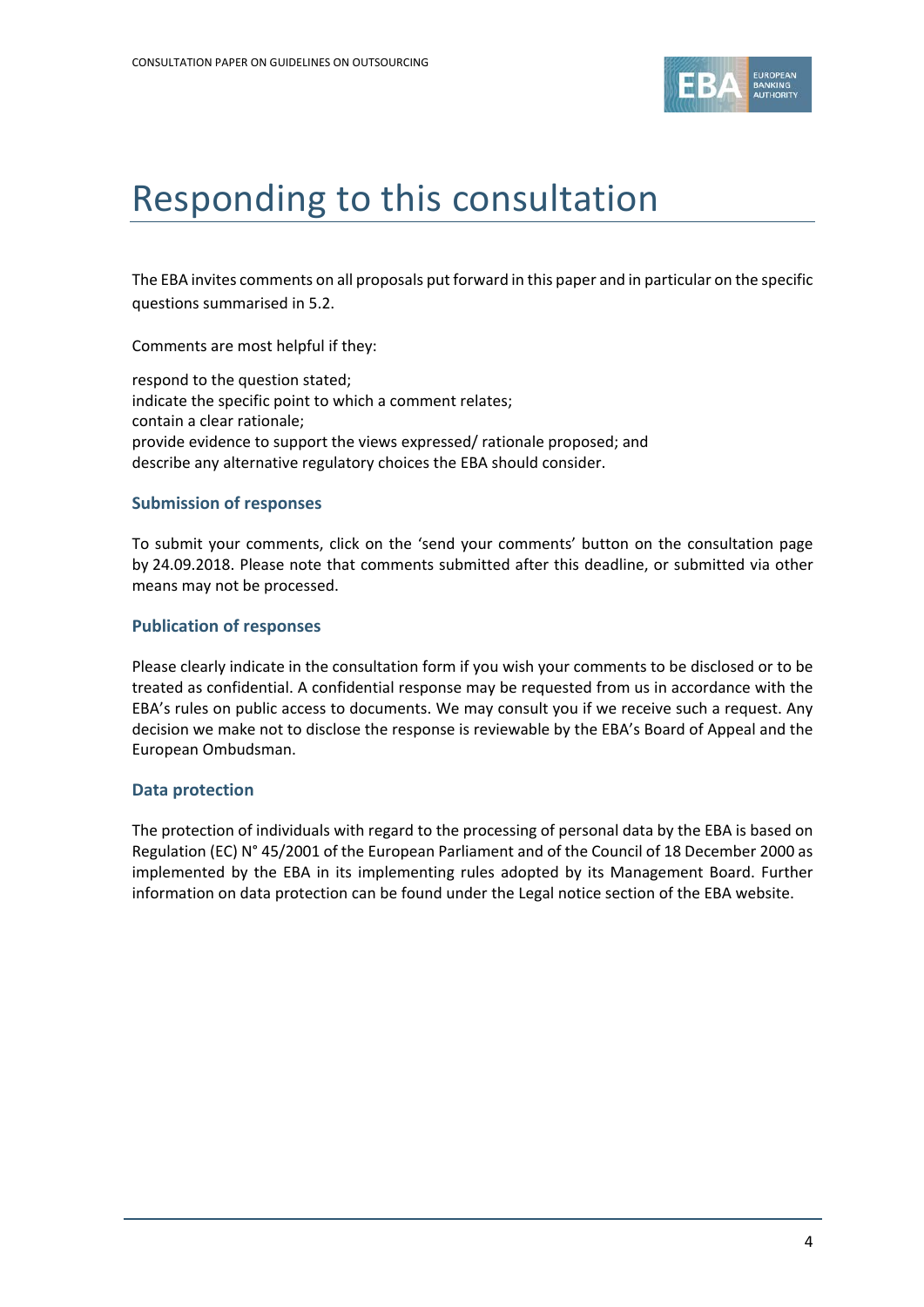# Responding to this consultation

The EBA invites comments on all proposals put forward in this paper and in particular on the specific questions summarised in 5.2.

Comments are most helpful if they:

respond to the question stated;
indicate the specific point to which a comment relates;
contain a clear rationale;
provide evidence to support the views expressed/ rationale proposed; and
describe any alternative regulatory choices the EBA should consider.

### Submission of responses

To submit your comments, click on the 'send your comments' button on the consultation page by 24.09.2018. Please note that comments submitted after this deadline, or submitted via other means may not be processed.

### Publication of responses

Please clearly indicate in the consultation form if you wish your comments to be disclosed or to be treated as confidential. A confidential response may be requested from us in accordance with the EBA's rules on public access to documents. We may consult you if we receive such a request. Any decision we make not to disclose the response is reviewable by the EBA's Board of Appeal and the European Ombudsman.

### Data protection

The protection of individuals with regard to the processing of personal data by the EBA is based on Regulation (EC) N° 45/2001 of the European Parliament and of the Council of 18 December 2000 as implemented by the EBA in its implementing rules adopted by its Management Board. Further information on data protection can be found under the Legal notice section of the EBA website.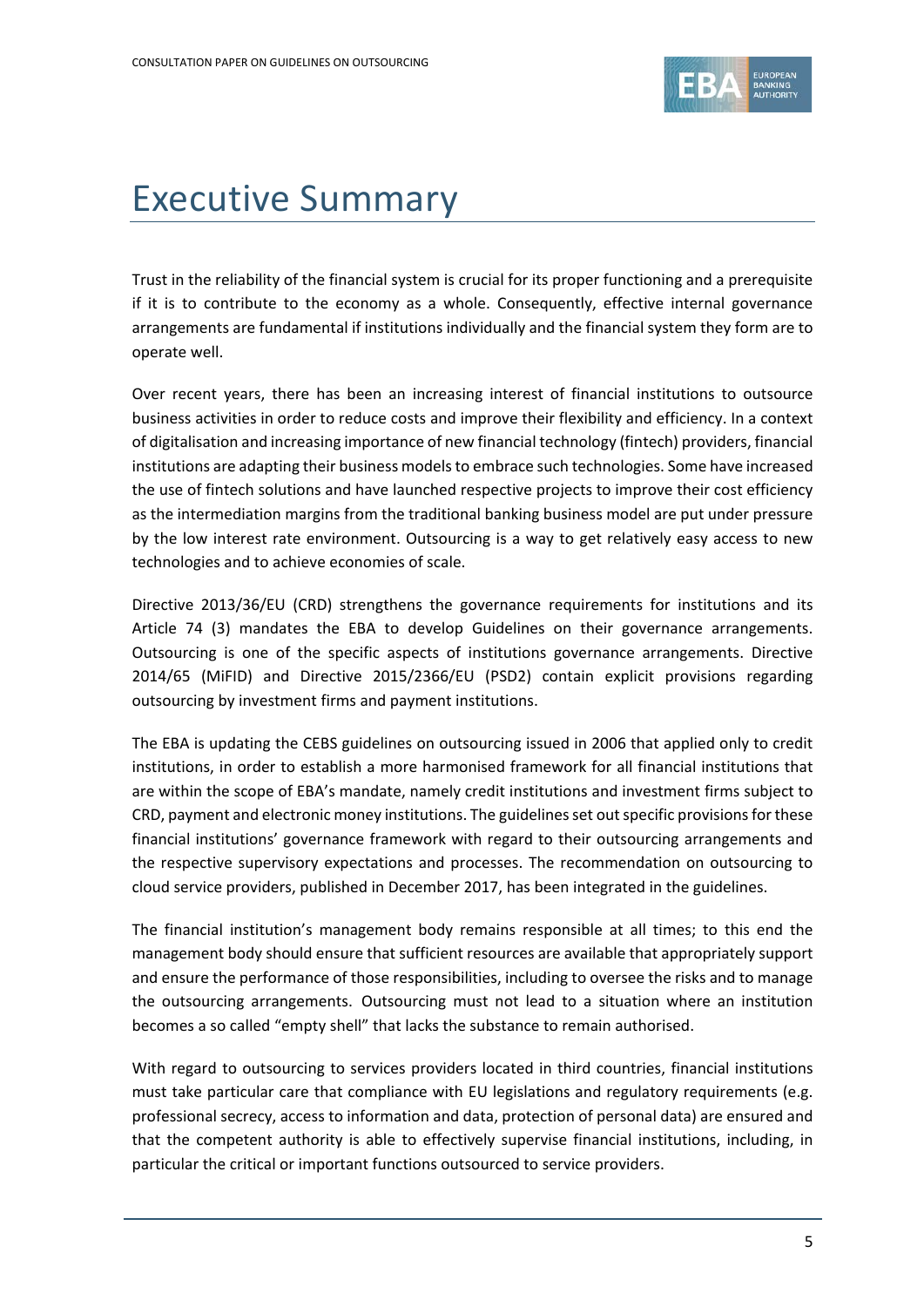# Executive Summary

Trust in the reliability of the financial system is crucial for its proper functioning and a prerequisite if it is to contribute to the economy as a whole. Consequently, effective internal governance arrangements are fundamental if institutions individually and the financial system they form are to operate well.

Over recent years, there has been an increasing interest of financial institutions to outsource business activities in order to reduce costs and improve their flexibility and efficiency. In a context of digitalisation and increasing importance of new financial technology (fintech) providers, financial institutions are adapting their business models to embrace such technologies. Some have increased the use of fintech solutions and have launched respective projects to improve their cost efficiency as the intermediation margins from the traditional banking business model are put under pressure by the low interest rate environment. Outsourcing is a way to get relatively easy access to new technologies and to achieve economies of scale.

Directive 2013/36/EU (CRD) strengthens the governance requirements for institutions and its Article 74 (3) mandates the EBA to develop Guidelines on their governance arrangements. Outsourcing is one of the specific aspects of institutions governance arrangements. Directive 2014/65 (MiFID) and Directive 2015/2366/EU (PSD2) contain explicit provisions regarding outsourcing by investment firms and payment institutions.

The EBA is updating the CEBS guidelines on outsourcing issued in 2006 that applied only to credit institutions, in order to establish a more harmonised framework for all financial institutions that are within the scope of EBA's mandate, namely credit institutions and investment firms subject to CRD, payment and electronic money institutions. The guidelines set out specific provisions for these financial institutions' governance framework with regard to their outsourcing arrangements and the respective supervisory expectations and processes. The recommendation on outsourcing to cloud service providers, published in December 2017, has been integrated in the guidelines.

The financial institution's management body remains responsible at all times; to this end the management body should ensure that sufficient resources are available that appropriately support and ensure the performance of those responsibilities, including to oversee the risks and to manage the outsourcing arrangements. Outsourcing must not lead to a situation where an institution becomes a so called "empty shell" that lacks the substance to remain authorised.

With regard to outsourcing to services providers located in third countries, financial institutions must take particular care that compliance with EU legislations and regulatory requirements (e.g. professional secrecy, access to information and data, protection of personal data) are ensured and that the competent authority is able to effectively supervise financial institutions, including, in particular the critical or important functions outsourced to service providers.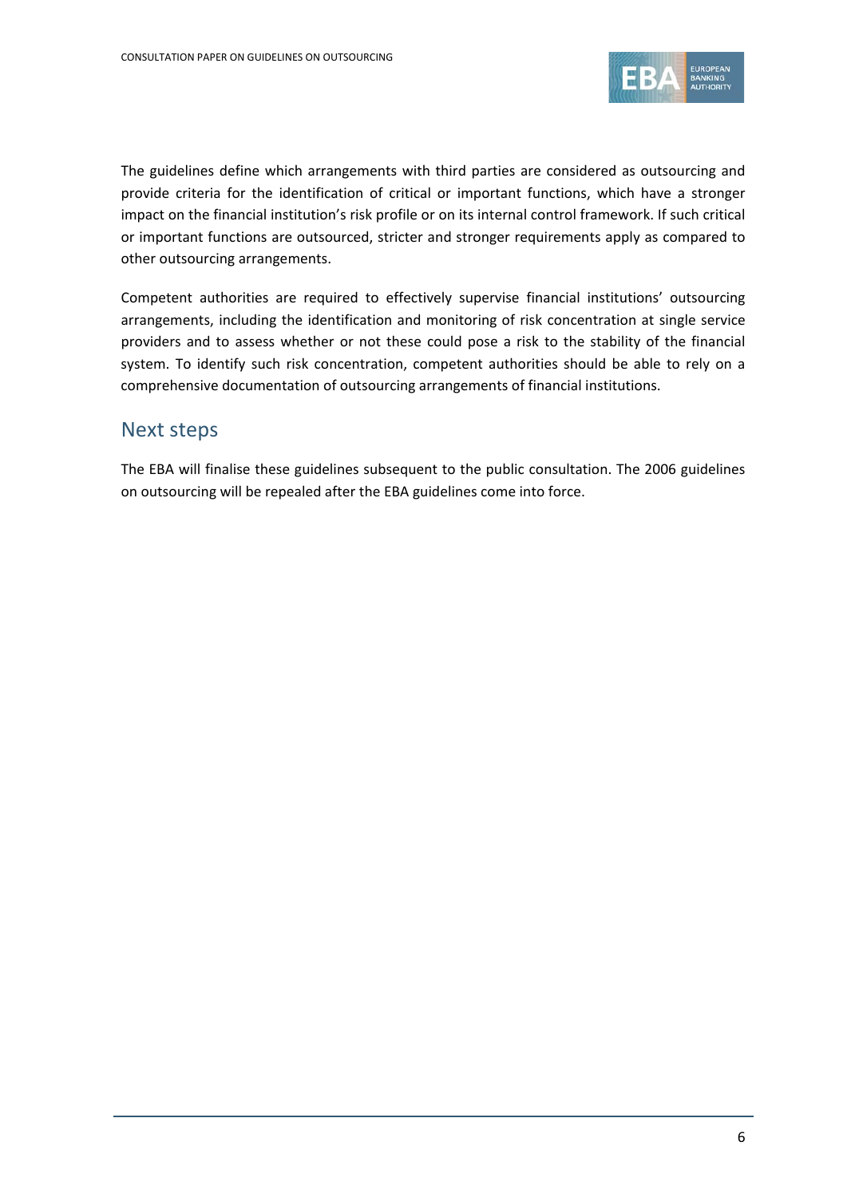The guidelines define which arrangements with third parties are considered as outsourcing and provide criteria for the identification of critical or important functions, which have a stronger impact on the financial institution's risk profile or on its internal control framework. If such critical or important functions are outsourced, stricter and stronger requirements apply as compared to other outsourcing arrangements.

Competent authorities are required to effectively supervise financial institutions' outsourcing arrangements, including the identification and monitoring of risk concentration at single service providers and to assess whether or not these could pose a risk to the stability of the financial system. To identify such risk concentration, competent authorities should be able to rely on a comprehensive documentation of outsourcing arrangements of financial institutions.

## Next steps

The EBA will finalise these guidelines subsequent to the public consultation. The 2006 guidelines on outsourcing will be repealed after the EBA guidelines come into force.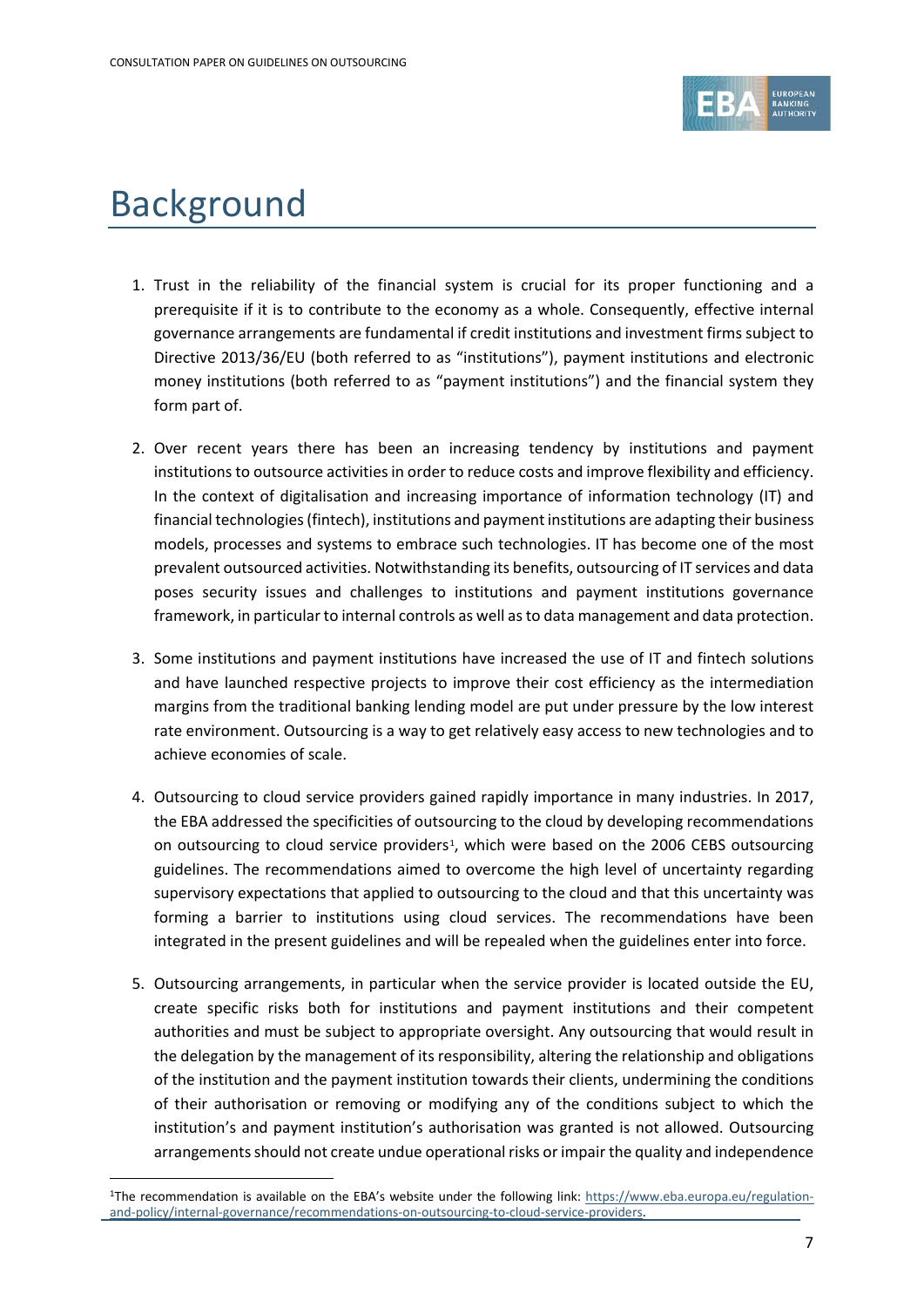# Background

1. Trust in the reliability of the financial system is crucial for its proper functioning and a prerequisite if it is to contribute to the economy as a whole. Consequently, effective internal governance arrangements are fundamental if credit institutions and investment firms subject to Directive 2013/36/EU (both referred to as "institutions"), payment institutions and electronic money institutions (both referred to as "payment institutions") and the financial system they form part of.

2. Over recent years there has been an increasing tendency by institutions and payment institutions to outsource activities in order to reduce costs and improve flexibility and efficiency. In the context of digitalisation and increasing importance of information technology (IT) and financial technologies (fintech), institutions and payment institutions are adapting their business models, processes and systems to embrace such technologies. IT has become one of the most prevalent outsourced activities. Notwithstanding its benefits, outsourcing of IT services and data poses security issues and challenges to institutions and payment institutions governance framework, in particular to internal controls as well as to data management and data protection.

3. Some institutions and payment institutions have increased the use of IT and fintech solutions and have launched respective projects to improve their cost efficiency as the intermediation margins from the traditional banking lending model are put under pressure by the low interest rate environment. Outsourcing is a way to get relatively easy access to new technologies and to achieve economies of scale.

4. Outsourcing to cloud service providers gained rapidly importance in many industries. In 2017, the EBA addressed the specificities of outsourcing to the cloud by developing recommendations on outsourcing to cloud service providers[1], which were based on the 2006 CEBS outsourcing guidelines. The recommendations aimed to overcome the high level of uncertainty regarding supervisory expectations that applied to outsourcing to the cloud and that this uncertainty was forming a barrier to institutions using cloud services. The recommendations have been integrated in the present guidelines and will be repealed when the guidelines enter into force.

5. Outsourcing arrangements, in particular when the service provider is located outside the EU, create specific risks both for institutions and payment institutions and their competent authorities and must be subject to appropriate oversight. Any outsourcing that would result in the delegation by the management of its responsibility, altering the relationship and obligations of the institution and the payment institution towards their clients, undermining the conditions of their authorisation or removing or modifying any of the conditions subject to which the institution's and payment institution's authorisation was granted is not allowed. Outsourcing arrangements should not create undue operational risks or impair the quality and independence

---

[1] The recommendation is available on the EBA's website under the following link: https://www.eba.europa.eu/regulation-and-policy/internal-governance/recommendations-on-outsourcing-to-cloud-service-providers.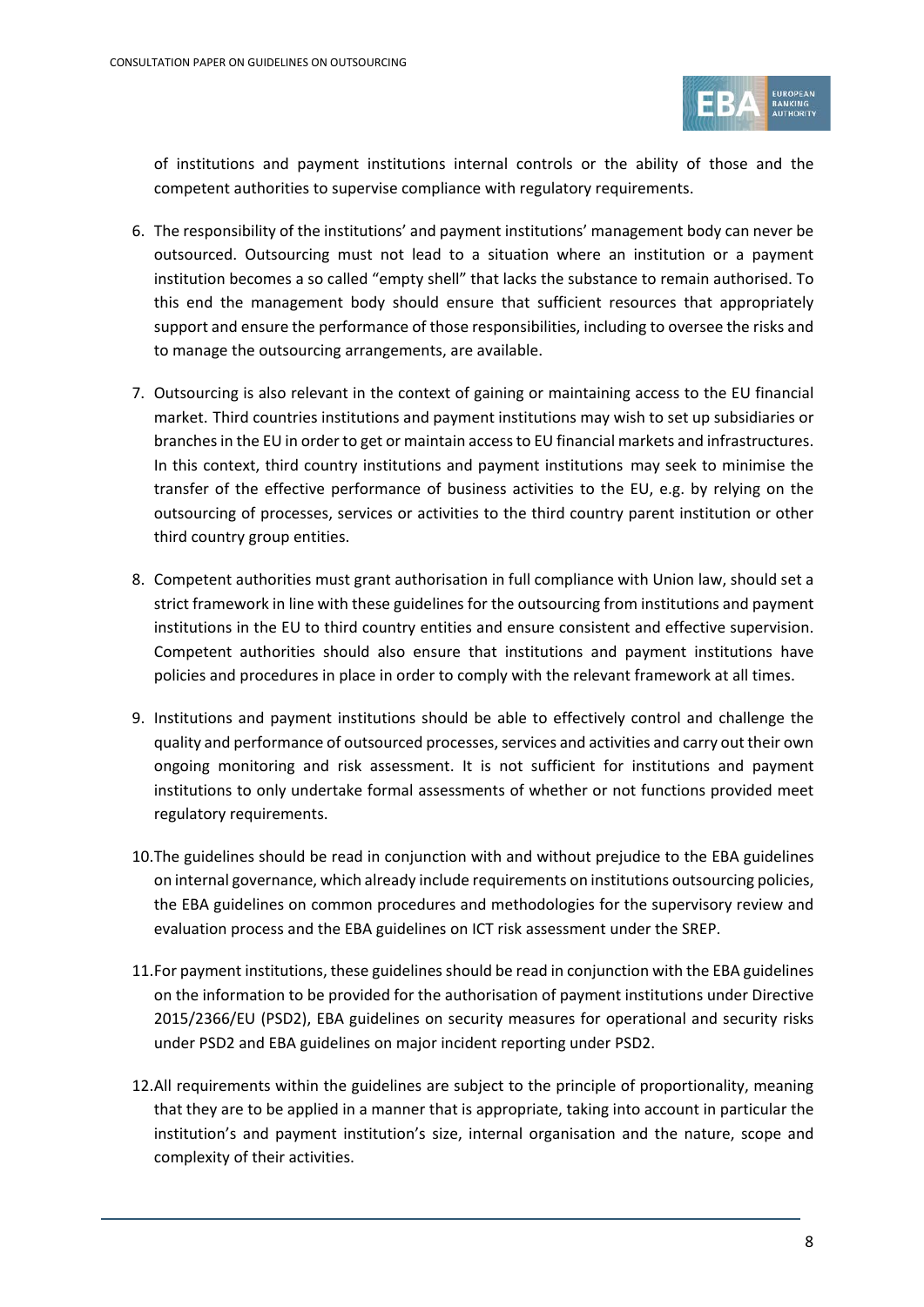of institutions and payment institutions internal controls or the ability of those and the competent authorities to supervise compliance with regulatory requirements.

6. The responsibility of the institutions' and payment institutions' management body can never be outsourced. Outsourcing must not lead to a situation where an institution or a payment institution becomes a so called "empty shell" that lacks the substance to remain authorised. To this end the management body should ensure that sufficient resources that appropriately support and ensure the performance of those responsibilities, including to oversee the risks and to manage the outsourcing arrangements, are available.

7. Outsourcing is also relevant in the context of gaining or maintaining access to the EU financial market. Third countries institutions and payment institutions may wish to set up subsidiaries or branches in the EU in order to get or maintain access to EU financial markets and infrastructures. In this context, third country institutions and payment institutions may seek to minimise the transfer of the effective performance of business activities to the EU, e.g. by relying on the outsourcing of processes, services or activities to the third country parent institution or other third country group entities.

8. Competent authorities must grant authorisation in full compliance with Union law, should set a strict framework in line with these guidelines for the outsourcing from institutions and payment institutions in the EU to third country entities and ensure consistent and effective supervision. Competent authorities should also ensure that institutions and payment institutions have policies and procedures in place in order to comply with the relevant framework at all times.

9. Institutions and payment institutions should be able to effectively control and challenge the quality and performance of outsourced processes, services and activities and carry out their own ongoing monitoring and risk assessment. It is not sufficient for institutions and payment institutions to only undertake formal assessments of whether or not functions provided meet regulatory requirements.

10. The guidelines should be read in conjunction with and without prejudice to the EBA guidelines on internal governance, which already include requirements on institutions outsourcing policies, the EBA guidelines on common procedures and methodologies for the supervisory review and evaluation process and the EBA guidelines on ICT risk assessment under the SREP.

11. For payment institutions, these guidelines should be read in conjunction with the EBA guidelines on the information to be provided for the authorisation of payment institutions under Directive 2015/2366/EU (PSD2), EBA guidelines on security measures for operational and security risks under PSD2 and EBA guidelines on major incident reporting under PSD2.

12. All requirements within the guidelines are subject to the principle of proportionality, meaning that they are to be applied in a manner that is appropriate, taking into account in particular the institution's and payment institution's size, internal organisation and the nature, scope and complexity of their activities.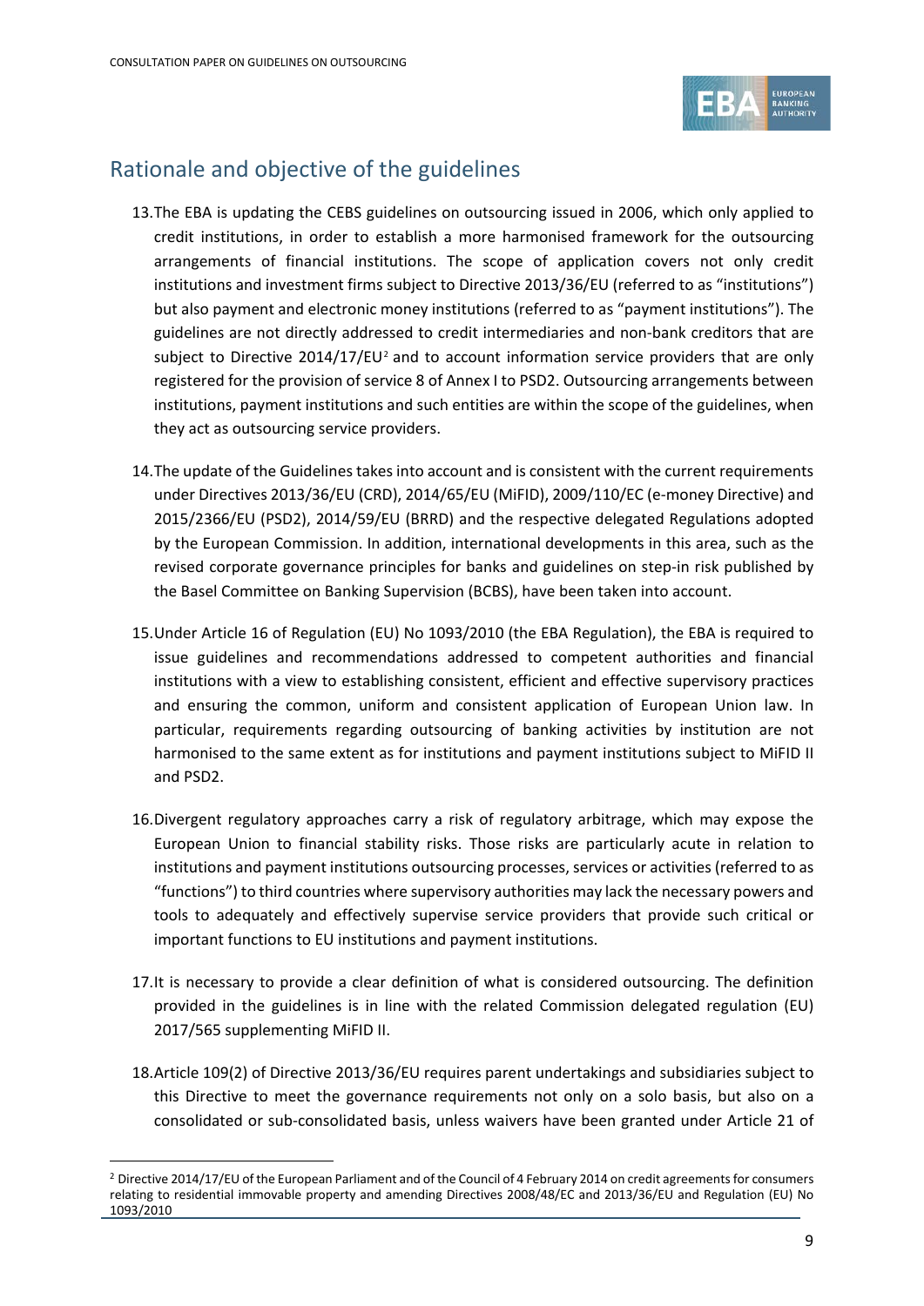## Rationale and objective of the guidelines

13. The EBA is updating the CEBS guidelines on outsourcing issued in 2006, which only applied to credit institutions, in order to establish a more harmonised framework for the outsourcing arrangements of financial institutions. The scope of application covers not only credit institutions and investment firms subject to Directive 2013/36/EU (referred to as "institutions") but also payment and electronic money institutions (referred to as "payment institutions"). The guidelines are not directly addressed to credit intermediaries and non-bank creditors that are subject to Directive 2014/17/EU[2] and to account information service providers that are only registered for the provision of service 8 of Annex I to PSD2. Outsourcing arrangements between institutions, payment institutions and such entities are within the scope of the guidelines, when they act as outsourcing service providers.

14. The update of the Guidelines takes into account and is consistent with the current requirements under Directives 2013/36/EU (CRD), 2014/65/EU (MiFID), 2009/110/EC (e-money Directive) and 2015/2366/EU (PSD2), 2014/59/EU (BRRD) and the respective delegated Regulations adopted by the European Commission. In addition, international developments in this area, such as the revised corporate governance principles for banks and guidelines on step-in risk published by the Basel Committee on Banking Supervision (BCBS), have been taken into account.

15. Under Article 16 of Regulation (EU) No 1093/2010 (the EBA Regulation), the EBA is required to issue guidelines and recommendations addressed to competent authorities and financial institutions with a view to establishing consistent, efficient and effective supervisory practices and ensuring the common, uniform and consistent application of European Union law. In particular, requirements regarding outsourcing of banking activities by institution are not harmonised to the same extent as for institutions and payment institutions subject to MiFID II and PSD2.

16. Divergent regulatory approaches carry a risk of regulatory arbitrage, which may expose the European Union to financial stability risks. Those risks are particularly acute in relation to institutions and payment institutions outsourcing processes, services or activities (referred to as "functions") to third countries where supervisory authorities may lack the necessary powers and tools to adequately and effectively supervise service providers that provide such critical or important functions to EU institutions and payment institutions.

17. It is necessary to provide a clear definition of what is considered outsourcing. The definition provided in the guidelines is in line with the related Commission delegated regulation (EU) 2017/565 supplementing MiFID II.

18. Article 109(2) of Directive 2013/36/EU requires parent undertakings and subsidiaries subject to this Directive to meet the governance requirements not only on a solo basis, but also on a consolidated or sub-consolidated basis, unless waivers have been granted under Article 21 of

[2] Directive 2014/17/EU of the European Parliament and of the Council of 4 February 2014 on credit agreements for consumers relating to residential immovable property and amending Directives 2008/48/EC and 2013/36/EU and Regulation (EU) No 1093/2010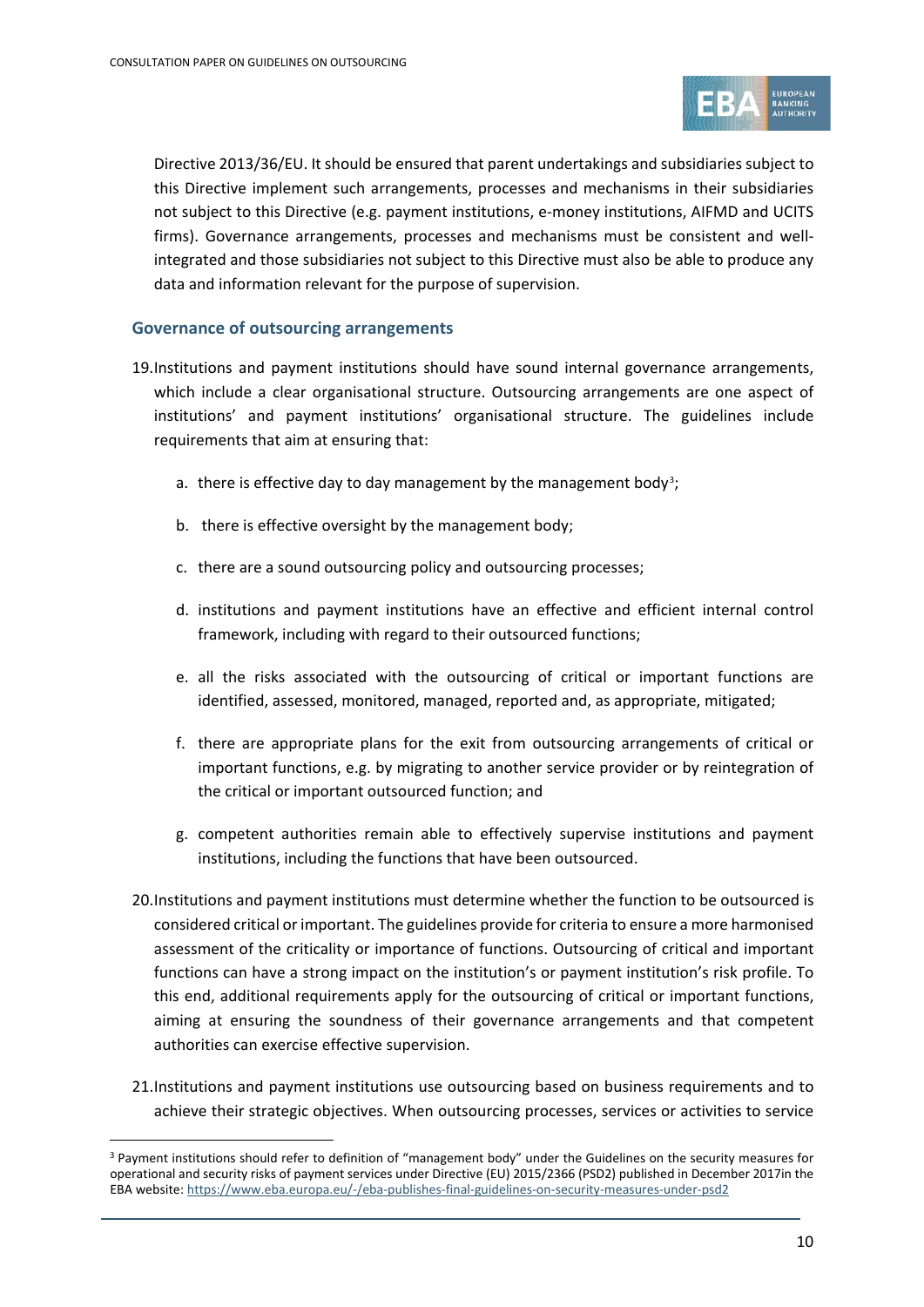Directive 2013/36/EU. It should be ensured that parent undertakings and subsidiaries subject to this Directive implement such arrangements, processes and mechanisms in their subsidiaries not subject to this Directive (e.g. payment institutions, e-money institutions, AIFMD and UCITS firms). Governance arrangements, processes and mechanisms must be consistent and well-integrated and those subsidiaries not subject to this Directive must also be able to produce any data and information relevant for the purpose of supervision.

### Governance of outsourcing arrangements

19. Institutions and payment institutions should have sound internal governance arrangements, which include a clear organisational structure. Outsourcing arrangements are one aspect of institutions' and payment institutions' organisational structure. The guidelines include requirements that aim at ensuring that:

    a. there is effective day to day management by the management body[3];

    b. there is effective oversight by the management body;

    c. there are a sound outsourcing policy and outsourcing processes;

    d. institutions and payment institutions have an effective and efficient internal control framework, including with regard to their outsourced functions;

    e. all the risks associated with the outsourcing of critical or important functions are identified, assessed, monitored, managed, reported and, as appropriate, mitigated;

    f. there are appropriate plans for the exit from outsourcing arrangements of critical or important functions, e.g. by migrating to another service provider or by reintegration of the critical or important outsourced function; and

    g. competent authorities remain able to effectively supervise institutions and payment institutions, including the functions that have been outsourced.

20. Institutions and payment institutions must determine whether the function to be outsourced is considered critical or important. The guidelines provide for criteria to ensure a more harmonised assessment of the criticality or importance of functions. Outsourcing of critical and important functions can have a strong impact on the institution's or payment institution's risk profile. To this end, additional requirements apply for the outsourcing of critical or important functions, aiming at ensuring the soundness of their governance arrangements and that competent authorities can exercise effective supervision.

21. Institutions and payment institutions use outsourcing based on business requirements and to achieve their strategic objectives. When outsourcing processes, services or activities to service

---

[3] Payment institutions should refer to definition of "management body" under the Guidelines on the security measures for operational and security risks of payment services under Directive (EU) 2015/2366 (PSD2) published in December 2017in the EBA website: https://www.eba.europa.eu/-/eba-publishes-final-guidelines-on-security-measures-under-psd2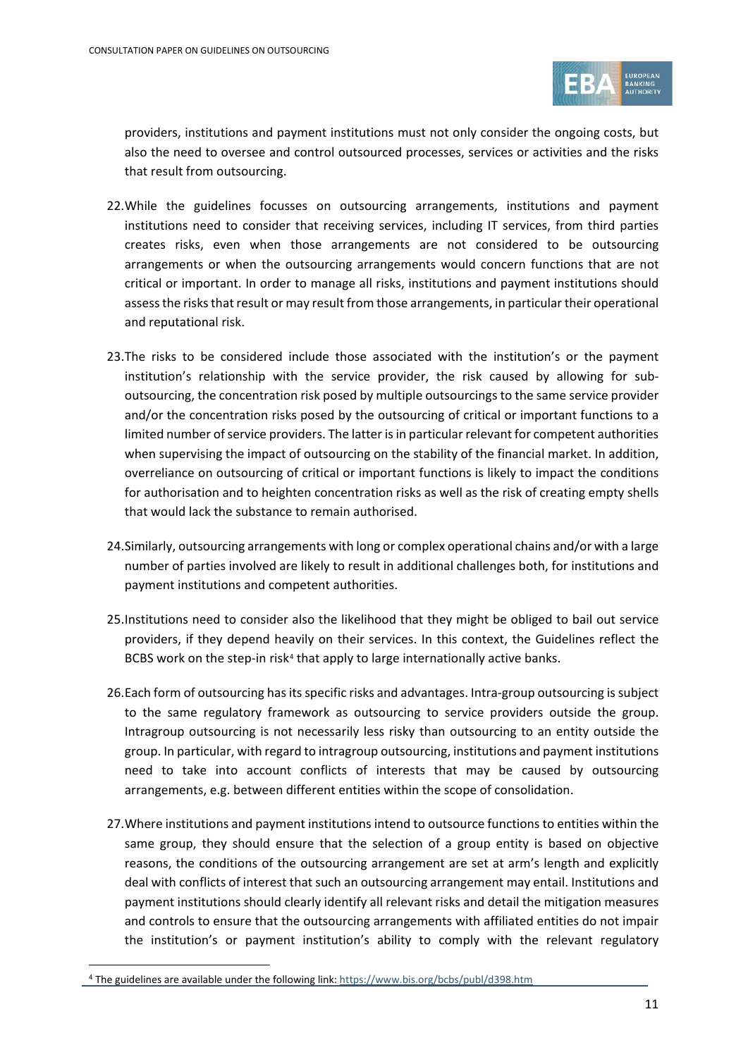providers, institutions and payment institutions must not only consider the ongoing costs, but also the need to oversee and control outsourced processes, services or activities and the risks that result from outsourcing.

22. While the guidelines focusses on outsourcing arrangements, institutions and payment institutions need to consider that receiving services, including IT services, from third parties creates risks, even when those arrangements are not considered to be outsourcing arrangements or when the outsourcing arrangements would concern functions that are not critical or important. In order to manage all risks, institutions and payment institutions should assess the risks that result or may result from those arrangements, in particular their operational and reputational risk.

23. The risks to be considered include those associated with the institution's or the payment institution's relationship with the service provider, the risk caused by allowing for sub-outsourcing, the concentration risk posed by multiple outsourcings to the same service provider and/or the concentration risks posed by the outsourcing of critical or important functions to a limited number of service providers. The latter is in particular relevant for competent authorities when supervising the impact of outsourcing on the stability of the financial market. In addition, overreliance on outsourcing of critical or important functions is likely to impact the conditions for authorisation and to heighten concentration risks as well as the risk of creating empty shells that would lack the substance to remain authorised.

24. Similarly, outsourcing arrangements with long or complex operational chains and/or with a large number of parties involved are likely to result in additional challenges both, for institutions and payment institutions and competent authorities.

25. Institutions need to consider also the likelihood that they might be obliged to bail out service providers, if they depend heavily on their services. In this context, the Guidelines reflect the BCBS work on the step-in risk[4] that apply to large internationally active banks.

26. Each form of outsourcing has its specific risks and advantages. Intra-group outsourcing is subject to the same regulatory framework as outsourcing to service providers outside the group. Intragroup outsourcing is not necessarily less risky than outsourcing to an entity outside the group. In particular, with regard to intragroup outsourcing, institutions and payment institutions need to take into account conflicts of interests that may be caused by outsourcing arrangements, e.g. between different entities within the scope of consolidation.

27. Where institutions and payment institutions intend to outsource functions to entities within the same group, they should ensure that the selection of a group entity is based on objective reasons, the conditions of the outsourcing arrangement are set at arm's length and explicitly deal with conflicts of interest that such an outsourcing arrangement may entail. Institutions and payment institutions should clearly identify all relevant risks and detail the mitigation measures and controls to ensure that the outsourcing arrangements with affiliated entities do not impair the institution's or payment institution's ability to comply with the relevant regulatory

---

[4] The guidelines are available under the following link: https://www.bis.org/bcbs/publ/d398.htm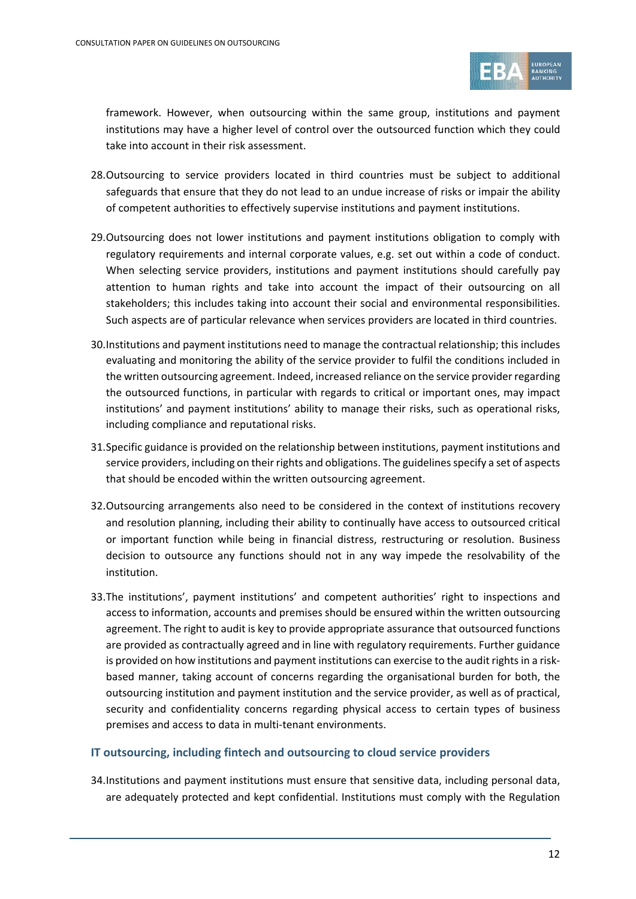framework. However, when outsourcing within the same group, institutions and payment institutions may have a higher level of control over the outsourced function which they could take into account in their risk assessment.

28. Outsourcing to service providers located in third countries must be subject to additional safeguards that ensure that they do not lead to an undue increase of risks or impair the ability of competent authorities to effectively supervise institutions and payment institutions.

29. Outsourcing does not lower institutions and payment institutions obligation to comply with regulatory requirements and internal corporate values, e.g. set out within a code of conduct. When selecting service providers, institutions and payment institutions should carefully pay attention to human rights and take into account the impact of their outsourcing on all stakeholders; this includes taking into account their social and environmental responsibilities. Such aspects are of particular relevance when services providers are located in third countries.

30. Institutions and payment institutions need to manage the contractual relationship; this includes evaluating and monitoring the ability of the service provider to fulfil the conditions included in the written outsourcing agreement. Indeed, increased reliance on the service provider regarding the outsourced functions, in particular with regards to critical or important ones, may impact institutions' and payment institutions' ability to manage their risks, such as operational risks, including compliance and reputational risks.

31. Specific guidance is provided on the relationship between institutions, payment institutions and service providers, including on their rights and obligations. The guidelines specify a set of aspects that should be encoded within the written outsourcing agreement.

32. Outsourcing arrangements also need to be considered in the context of institutions recovery and resolution planning, including their ability to continually have access to outsourced critical or important function while being in financial distress, restructuring or resolution. Business decision to outsource any functions should not in any way impede the resolvability of the institution.

33. The institutions', payment institutions' and competent authorities' right to inspections and access to information, accounts and premises should be ensured within the written outsourcing agreement. The right to audit is key to provide appropriate assurance that outsourced functions are provided as contractually agreed and in line with regulatory requirements. Further guidance is provided on how institutions and payment institutions can exercise to the audit rights in a risk-based manner, taking account of concerns regarding the organisational burden for both, the outsourcing institution and payment institution and the service provider, as well as of practical, security and confidentiality concerns regarding physical access to certain types of business premises and access to data in multi-tenant environments.

### IT outsourcing, including fintech and outsourcing to cloud service providers

34. Institutions and payment institutions must ensure that sensitive data, including personal data, are adequately protected and kept confidential. Institutions must comply with the Regulation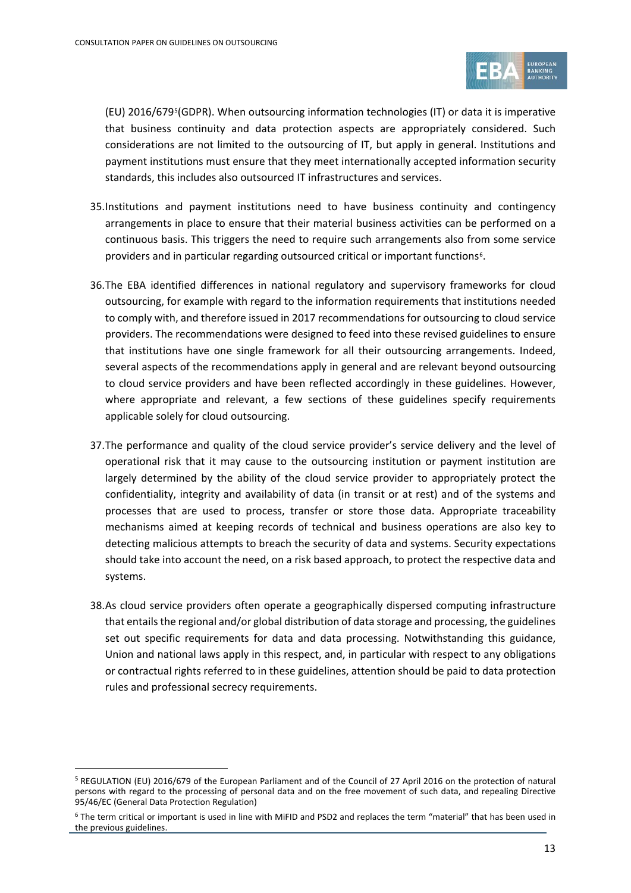(EU) 2016/679[5](GDPR). When outsourcing information technologies (IT) or data it is imperative that business continuity and data protection aspects are appropriately considered. Such considerations are not limited to the outsourcing of IT, but apply in general. Institutions and payment institutions must ensure that they meet internationally accepted information security standards, this includes also outsourced IT infrastructures and services.

35. Institutions and payment institutions need to have business continuity and contingency arrangements in place to ensure that their material business activities can be performed on a continuous basis. This triggers the need to require such arrangements also from some service providers and in particular regarding outsourced critical or important functions[6].

36. The EBA identified differences in national regulatory and supervisory frameworks for cloud outsourcing, for example with regard to the information requirements that institutions needed to comply with, and therefore issued in 2017 recommendations for outsourcing to cloud service providers. The recommendations were designed to feed into these revised guidelines to ensure that institutions have one single framework for all their outsourcing arrangements. Indeed, several aspects of the recommendations apply in general and are relevant beyond outsourcing to cloud service providers and have been reflected accordingly in these guidelines. However, where appropriate and relevant, a few sections of these guidelines specify requirements applicable solely for cloud outsourcing.

37. The performance and quality of the cloud service provider's service delivery and the level of operational risk that it may cause to the outsourcing institution or payment institution are largely determined by the ability of the cloud service provider to appropriately protect the confidentiality, integrity and availability of data (in transit or at rest) and of the systems and processes that are used to process, transfer or store those data. Appropriate traceability mechanisms aimed at keeping records of technical and business operations are also key to detecting malicious attempts to breach the security of data and systems. Security expectations should take into account the need, on a risk based approach, to protect the respective data and systems.

38. As cloud service providers often operate a geographically dispersed computing infrastructure that entails the regional and/or global distribution of data storage and processing, the guidelines set out specific requirements for data and data processing. Notwithstanding this guidance, Union and national laws apply in this respect, and, in particular with respect to any obligations or contractual rights referred to in these guidelines, attention should be paid to data protection rules and professional secrecy requirements.

---

[5] REGULATION (EU) 2016/679 of the European Parliament and of the Council of 27 April 2016 on the protection of natural persons with regard to the processing of personal data and on the free movement of such data, and repealing Directive 95/46/EC (General Data Protection Regulation)

[6] The term critical or important is used in line with MiFID and PSD2 and replaces the term "material" that has been used in the previous guidelines.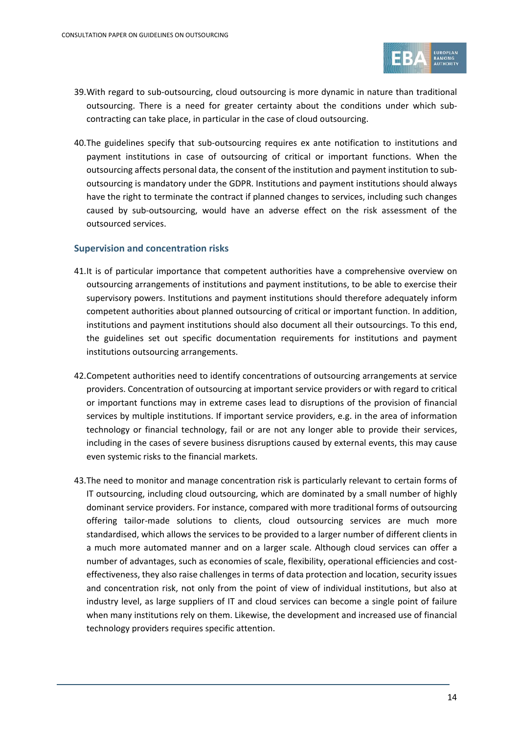39. With regard to sub-outsourcing, cloud outsourcing is more dynamic in nature than traditional outsourcing. There is a need for greater certainty about the conditions under which sub-contracting can take place, in particular in the case of cloud outsourcing.

40. The guidelines specify that sub-outsourcing requires ex ante notification to institutions and payment institutions in case of outsourcing of critical or important functions. When the outsourcing affects personal data, the consent of the institution and payment institution to sub-outsourcing is mandatory under the GDPR. Institutions and payment institutions should always have the right to terminate the contract if planned changes to services, including such changes caused by sub-outsourcing, would have an adverse effect on the risk assessment of the outsourced services.

### Supervision and concentration risks

41. It is of particular importance that competent authorities have a comprehensive overview on outsourcing arrangements of institutions and payment institutions, to be able to exercise their supervisory powers. Institutions and payment institutions should therefore adequately inform competent authorities about planned outsourcing of critical or important function. In addition, institutions and payment institutions should also document all their outsourcings. To this end, the guidelines set out specific documentation requirements for institutions and payment institutions outsourcing arrangements.

42. Competent authorities need to identify concentrations of outsourcing arrangements at service providers. Concentration of outsourcing at important service providers or with regard to critical or important functions may in extreme cases lead to disruptions of the provision of financial services by multiple institutions. If important service providers, e.g. in the area of information technology or financial technology, fail or are not any longer able to provide their services, including in the cases of severe business disruptions caused by external events, this may cause even systemic risks to the financial markets.

43. The need to monitor and manage concentration risk is particularly relevant to certain forms of IT outsourcing, including cloud outsourcing, which are dominated by a small number of highly dominant service providers. For instance, compared with more traditional forms of outsourcing offering tailor-made solutions to clients, cloud outsourcing services are much more standardised, which allows the services to be provided to a larger number of different clients in a much more automated manner and on a larger scale. Although cloud services can offer a number of advantages, such as economies of scale, flexibility, operational efficiencies and cost-effectiveness, they also raise challenges in terms of data protection and location, security issues and concentration risk, not only from the point of view of individual institutions, but also at industry level, as large suppliers of IT and cloud services can become a single point of failure when many institutions rely on them. Likewise, the development and increased use of financial technology providers requires specific attention.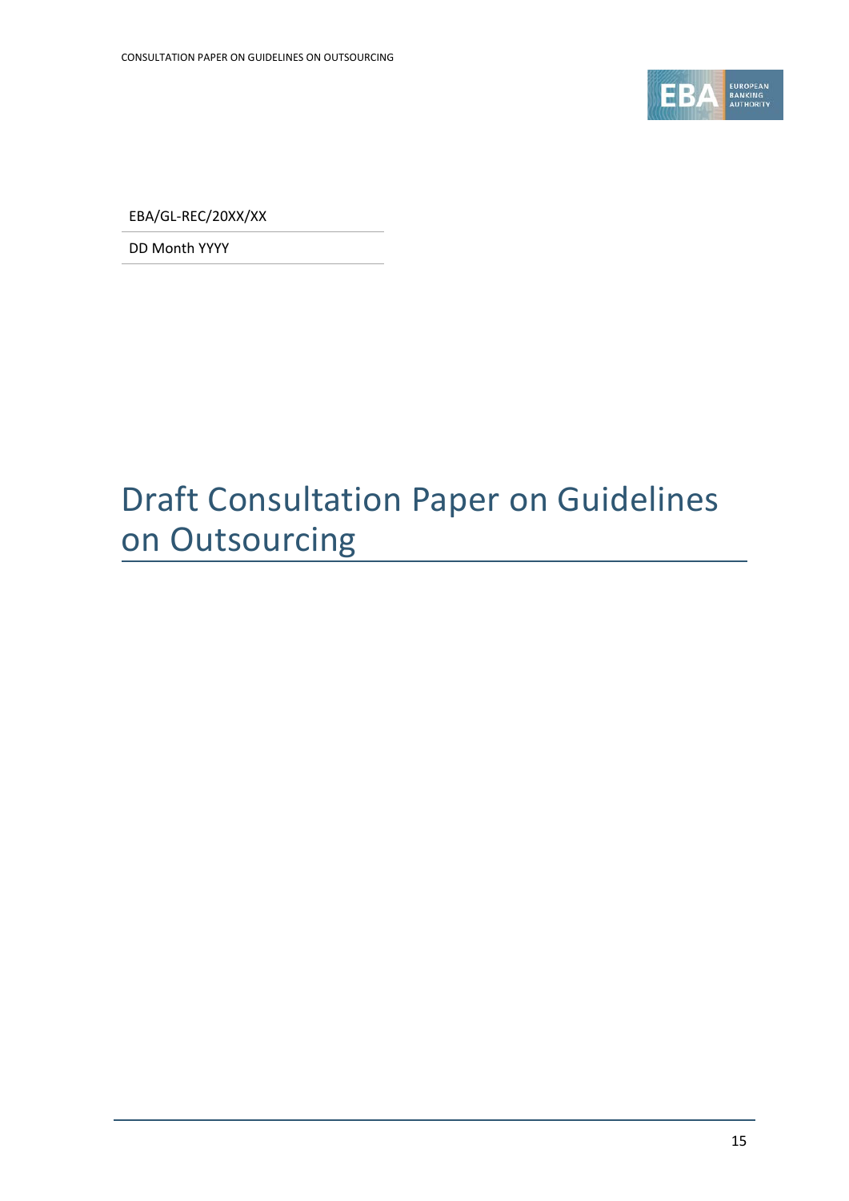EBA/GL-REC/20XX/XX

DD Month YYYY

# Draft Consultation Paper on Guidelines on Outsourcing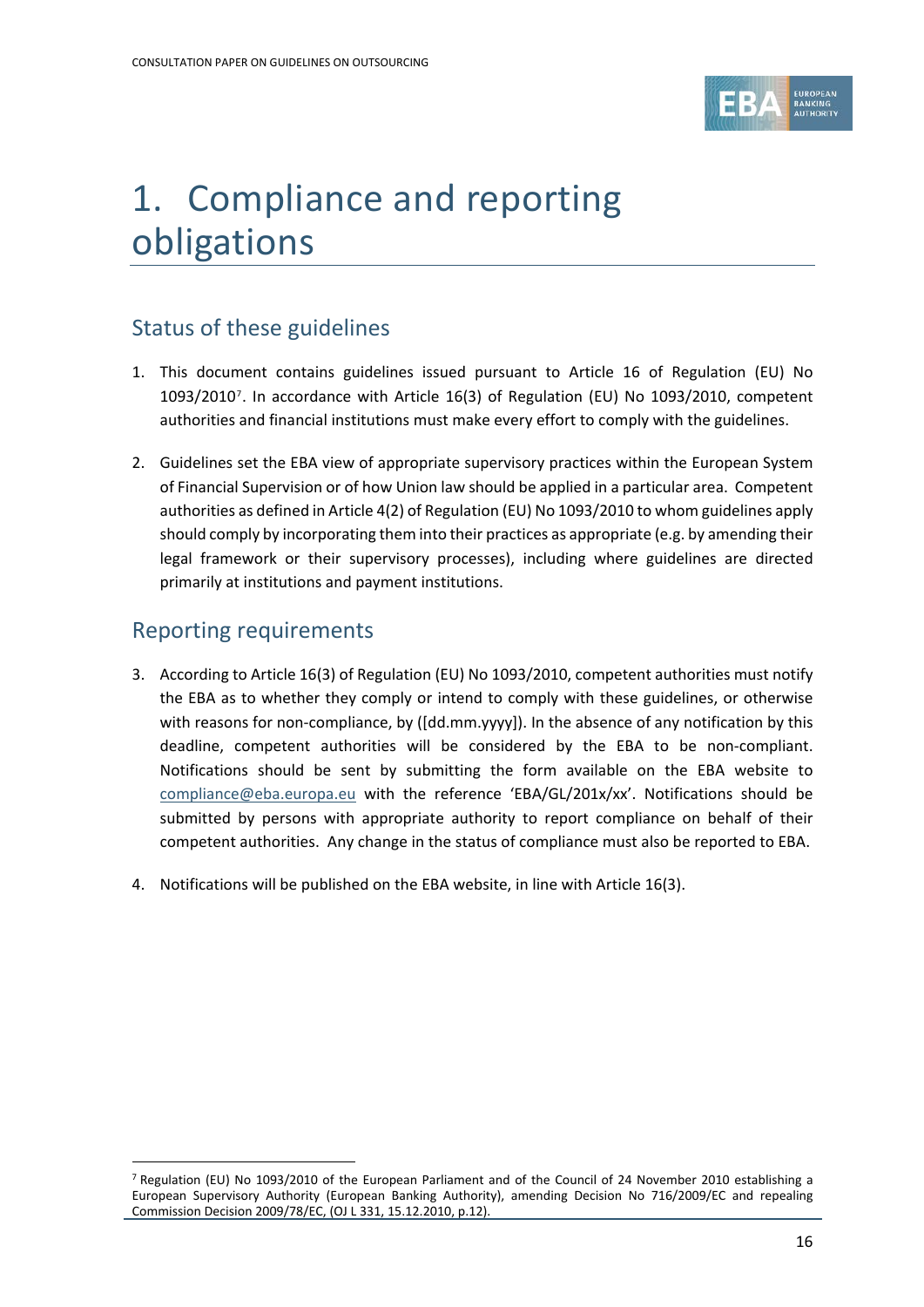# 1. Compliance and reporting obligations

## Status of these guidelines

1. This document contains guidelines issued pursuant to Article 16 of Regulation (EU) No 1093/2010[7]. In accordance with Article 16(3) of Regulation (EU) No 1093/2010, competent authorities and financial institutions must make every effort to comply with the guidelines.

2. Guidelines set the EBA view of appropriate supervisory practices within the European System of Financial Supervision or of how Union law should be applied in a particular area. Competent authorities as defined in Article 4(2) of Regulation (EU) No 1093/2010 to whom guidelines apply should comply by incorporating them into their practices as appropriate (e.g. by amending their legal framework or their supervisory processes), including where guidelines are directed primarily at institutions and payment institutions.

## Reporting requirements

3. According to Article 16(3) of Regulation (EU) No 1093/2010, competent authorities must notify the EBA as to whether they comply or intend to comply with these guidelines, or otherwise with reasons for non-compliance, by ([dd.mm.yyyy]). In the absence of any notification by this deadline, competent authorities will be considered by the EBA to be non-compliant. Notifications should be sent by submitting the form available on the EBA website to compliance@eba.europa.eu with the reference 'EBA/GL/201x/xx'. Notifications should be submitted by persons with appropriate authority to report compliance on behalf of their competent authorities. Any change in the status of compliance must also be reported to EBA.

4. Notifications will be published on the EBA website, in line with Article 16(3).

---

[7] Regulation (EU) No 1093/2010 of the European Parliament and of the Council of 24 November 2010 establishing a European Supervisory Authority (European Banking Authority), amending Decision No 716/2009/EC and repealing Commission Decision 2009/78/EC, (OJ L 331, 15.12.2010, p.12).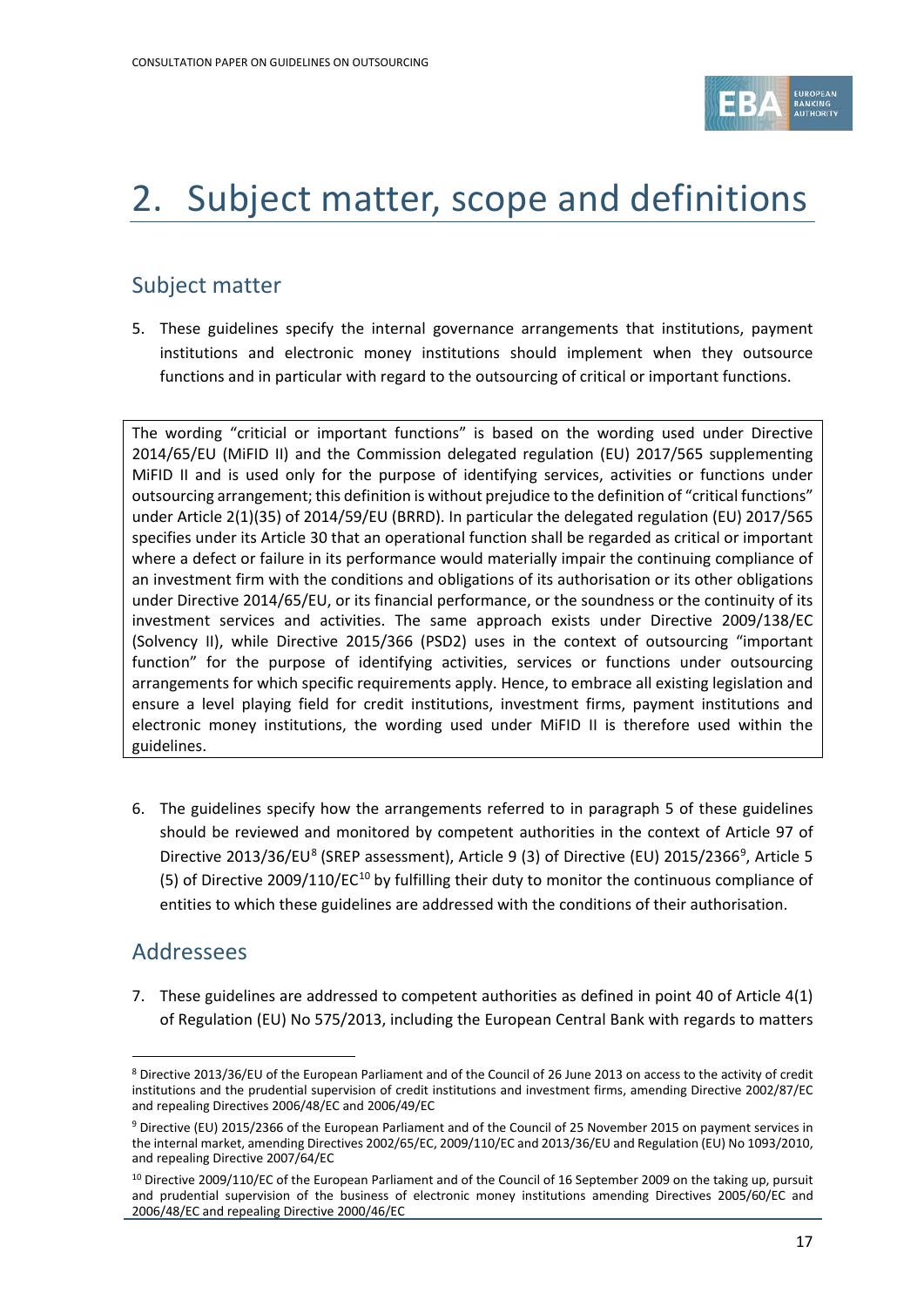# 2. Subject matter, scope and definitions

## Subject matter

5. These guidelines specify the internal governance arrangements that institutions, payment institutions and electronic money institutions should implement when they outsource functions and in particular with regard to the outsourcing of critical or important functions.

> The wording "criticial or important functions" is based on the wording used under Directive 2014/65/EU (MiFID II) and the Commission delegated regulation (EU) 2017/565 supplementing MiFID II and is used only for the purpose of identifying services, activities or functions under outsourcing arrangement; this definition is without prejudice to the definition of "critical functions" under Article 2(1)(35) of 2014/59/EU (BRRD). In particular the delegated regulation (EU) 2017/565 specifies under its Article 30 that an operational function shall be regarded as critical or important where a defect or failure in its performance would materially impair the continuing compliance of an investment firm with the conditions and obligations of its authorisation or its other obligations under Directive 2014/65/EU, or its financial performance, or the soundness or the continuity of its investment services and activities. The same approach exists under Directive 2009/138/EC (Solvency II), while Directive 2015/366 (PSD2) uses in the context of outsourcing "important function" for the purpose of identifying activities, services or functions under outsourcing arrangements for which specific requirements apply. Hence, to embrace all existing legislation and ensure a level playing field for credit institutions, investment firms, payment institutions and electronic money institutions, the wording used under MiFID II is therefore used within the guidelines.

6. The guidelines specify how the arrangements referred to in paragraph 5 of these guidelines should be reviewed and monitored by competent authorities in the context of Article 97 of Directive 2013/36/EU[8] (SREP assessment), Article 9 (3) of Directive (EU) 2015/2366[9], Article 5 (5) of Directive 2009/110/EC[10] by fulfilling their duty to monitor the continuous compliance of entities to which these guidelines are addressed with the conditions of their authorisation.

## Addressees

7. These guidelines are addressed to competent authorities as defined in point 40 of Article 4(1) of Regulation (EU) No 575/2013, including the European Central Bank with regards to matters

---

[8] Directive 2013/36/EU of the European Parliament and of the Council of 26 June 2013 on access to the activity of credit institutions and the prudential supervision of credit institutions and investment firms, amending Directive 2002/87/EC and repealing Directives 2006/48/EC and 2006/49/EC

[9] Directive (EU) 2015/2366 of the European Parliament and of the Council of 25 November 2015 on payment services in the internal market, amending Directives 2002/65/EC, 2009/110/EC and 2013/36/EU and Regulation (EU) No 1093/2010, and repealing Directive 2007/64/EC

[10] Directive 2009/110/EC of the European Parliament and of the Council of 16 September 2009 on the taking up, pursuit and prudential supervision of the business of electronic money institutions amending Directives 2005/60/EC and 2006/48/EC and repealing Directive 2000/46/EC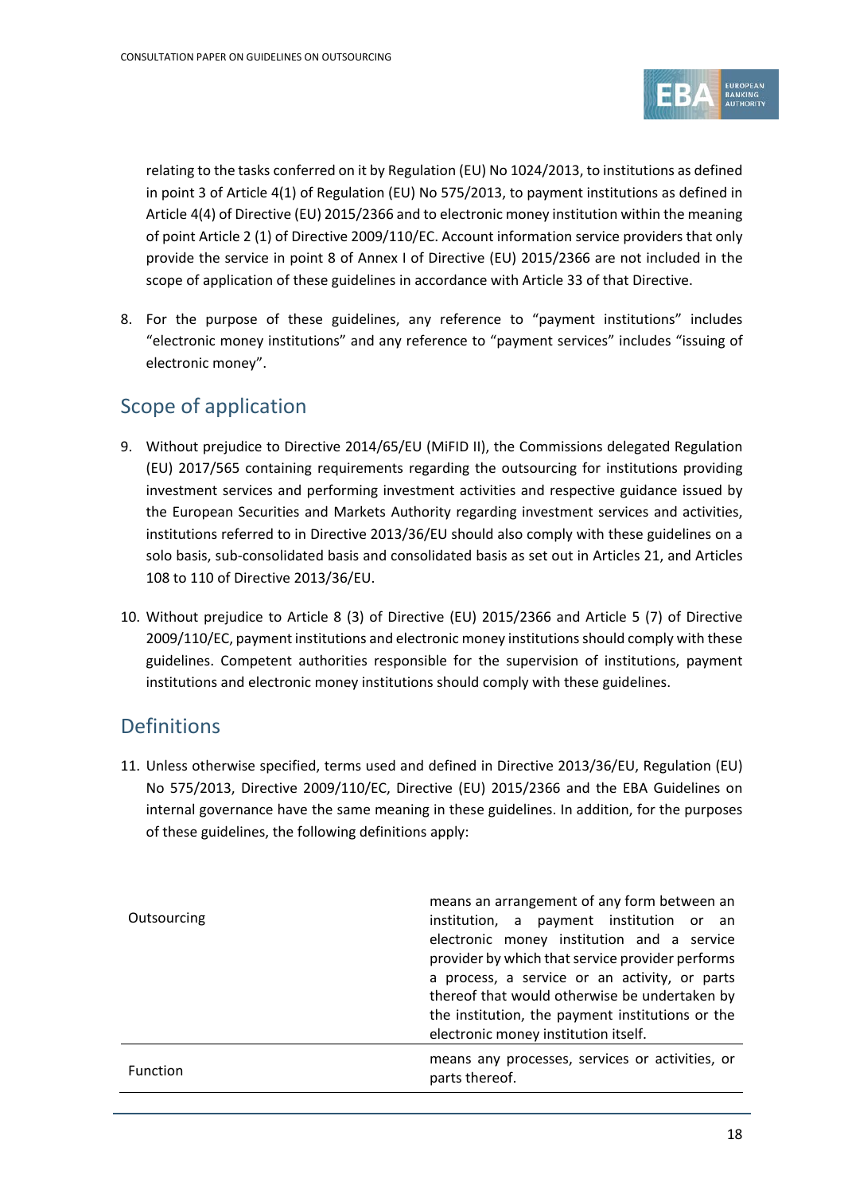relating to the tasks conferred on it by Regulation (EU) No 1024/2013, to institutions as defined in point 3 of Article 4(1) of Regulation (EU) No 575/2013, to payment institutions as defined in Article 4(4) of Directive (EU) 2015/2366 and to electronic money institution within the meaning of point Article 2 (1) of Directive 2009/110/EC. Account information service providers that only provide the service in point 8 of Annex I of Directive (EU) 2015/2366 are not included in the scope of application of these guidelines in accordance with Article 33 of that Directive.

8. For the purpose of these guidelines, any reference to "payment institutions" includes "electronic money institutions" and any reference to "payment services" includes "issuing of electronic money".

## Scope of application

9. Without prejudice to Directive 2014/65/EU (MiFID II), the Commissions delegated Regulation (EU) 2017/565 containing requirements regarding the outsourcing for institutions providing investment services and performing investment activities and respective guidance issued by the European Securities and Markets Authority regarding investment services and activities, institutions referred to in Directive 2013/36/EU should also comply with these guidelines on a solo basis, sub-consolidated basis and consolidated basis as set out in Articles 21, and Articles 108 to 110 of Directive 2013/36/EU.

10. Without prejudice to Article 8 (3) of Directive (EU) 2015/2366 and Article 5 (7) of Directive 2009/110/EC, payment institutions and electronic money institutions should comply with these guidelines. Competent authorities responsible for the supervision of institutions, payment institutions and electronic money institutions should comply with these guidelines.

## Definitions

11. Unless otherwise specified, terms used and defined in Directive 2013/36/EU, Regulation (EU) No 575/2013, Directive 2009/110/EC, Directive (EU) 2015/2366 and the EBA Guidelines on internal governance have the same meaning in these guidelines. In addition, for the purposes of these guidelines, the following definitions apply:

| | |
|---|---|
| Outsourcing | means an arrangement of any form between an institution, a payment institution or an electronic money institution and a service provider by which that service provider performs a process, a service or an activity, or parts thereof that would otherwise be undertaken by the institution, the payment institutions or the electronic money institution itself. |
| Function | means any processes, services or activities, or parts thereof. |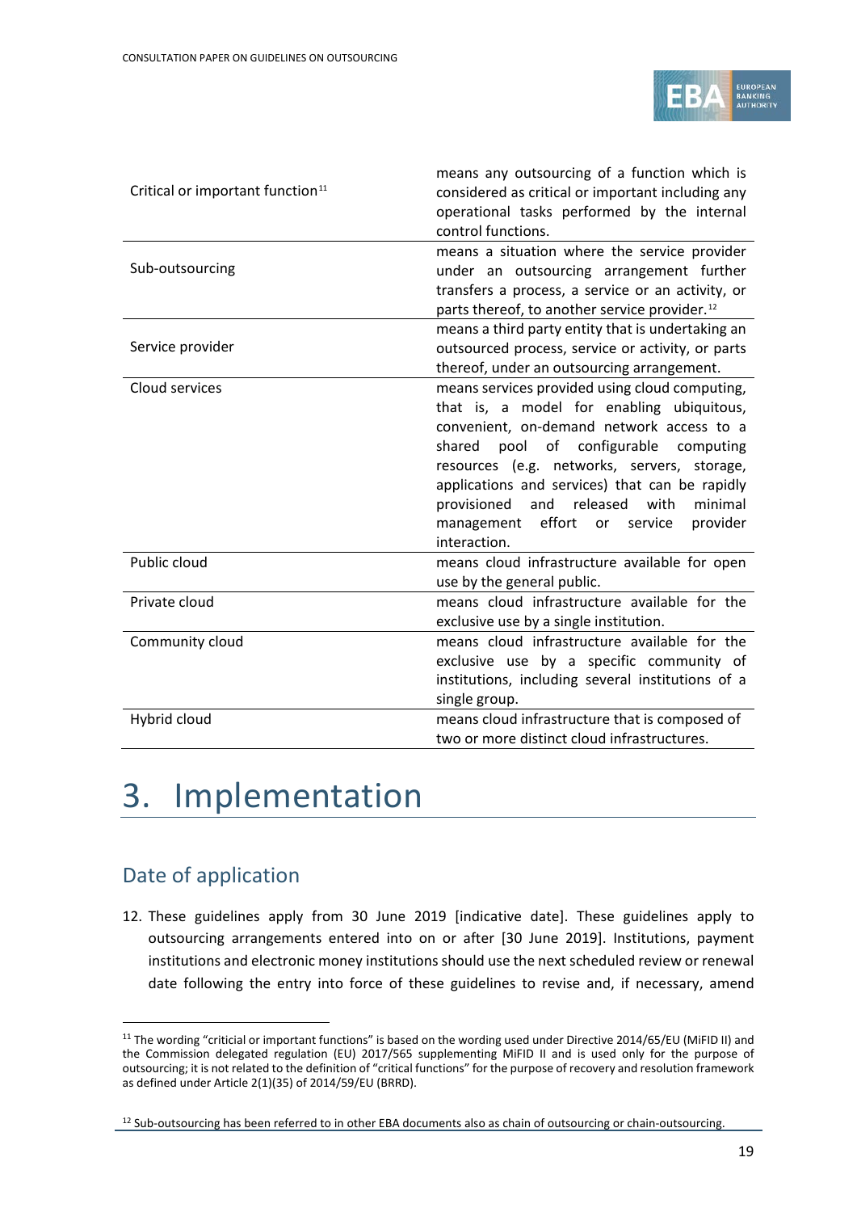| | |
|---|---|
| Critical or important function[11] | means any outsourcing of a function which is considered as critical or important including any operational tasks performed by the internal control functions. |
| Sub-outsourcing | means a situation where the service provider under an outsourcing arrangement further transfers a process, a service or an activity, or parts thereof, to another service provider.[12] |
| Service provider | means a third party entity that is undertaking an outsourced process, service or activity, or parts thereof, under an outsourcing arrangement. |
| Cloud services | means services provided using cloud computing, that is, a model for enabling ubiquitous, convenient, on-demand network access to a shared pool of configurable computing resources (e.g. networks, servers, storage, applications and services) that can be rapidly provisioned and released with minimal management effort or service provider interaction. |
| Public cloud | means cloud infrastructure available for open use by the general public. |
| Private cloud | means cloud infrastructure available for the exclusive use by a single institution. |
| Community cloud | means cloud infrastructure available for the exclusive use by a specific community of institutions, including several institutions of a single group. |
| Hybrid cloud | means cloud infrastructure that is composed of two or more distinct cloud infrastructures. |

# 3. Implementation

## Date of application

12. These guidelines apply from 30 June 2019 [indicative date]. These guidelines apply to outsourcing arrangements entered into on or after [30 June 2019]. Institutions, payment institutions and electronic money institutions should use the next scheduled review or renewal date following the entry into force of these guidelines to revise and, if necessary, amend

[11] The wording "criticial or important functions" is based on the wording used under Directive 2014/65/EU (MiFID II) and the Commission delegated regulation (EU) 2017/565 supplementing MiFID II and is used only for the purpose of outsourcing; it is not related to the definition of "critical functions" for the purpose of recovery and resolution framework as defined under Article 2(1)(35) of 2014/59/EU (BRRD).

[12] Sub-outsourcing has been referred to in other EBA documents also as chain of outsourcing or chain-outsourcing.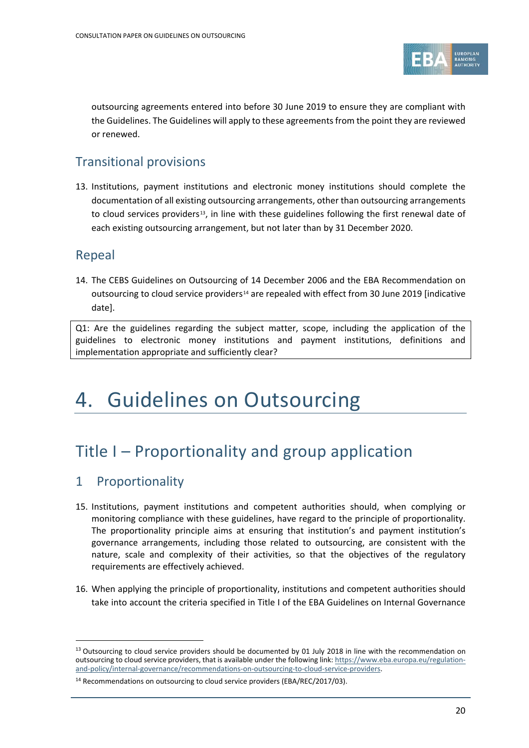outsourcing agreements entered into before 30 June 2019 to ensure they are compliant with the Guidelines. The Guidelines will apply to these agreements from the point they are reviewed or renewed.

## Transitional provisions

13. Institutions, payment institutions and electronic money institutions should complete the documentation of all existing outsourcing arrangements, other than outsourcing arrangements to cloud services providers[13], in line with these guidelines following the first renewal date of each existing outsourcing arrangement, but not later than by 31 December 2020.

## Repeal

14. The CEBS Guidelines on Outsourcing of 14 December 2006 and the EBA Recommendation on outsourcing to cloud service providers[14] are repealed with effect from 30 June 2019 [indicative date].

> Q1: Are the guidelines regarding the subject matter, scope, including the application of the guidelines to electronic money institutions and payment institutions, definitions and implementation appropriate and sufficiently clear?

# 4. Guidelines on Outsourcing

## Title I – Proportionality and group application

### 1 Proportionality

15. Institutions, payment institutions and competent authorities should, when complying or monitoring compliance with these guidelines, have regard to the principle of proportionality. The proportionality principle aims at ensuring that institution's and payment institution's governance arrangements, including those related to outsourcing, are consistent with the nature, scale and complexity of their activities, so that the objectives of the regulatory requirements are effectively achieved.

16. When applying the principle of proportionality, institutions and competent authorities should take into account the criteria specified in Title I of the EBA Guidelines on Internal Governance

---

[13] Outsourcing to cloud service providers should be documented by 01 July 2018 in line with the recommendation on outsourcing to cloud service providers, that is available under the following link: https://www.eba.europa.eu/regulation-and-policy/internal-governance/recommendations-on-outsourcing-to-cloud-service-providers.

[14] Recommendations on outsourcing to cloud service providers (EBA/REC/2017/03).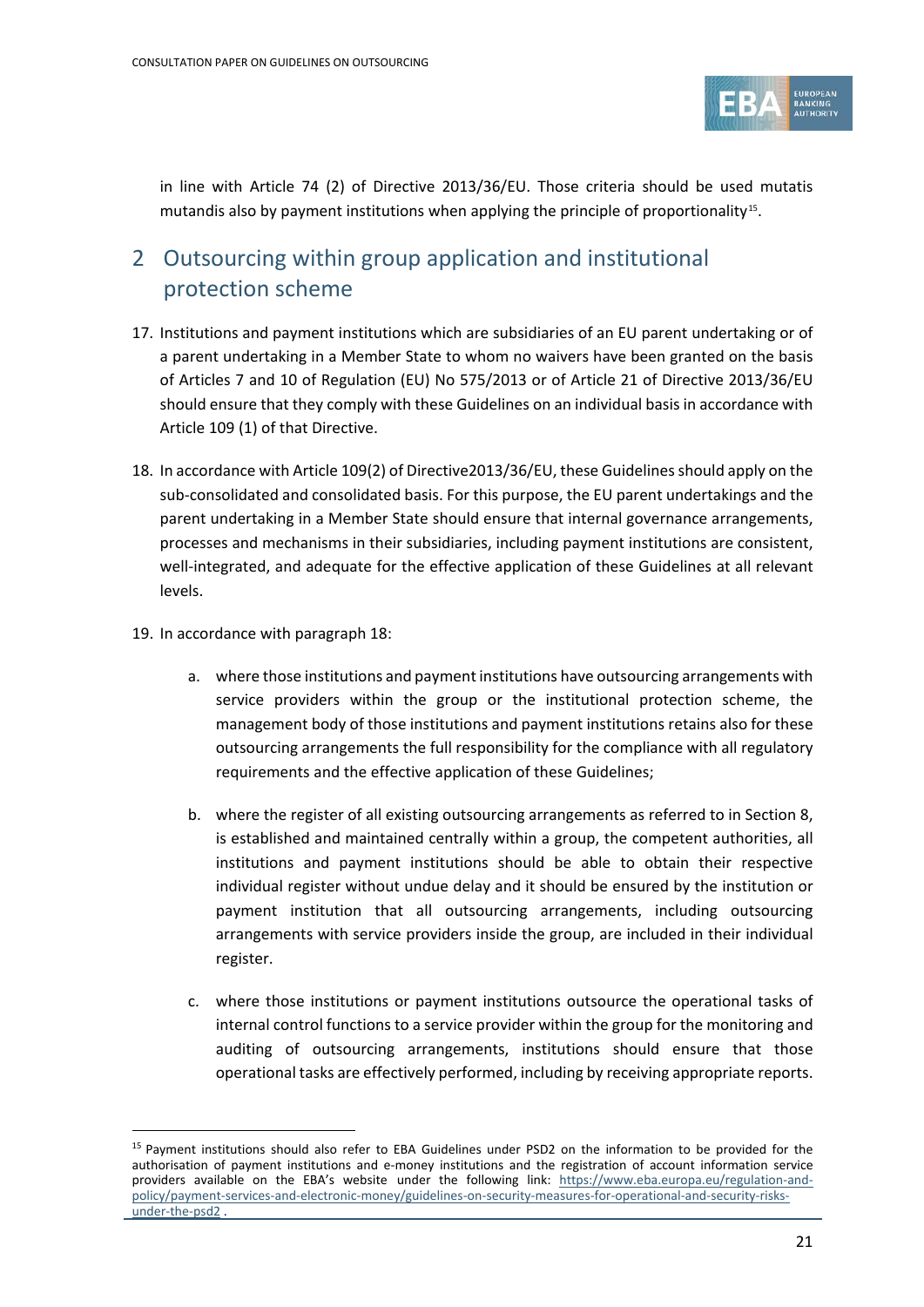in line with Article 74 (2) of Directive 2013/36/EU. Those criteria should be used mutatis mutandis also by payment institutions when applying the principle of proportionality[15].

## 2 Outsourcing within group application and institutional protection scheme

17. Institutions and payment institutions which are subsidiaries of an EU parent undertaking or of a parent undertaking in a Member State to whom no waivers have been granted on the basis of Articles 7 and 10 of Regulation (EU) No 575/2013 or of Article 21 of Directive 2013/36/EU should ensure that they comply with these Guidelines on an individual basis in accordance with Article 109 (1) of that Directive.

18. In accordance with Article 109(2) of Directive2013/36/EU, these Guidelines should apply on the sub-consolidated and consolidated basis. For this purpose, the EU parent undertakings and the parent undertaking in a Member State should ensure that internal governance arrangements, processes and mechanisms in their subsidiaries, including payment institutions are consistent, well-integrated, and adequate for the effective application of these Guidelines at all relevant levels.

19. In accordance with paragraph 18:

    a. where those institutions and payment institutions have outsourcing arrangements with service providers within the group or the institutional protection scheme, the management body of those institutions and payment institutions retains also for these outsourcing arrangements the full responsibility for the compliance with all regulatory requirements and the effective application of these Guidelines;

    b. where the register of all existing outsourcing arrangements as referred to in Section 8, is established and maintained centrally within a group, the competent authorities, all institutions and payment institutions should be able to obtain their respective individual register without undue delay and it should be ensured by the institution or payment institution that all outsourcing arrangements, including outsourcing arrangements with service providers inside the group, are included in their individual register.

    c. where those institutions or payment institutions outsource the operational tasks of internal control functions to a service provider within the group for the monitoring and auditing of outsourcing arrangements, institutions should ensure that those operational tasks are effectively performed, including by receiving appropriate reports.

---

[15] Payment institutions should also refer to EBA Guidelines under PSD2 on the information to be provided for the authorisation of payment institutions and e-money institutions and the registration of account information service providers available on the EBA's website under the following link: https://www.eba.europa.eu/regulation-and-policy/payment-services-and-electronic-money/guidelines-on-security-measures-for-operational-and-security-risks-under-the-psd2 .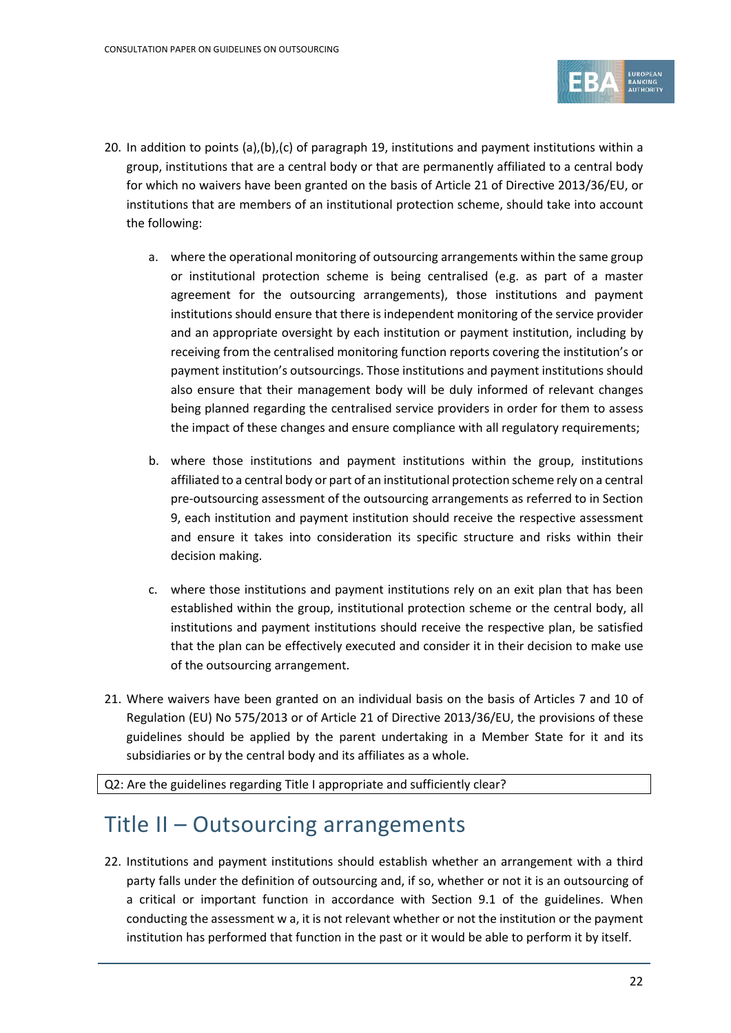20. In addition to points (a),(b),(c) of paragraph 19, institutions and payment institutions within a group, institutions that are a central body or that are permanently affiliated to a central body for which no waivers have been granted on the basis of Article 21 of Directive 2013/36/EU, or institutions that are members of an institutional protection scheme, should take into account the following:

    a. where the operational monitoring of outsourcing arrangements within the same group or institutional protection scheme is being centralised (e.g. as part of a master agreement for the outsourcing arrangements), those institutions and payment institutions should ensure that there is independent monitoring of the service provider and an appropriate oversight by each institution or payment institution, including by receiving from the centralised monitoring function reports covering the institution's or payment institution's outsourcings. Those institutions and payment institutions should also ensure that their management body will be duly informed of relevant changes being planned regarding the centralised service providers in order for them to assess the impact of these changes and ensure compliance with all regulatory requirements;

    b. where those institutions and payment institutions within the group, institutions affiliated to a central body or part of an institutional protection scheme rely on a central pre-outsourcing assessment of the outsourcing arrangements as referred to in Section 9, each institution and payment institution should receive the respective assessment and ensure it takes into consideration its specific structure and risks within their decision making.

    c. where those institutions and payment institutions rely on an exit plan that has been established within the group, institutional protection scheme or the central body, all institutions and payment institutions should receive the respective plan, be satisfied that the plan can be effectively executed and consider it in their decision to make use of the outsourcing arrangement.

21. Where waivers have been granted on an individual basis on the basis of Articles 7 and 10 of Regulation (EU) No 575/2013 or of Article 21 of Directive 2013/36/EU, the provisions of these guidelines should be applied by the parent undertaking in a Member State for it and its subsidiaries or by the central body and its affiliates as a whole.

| Q2: Are the guidelines regarding Title I appropriate and sufficiently clear? |
|---|

# Title II – Outsourcing arrangements

22. Institutions and payment institutions should establish whether an arrangement with a third party falls under the definition of outsourcing and, if so, whether or not it is an outsourcing of a critical or important function in accordance with Section 9.1 of the guidelines. When conducting the assessment w a, it is not relevant whether or not the institution or the payment institution has performed that function in the past or it would be able to perform it by itself.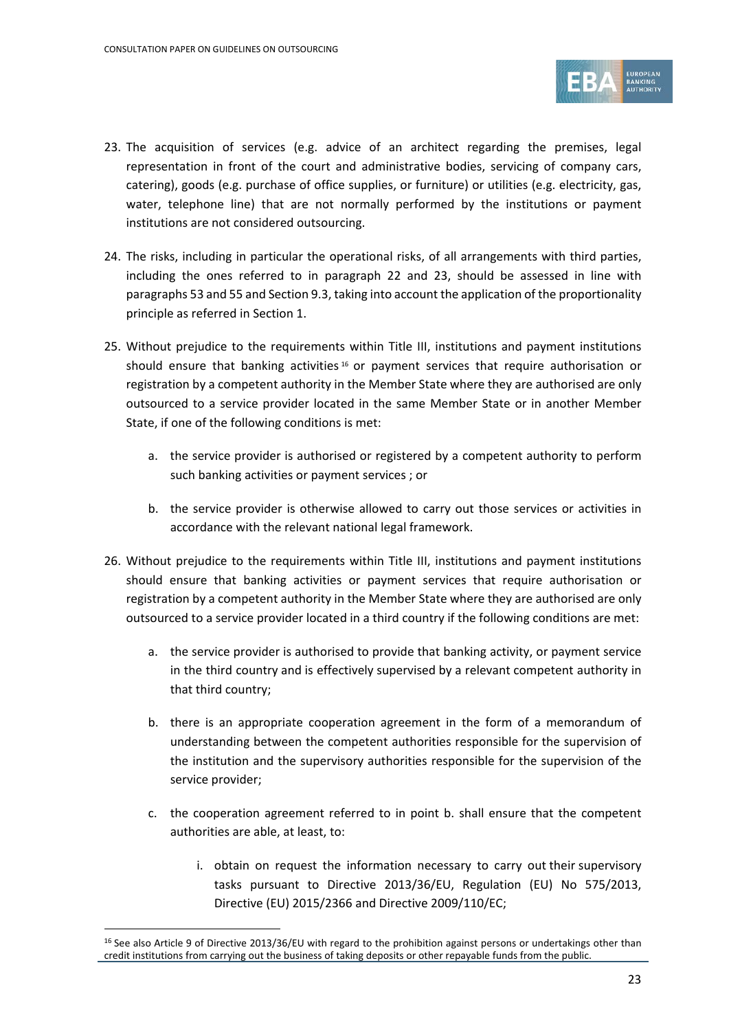23. The acquisition of services (e.g. advice of an architect regarding the premises, legal representation in front of the court and administrative bodies, servicing of company cars, catering), goods (e.g. purchase of office supplies, or furniture) or utilities (e.g. electricity, gas, water, telephone line) that are not normally performed by the institutions or payment institutions are not considered outsourcing.

24. The risks, including in particular the operational risks, of all arrangements with third parties, including the ones referred to in paragraph 22 and 23, should be assessed in line with paragraphs 53 and 55 and Section 9.3, taking into account the application of the proportionality principle as referred in Section 1.

25. Without prejudice to the requirements within Title III, institutions and payment institutions should ensure that banking activities[16] or payment services that require authorisation or registration by a competent authority in the Member State where they are authorised are only outsourced to a service provider located in the same Member State or in another Member State, if one of the following conditions is met:

    a. the service provider is authorised or registered by a competent authority to perform such banking activities or payment services ; or

    b. the service provider is otherwise allowed to carry out those services or activities in accordance with the relevant national legal framework.

26. Without prejudice to the requirements within Title III, institutions and payment institutions should ensure that banking activities or payment services that require authorisation or registration by a competent authority in the Member State where they are authorised are only outsourced to a service provider located in a third country if the following conditions are met:

    a. the service provider is authorised to provide that banking activity, or payment service in the third country and is effectively supervised by a relevant competent authority in that third country;

    b. there is an appropriate cooperation agreement in the form of a memorandum of understanding between the competent authorities responsible for the supervision of the institution and the supervisory authorities responsible for the supervision of the service provider;

    c. the cooperation agreement referred to in point b. shall ensure that the competent authorities are able, at least, to:

        i. obtain on request the information necessary to carry out their supervisory tasks pursuant to Directive 2013/36/EU, Regulation (EU) No 575/2013, Directive (EU) 2015/2366 and Directive 2009/110/EC;

[16] See also Article 9 of Directive 2013/36/EU with regard to the prohibition against persons or undertakings other than credit institutions from carrying out the business of taking deposits or other repayable funds from the public.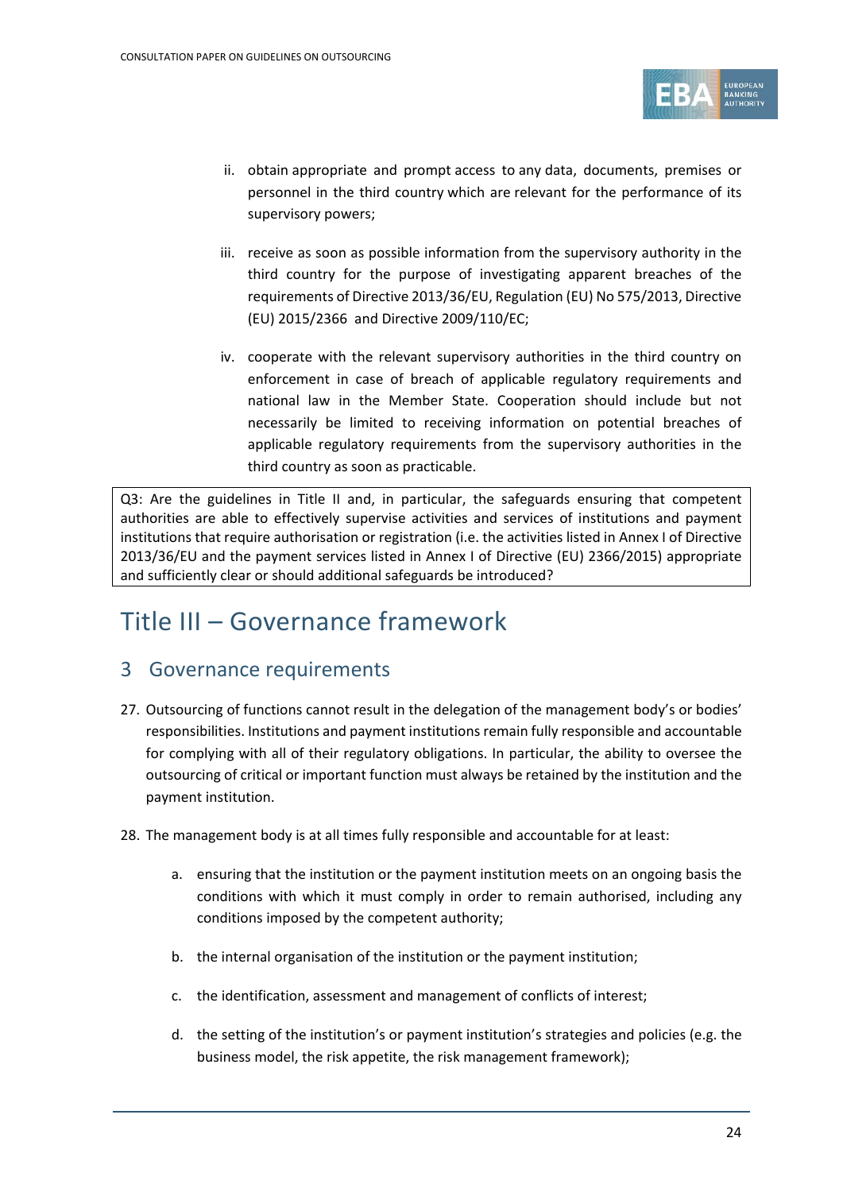ii. obtain appropriate and prompt access to any data, documents, premises or personnel in the third country which are relevant for the performance of its supervisory powers;

iii. receive as soon as possible information from the supervisory authority in the third country for the purpose of investigating apparent breaches of the requirements of Directive 2013/36/EU, Regulation (EU) No 575/2013, Directive (EU) 2015/2366 and Directive 2009/110/EC;

iv. cooperate with the relevant supervisory authorities in the third country on enforcement in case of breach of applicable regulatory requirements and national law in the Member State. Cooperation should include but not necessarily be limited to receiving information on potential breaches of applicable regulatory requirements from the supervisory authorities in the third country as soon as practicable.

> Q3: Are the guidelines in Title II and, in particular, the safeguards ensuring that competent authorities are able to effectively supervise activities and services of institutions and payment institutions that require authorisation or registration (i.e. the activities listed in Annex I of Directive 2013/36/EU and the payment services listed in Annex I of Directive (EU) 2366/2015) appropriate and sufficiently clear or should additional safeguards be introduced?

# Title III – Governance framework

## 3 Governance requirements

27. Outsourcing of functions cannot result in the delegation of the management body's or bodies' responsibilities. Institutions and payment institutions remain fully responsible and accountable for complying with all of their regulatory obligations. In particular, the ability to oversee the outsourcing of critical or important function must always be retained by the institution and the payment institution.

28. The management body is at all times fully responsible and accountable for at least:

    a. ensuring that the institution or the payment institution meets on an ongoing basis the conditions with which it must comply in order to remain authorised, including any conditions imposed by the competent authority;

    b. the internal organisation of the institution or the payment institution;

    c. the identification, assessment and management of conflicts of interest;

    d. the setting of the institution's or payment institution's strategies and policies (e.g. the business model, the risk appetite, the risk management framework);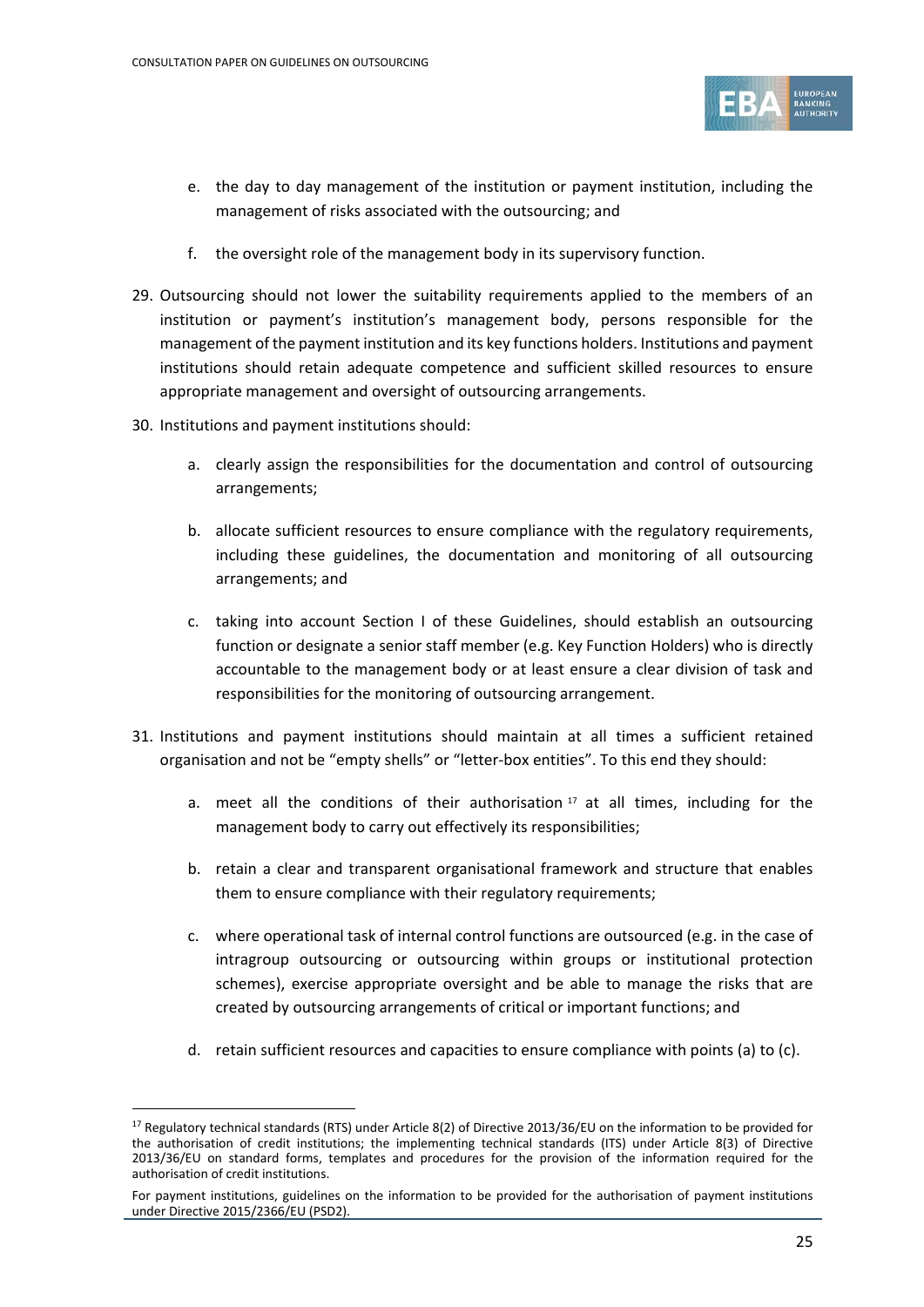e. the day to day management of the institution or payment institution, including the management of risks associated with the outsourcing; and

f. the oversight role of the management body in its supervisory function.

29. Outsourcing should not lower the suitability requirements applied to the members of an institution or payment's institution's management body, persons responsible for the management of the payment institution and its key functions holders. Institutions and payment institutions should retain adequate competence and sufficient skilled resources to ensure appropriate management and oversight of outsourcing arrangements.

30. Institutions and payment institutions should:

    a. clearly assign the responsibilities for the documentation and control of outsourcing arrangements;

    b. allocate sufficient resources to ensure compliance with the regulatory requirements, including these guidelines, the documentation and monitoring of all outsourcing arrangements; and

    c. taking into account Section I of these Guidelines, should establish an outsourcing function or designate a senior staff member (e.g. Key Function Holders) who is directly accountable to the management body or at least ensure a clear division of task and responsibilities for the monitoring of outsourcing arrangement.

31. Institutions and payment institutions should maintain at all times a sufficient retained organisation and not be "empty shells" or "letter-box entities". To this end they should:

    a. meet all the conditions of their authorisation [17] at all times, including for the management body to carry out effectively its responsibilities;

    b. retain a clear and transparent organisational framework and structure that enables them to ensure compliance with their regulatory requirements;

    c. where operational task of internal control functions are outsourced (e.g. in the case of intragroup outsourcing or outsourcing within groups or institutional protection schemes), exercise appropriate oversight and be able to manage the risks that are created by outsourcing arrangements of critical or important functions; and

    d. retain sufficient resources and capacities to ensure compliance with points (a) to (c).

---

[17] Regulatory technical standards (RTS) under Article 8(2) of Directive 2013/36/EU on the information to be provided for the authorisation of credit institutions; the implementing technical standards (ITS) under Article 8(3) of Directive 2013/36/EU on standard forms, templates and procedures for the provision of the information required for the authorisation of credit institutions.

For payment institutions, guidelines on the information to be provided for the authorisation of payment institutions under Directive 2015/2366/EU (PSD2).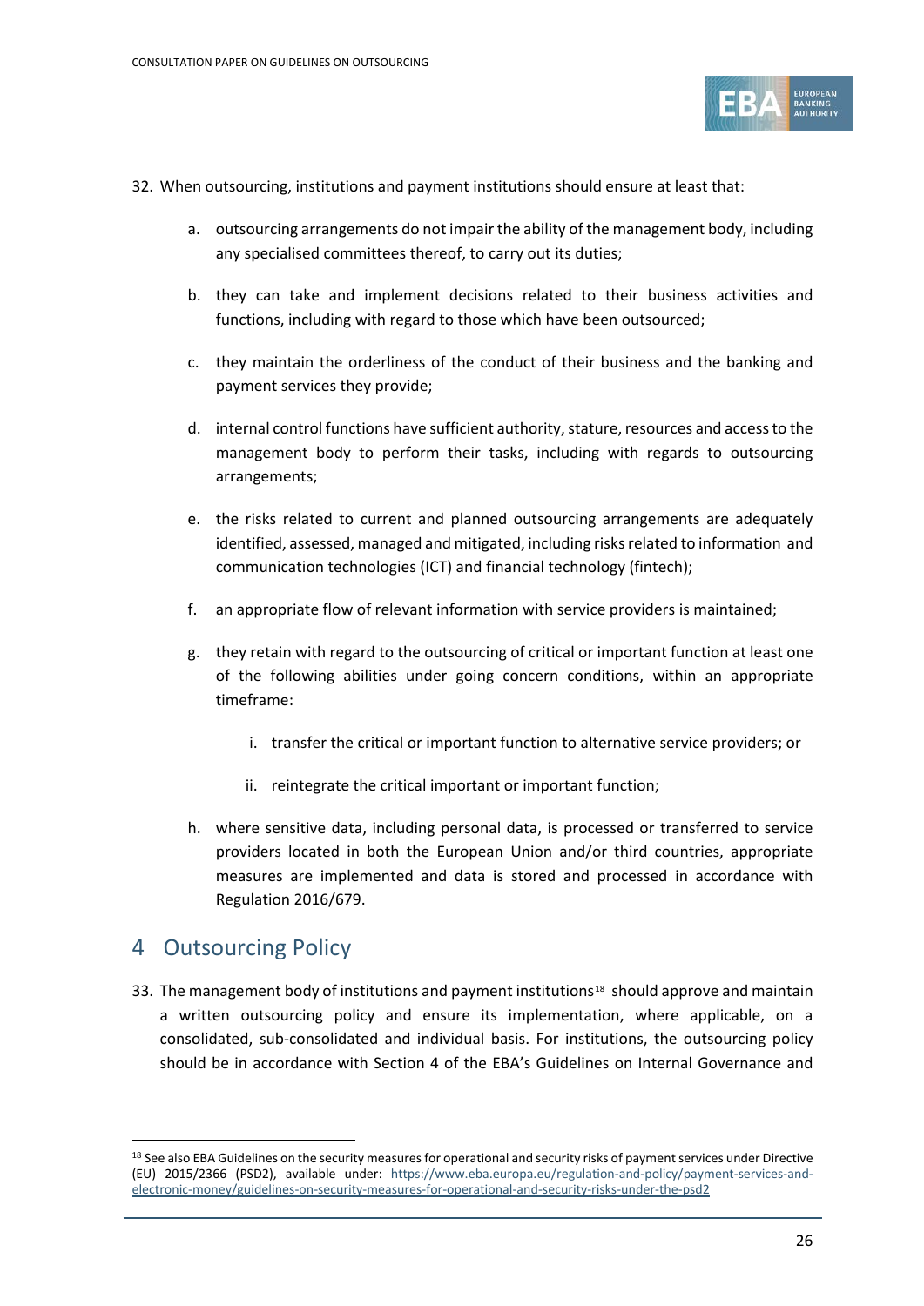32. When outsourcing, institutions and payment institutions should ensure at least that:

    a. outsourcing arrangements do not impair the ability of the management body, including any specialised committees thereof, to carry out its duties;

    b. they can take and implement decisions related to their business activities and functions, including with regard to those which have been outsourced;

    c. they maintain the orderliness of the conduct of their business and the banking and payment services they provide;

    d. internal control functions have sufficient authority, stature, resources and access to the management body to perform their tasks, including with regards to outsourcing arrangements;

    e. the risks related to current and planned outsourcing arrangements are adequately identified, assessed, managed and mitigated, including risks related to information and communication technologies (ICT) and financial technology (fintech);

    f. an appropriate flow of relevant information with service providers is maintained;

    g. they retain with regard to the outsourcing of critical or important function at least one of the following abilities under going concern conditions, within an appropriate timeframe:

        i. transfer the critical or important function to alternative service providers; or

        ii. reintegrate the critical important or important function;

    h. where sensitive data, including personal data, is processed or transferred to service providers located in both the European Union and/or third countries, appropriate measures are implemented and data is stored and processed in accordance with Regulation 2016/679.

# 4 Outsourcing Policy

33. The management body of institutions and payment institutions[18] should approve and maintain a written outsourcing policy and ensure its implementation, where applicable, on a consolidated, sub-consolidated and individual basis. For institutions, the outsourcing policy should be in accordance with Section 4 of the EBA's Guidelines on Internal Governance and

[18] See also EBA Guidelines on the security measures for operational and security risks of payment services under Directive (EU) 2015/2366 (PSD2), available under: https://www.eba.europa.eu/regulation-and-policy/payment-services-and-electronic-money/guidelines-on-security-measures-for-operational-and-security-risks-under-the-psd2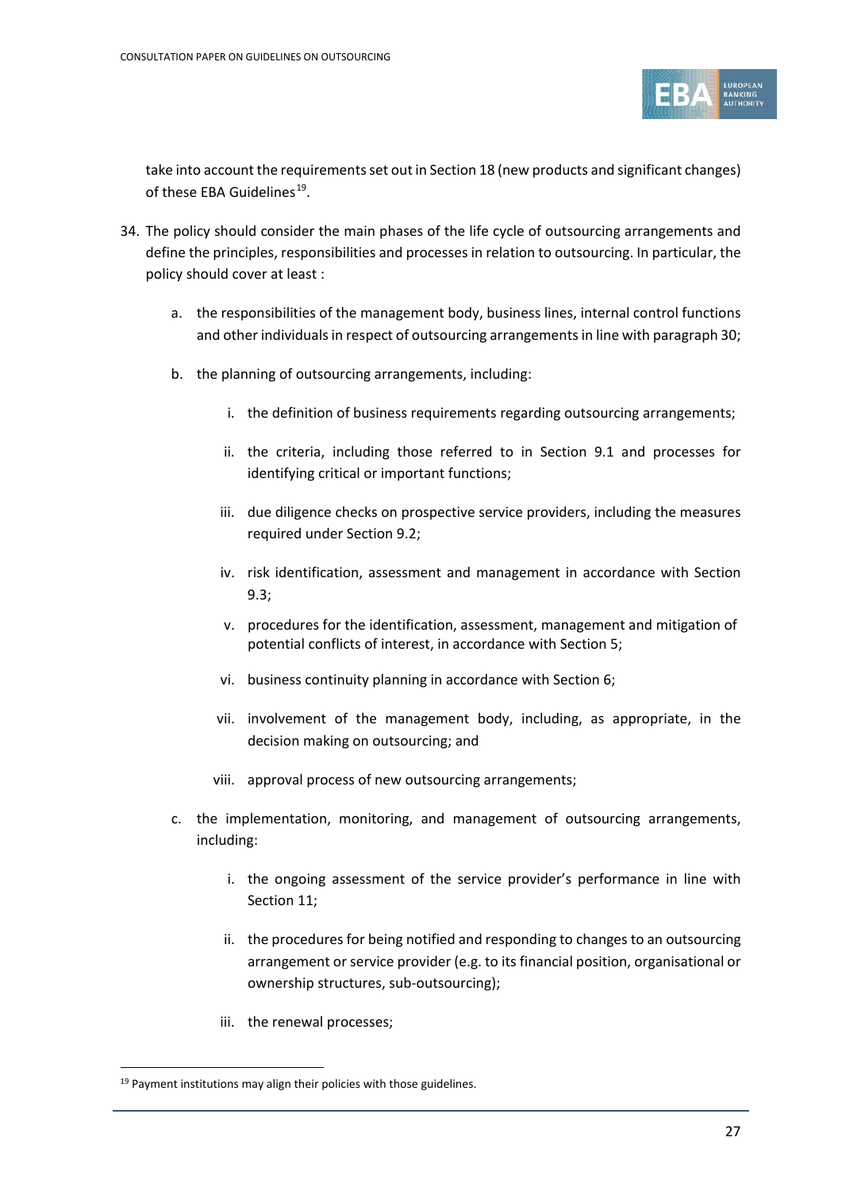take into account the requirements set out in Section 18 (new products and significant changes) of these EBA Guidelines[19].

34. The policy should consider the main phases of the life cycle of outsourcing arrangements and define the principles, responsibilities and processes in relation to outsourcing. In particular, the policy should cover at least :

    a. the responsibilities of the management body, business lines, internal control functions and other individuals in respect of outsourcing arrangements in line with paragraph 30;

    b. the planning of outsourcing arrangements, including:

        i. the definition of business requirements regarding outsourcing arrangements;

        ii. the criteria, including those referred to in Section 9.1 and processes for identifying critical or important functions;

        iii. due diligence checks on prospective service providers, including the measures required under Section 9.2;

        iv. risk identification, assessment and management in accordance with Section 9.3;

        v. procedures for the identification, assessment, management and mitigation of potential conflicts of interest, in accordance with Section 5;

        vi. business continuity planning in accordance with Section 6;

        vii. involvement of the management body, including, as appropriate, in the decision making on outsourcing; and

        viii. approval process of new outsourcing arrangements;

    c. the implementation, monitoring, and management of outsourcing arrangements, including:

        i. the ongoing assessment of the service provider's performance in line with Section 11;

        ii. the procedures for being notified and responding to changes to an outsourcing arrangement or service provider (e.g. to its financial position, organisational or ownership structures, sub-outsourcing);

        iii. the renewal processes;

[19] Payment institutions may align their policies with those guidelines.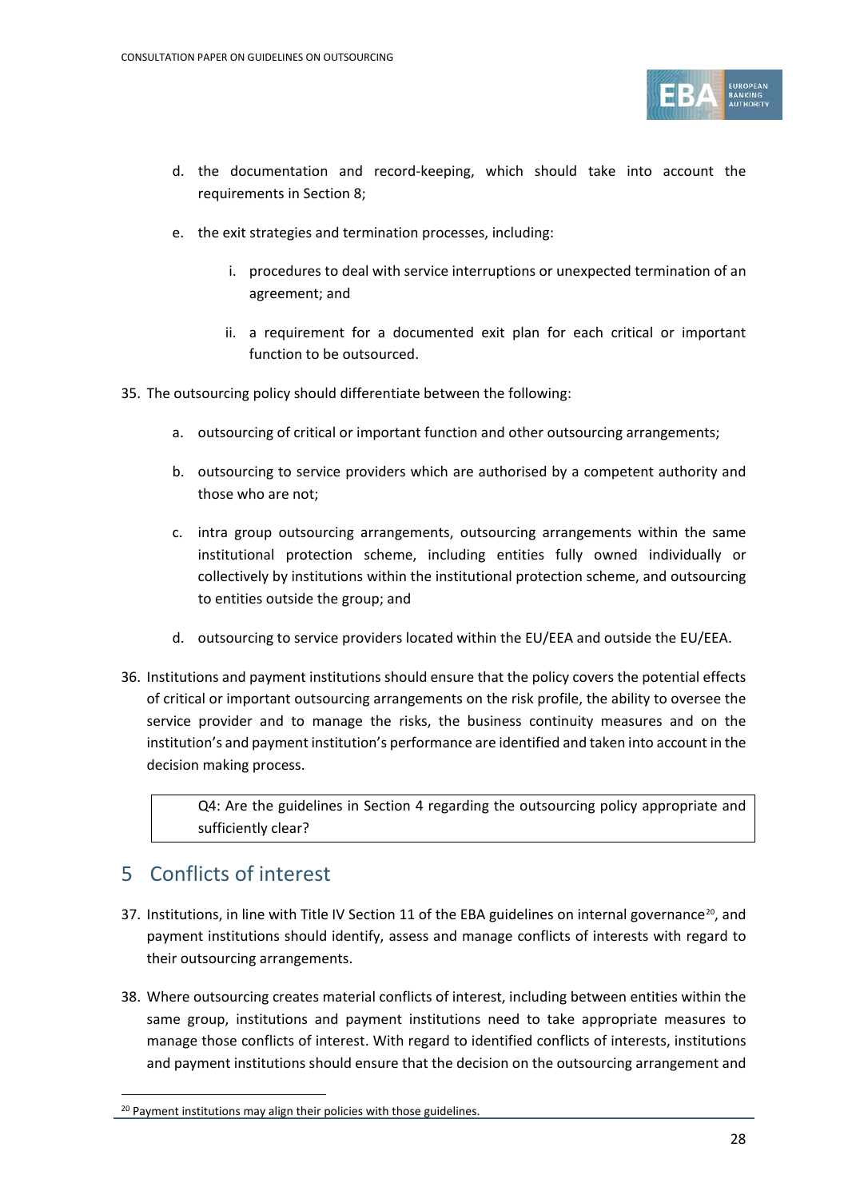d. the documentation and record-keeping, which should take into account the requirements in Section 8;

e. the exit strategies and termination processes, including:

   i. procedures to deal with service interruptions or unexpected termination of an agreement; and

   ii. a requirement for a documented exit plan for each critical or important function to be outsourced.

35. The outsourcing policy should differentiate between the following:

    a. outsourcing of critical or important function and other outsourcing arrangements;

    b. outsourcing to service providers which are authorised by a competent authority and those who are not;

    c. intra group outsourcing arrangements, outsourcing arrangements within the same institutional protection scheme, including entities fully owned individually or collectively by institutions within the institutional protection scheme, and outsourcing to entities outside the group; and

    d. outsourcing to service providers located within the EU/EEA and outside the EU/EEA.

36. Institutions and payment institutions should ensure that the policy covers the potential effects of critical or important outsourcing arrangements on the risk profile, the ability to oversee the service provider and to manage the risks, the business continuity measures and on the institution's and payment institution's performance are identified and taken into account in the decision making process.

> Q4: Are the guidelines in Section 4 regarding the outsourcing policy appropriate and sufficiently clear?

## 5 Conflicts of interest

37. Institutions, in line with Title IV Section 11 of the EBA guidelines on internal governance[20], and payment institutions should identify, assess and manage conflicts of interests with regard to their outsourcing arrangements.

38. Where outsourcing creates material conflicts of interest, including between entities within the same group, institutions and payment institutions need to take appropriate measures to manage those conflicts of interest. With regard to identified conflicts of interests, institutions and payment institutions should ensure that the decision on the outsourcing arrangement and

[20] Payment institutions may align their policies with those guidelines.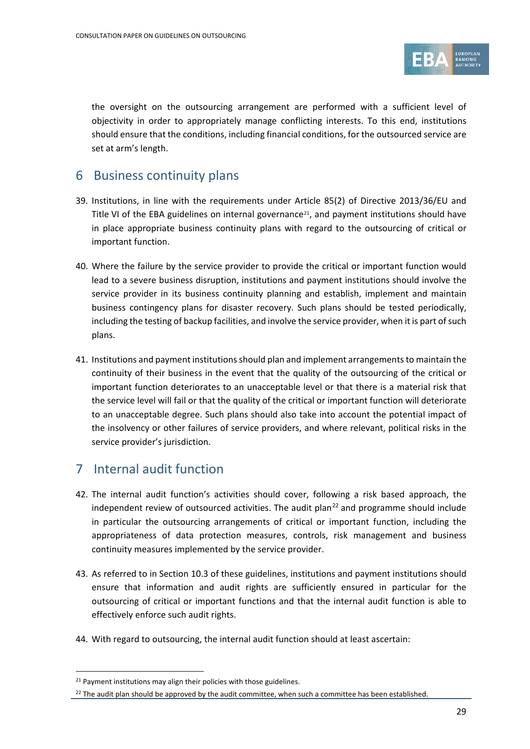the oversight on the outsourcing arrangement are performed with a sufficient level of objectivity in order to appropriately manage conflicting interests. To this end, institutions should ensure that the conditions, including financial conditions, for the outsourced service are set at arm's length.

## 6 Business continuity plans

39. Institutions, in line with the requirements under Article 85(2) of Directive 2013/36/EU and Title VI of the EBA guidelines on internal governance[21], and payment institutions should have in place appropriate business continuity plans with regard to the outsourcing of critical or important function.

40. Where the failure by the service provider to provide the critical or important function would lead to a severe business disruption, institutions and payment institutions should involve the service provider in its business continuity planning and establish, implement and maintain business contingency plans for disaster recovery. Such plans should be tested periodically, including the testing of backup facilities, and involve the service provider, when it is part of such plans.

41. Institutions and payment institutions should plan and implement arrangements to maintain the continuity of their business in the event that the quality of the outsourcing of the critical or important function deteriorates to an unacceptable level or that there is a material risk that the service level will fail or that the quality of the critical or important function will deteriorate to an unacceptable degree. Such plans should also take into account the potential impact of the insolvency or other failures of service providers, and where relevant, political risks in the service provider's jurisdiction.

## 7 Internal audit function

42. The internal audit function's activities should cover, following a risk based approach, the independent review of outsourced activities. The audit plan[22] and programme should include in particular the outsourcing arrangements of critical or important function, including the appropriateness of data protection measures, controls, risk management and business continuity measures implemented by the service provider.

43. As referred to in Section 10.3 of these guidelines, institutions and payment institutions should ensure that information and audit rights are sufficiently ensured in particular for the outsourcing of critical or important functions and that the internal audit function is able to effectively enforce such audit rights.

44. With regard to outsourcing, the internal audit function should at least ascertain:

---

[21] Payment institutions may align their policies with those guidelines.

[22] The audit plan should be approved by the audit committee, when such a committee has been established.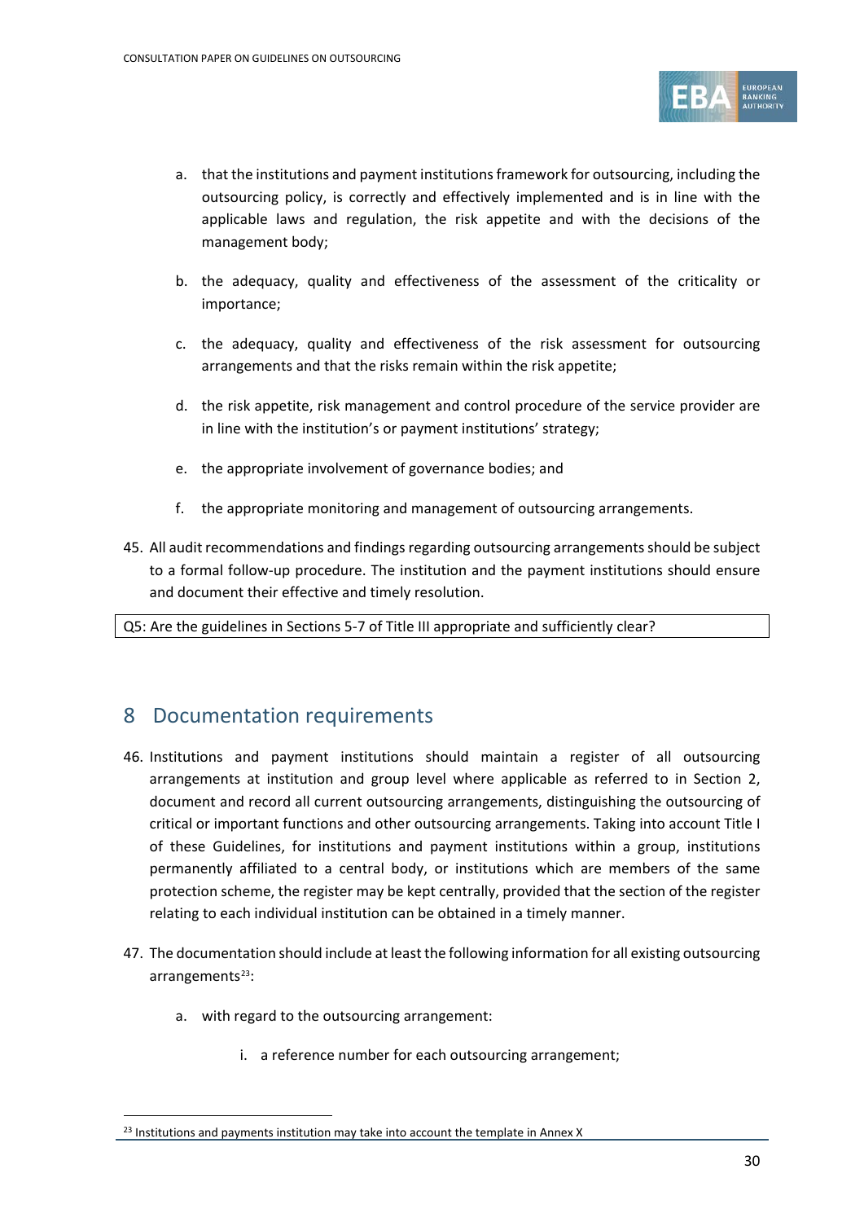a. that the institutions and payment institutions framework for outsourcing, including the outsourcing policy, is correctly and effectively implemented and is in line with the applicable laws and regulation, the risk appetite and with the decisions of the management body;

b. the adequacy, quality and effectiveness of the assessment of the criticality or importance;

c. the adequacy, quality and effectiveness of the risk assessment for outsourcing arrangements and that the risks remain within the risk appetite;

d. the risk appetite, risk management and control procedure of the service provider are in line with the institution's or payment institutions' strategy;

e. the appropriate involvement of governance bodies; and

f. the appropriate monitoring and management of outsourcing arrangements.

45. All audit recommendations and findings regarding outsourcing arrangements should be subject to a formal follow-up procedure. The institution and the payment institutions should ensure and document their effective and timely resolution.

| Q5: Are the guidelines in Sections 5-7 of Title III appropriate and sufficiently clear? |
|---|

## 8 Documentation requirements

46. Institutions and payment institutions should maintain a register of all outsourcing arrangements at institution and group level where applicable as referred to in Section 2, document and record all current outsourcing arrangements, distinguishing the outsourcing of critical or important functions and other outsourcing arrangements. Taking into account Title I of these Guidelines, for institutions and payment institutions within a group, institutions permanently affiliated to a central body, or institutions which are members of the same protection scheme, the register may be kept centrally, provided that the section of the register relating to each individual institution can be obtained in a timely manner.

47. The documentation should include at least the following information for all existing outsourcing arrangements[23]:

   a. with regard to the outsourcing arrangement:

      i. a reference number for each outsourcing arrangement;

[23] Institutions and payments institution may take into account the template in Annex X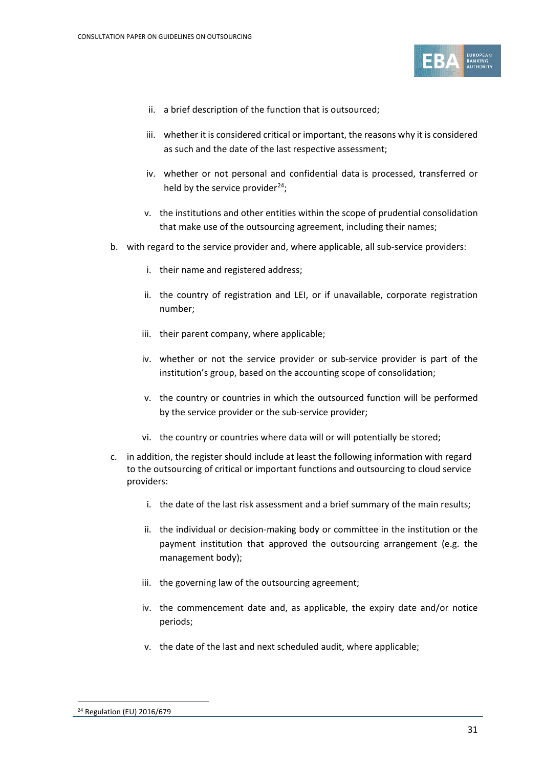ii. a brief description of the function that is outsourced;

   iii. whether it is considered critical or important, the reasons why it is considered as such and the date of the last respective assessment;

   iv. whether or not personal and confidential data is processed, transferred or held by the service provider[24];

   v. the institutions and other entities within the scope of prudential consolidation that make use of the outsourcing agreement, including their names;

b. with regard to the service provider and, where applicable, all sub-service providers:

   i. their name and registered address;

   ii. the country of registration and LEI, or if unavailable, corporate registration number;

   iii. their parent company, where applicable;

   iv. whether or not the service provider or sub-service provider is part of the institution's group, based on the accounting scope of consolidation;

   v. the country or countries in which the outsourced function will be performed by the service provider or the sub-service provider;

   vi. the country or countries where data will or will potentially be stored;

c. in addition, the register should include at least the following information with regard to the outsourcing of critical or important functions and outsourcing to cloud service providers:

   i. the date of the last risk assessment and a brief summary of the main results;

   ii. the individual or decision-making body or committee in the institution or the payment institution that approved the outsourcing arrangement (e.g. the management body);

   iii. the governing law of the outsourcing agreement;

   iv. the commencement date and, as applicable, the expiry date and/or notice periods;

   v. the date of the last and next scheduled audit, where applicable;

---

[24] Regulation (EU) 2016/679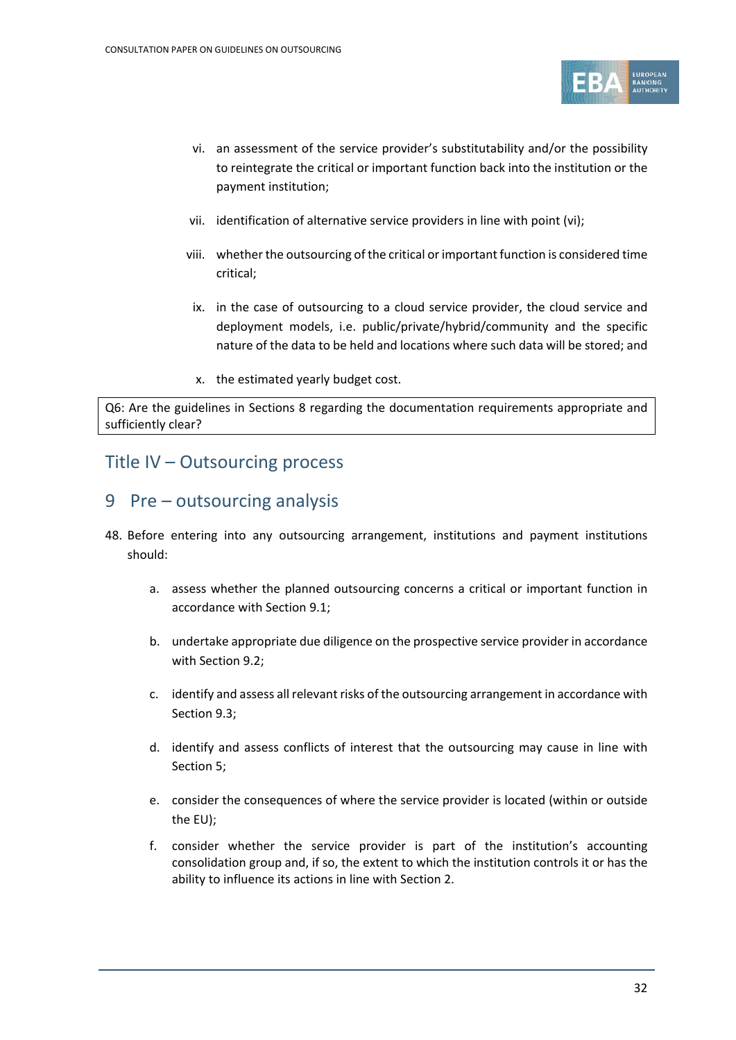vi. an assessment of the service provider's substitutability and/or the possibility to reintegrate the critical or important function back into the institution or the payment institution;

vii. identification of alternative service providers in line with point (vi);

viii. whether the outsourcing of the critical or important function is considered time critical;

ix. in the case of outsourcing to a cloud service provider, the cloud service and deployment models, i.e. public/private/hybrid/community and the specific nature of the data to be held and locations where such data will be stored; and

x. the estimated yearly budget cost.

Q6: Are the guidelines in Sections 8 regarding the documentation requirements appropriate and sufficiently clear?

# Title IV – Outsourcing process

## 9 Pre – outsourcing analysis

48. Before entering into any outsourcing arrangement, institutions and payment institutions should:

    a. assess whether the planned outsourcing concerns a critical or important function in accordance with Section 9.1;

    b. undertake appropriate due diligence on the prospective service provider in accordance with Section 9.2;

    c. identify and assess all relevant risks of the outsourcing arrangement in accordance with Section 9.3;

    d. identify and assess conflicts of interest that the outsourcing may cause in line with Section 5;

    e. consider the consequences of where the service provider is located (within or outside the EU);

    f. consider whether the service provider is part of the institution's accounting consolidation group and, if so, the extent to which the institution controls it or has the ability to influence its actions in line with Section 2.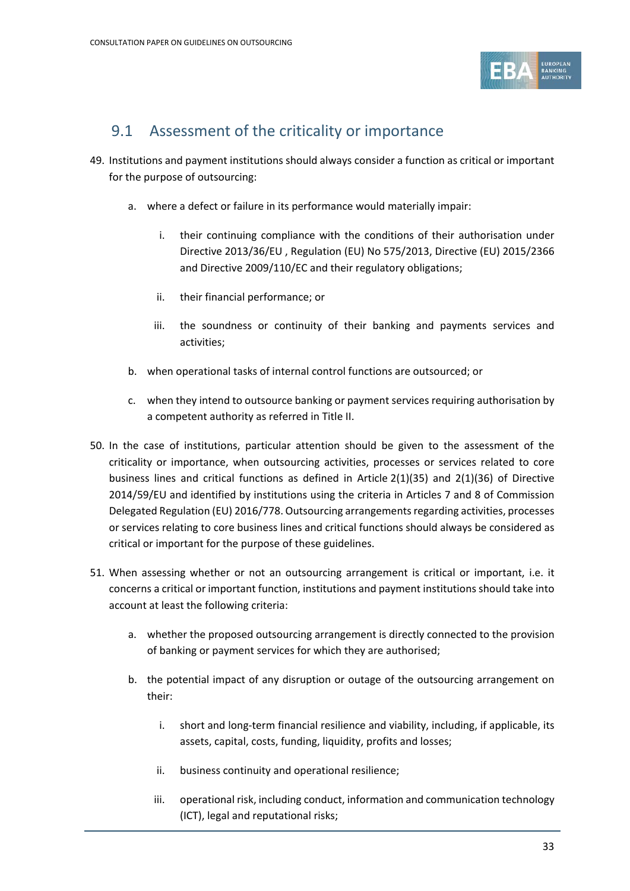## 9.1 Assessment of the criticality or importance

49. Institutions and payment institutions should always consider a function as critical or important for the purpose of outsourcing:

    a. where a defect or failure in its performance would materially impair:

        i. their continuing compliance with the conditions of their authorisation under Directive 2013/36/EU , Regulation (EU) No 575/2013, Directive (EU) 2015/2366 and Directive 2009/110/EC and their regulatory obligations;

        ii. their financial performance; or

        iii. the soundness or continuity of their banking and payments services and activities;

    b. when operational tasks of internal control functions are outsourced; or

    c. when they intend to outsource banking or payment services requiring authorisation by a competent authority as referred in Title II.

50. In the case of institutions, particular attention should be given to the assessment of the criticality or importance, when outsourcing activities, processes or services related to core business lines and critical functions as defined in Article 2(1)(35) and 2(1)(36) of Directive 2014/59/EU and identified by institutions using the criteria in Articles 7 and 8 of Commission Delegated Regulation (EU) 2016/778. Outsourcing arrangements regarding activities, processes or services relating to core business lines and critical functions should always be considered as critical or important for the purpose of these guidelines.

51. When assessing whether or not an outsourcing arrangement is critical or important, i.e. it concerns a critical or important function, institutions and payment institutions should take into account at least the following criteria:

    a. whether the proposed outsourcing arrangement is directly connected to the provision of banking or payment services for which they are authorised;

    b. the potential impact of any disruption or outage of the outsourcing arrangement on their:

        i. short and long-term financial resilience and viability, including, if applicable, its assets, capital, costs, funding, liquidity, profits and losses;

        ii. business continuity and operational resilience;

        iii. operational risk, including conduct, information and communication technology (ICT), legal and reputational risks;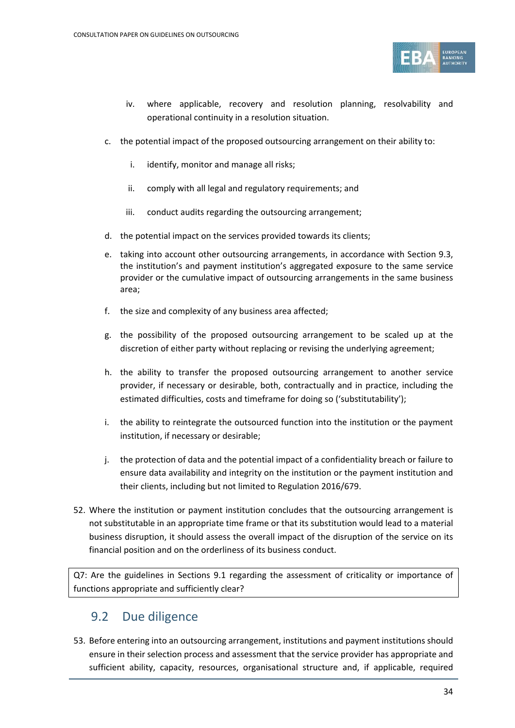iv. where applicable, recovery and resolution planning, resolvability and operational continuity in a resolution situation.

c. the potential impact of the proposed outsourcing arrangement on their ability to:

   i. identify, monitor and manage all risks;

   ii. comply with all legal and regulatory requirements; and

   iii. conduct audits regarding the outsourcing arrangement;

d. the potential impact on the services provided towards its clients;

e. taking into account other outsourcing arrangements, in accordance with Section 9.3, the institution's and payment institution's aggregated exposure to the same service provider or the cumulative impact of outsourcing arrangements in the same business area;

f. the size and complexity of any business area affected;

g. the possibility of the proposed outsourcing arrangement to be scaled up at the discretion of either party without replacing or revising the underlying agreement;

h. the ability to transfer the proposed outsourcing arrangement to another service provider, if necessary or desirable, both, contractually and in practice, including the estimated difficulties, costs and timeframe for doing so ('substitutability');

i. the ability to reintegrate the outsourced function into the institution or the payment institution, if necessary or desirable;

j. the protection of data and the potential impact of a confidentiality breach or failure to ensure data availability and integrity on the institution or the payment institution and their clients, including but not limited to Regulation 2016/679.

52. Where the institution or payment institution concludes that the outsourcing arrangement is not substitutable in an appropriate time frame or that its substitution would lead to a material business disruption, it should assess the overall impact of the disruption of the service on its financial position and on the orderliness of its business conduct.

> Q7: Are the guidelines in Sections 9.1 regarding the assessment of criticality or importance of functions appropriate and sufficiently clear?

## 9.2 Due diligence

53. Before entering into an outsourcing arrangement, institutions and payment institutions should ensure in their selection process and assessment that the service provider has appropriate and sufficient ability, capacity, resources, organisational structure and, if applicable, required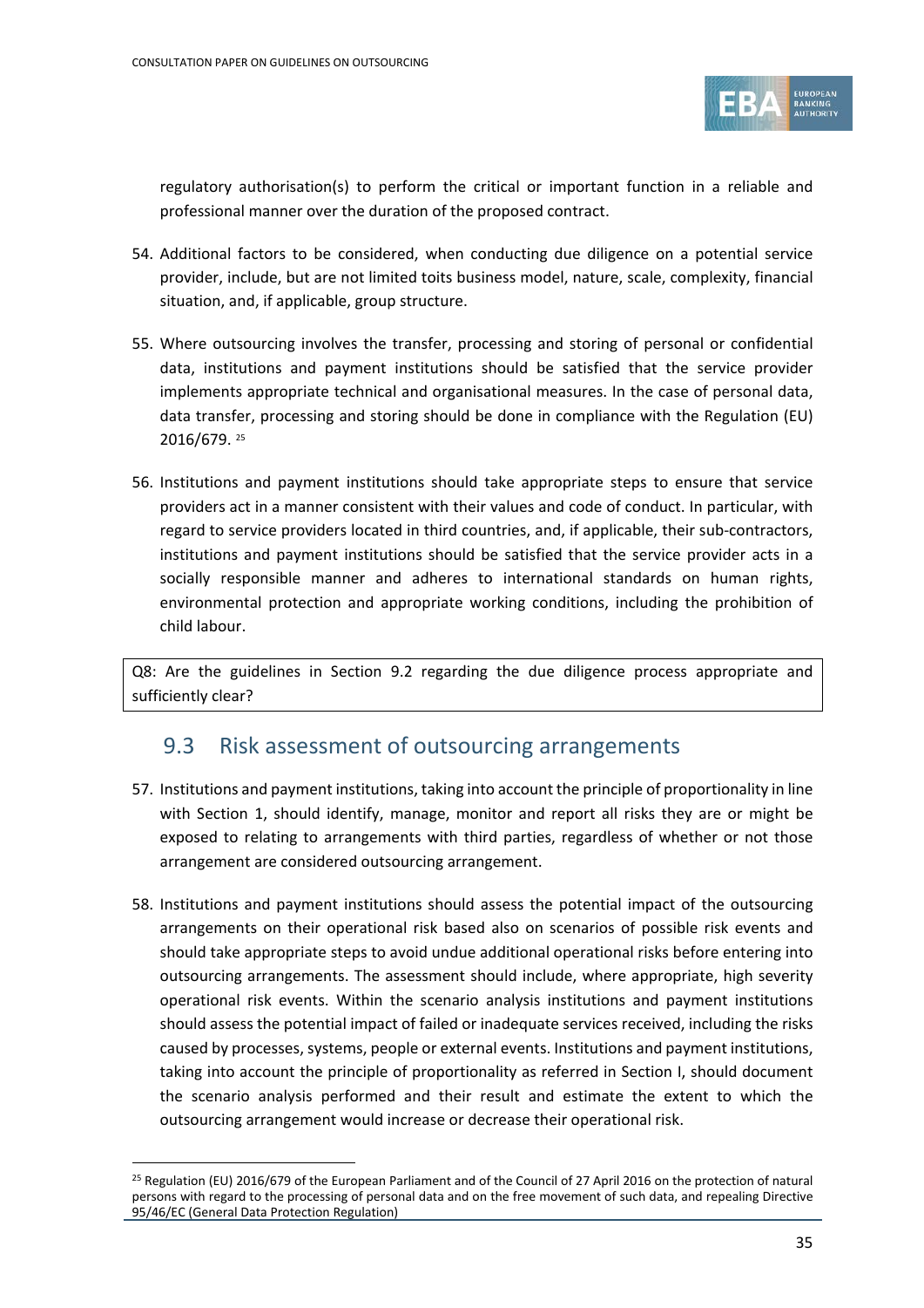regulatory authorisation(s) to perform the critical or important function in a reliable and professional manner over the duration of the proposed contract.

54. Additional factors to be considered, when conducting due diligence on a potential service provider, include, but are not limited toits business model, nature, scale, complexity, financial situation, and, if applicable, group structure.

55. Where outsourcing involves the transfer, processing and storing of personal or confidential data, institutions and payment institutions should be satisfied that the service provider implements appropriate technical and organisational measures. In the case of personal data, data transfer, processing and storing should be done in compliance with the Regulation (EU) 2016/679. [25]

56. Institutions and payment institutions should take appropriate steps to ensure that service providers act in a manner consistent with their values and code of conduct. In particular, with regard to service providers located in third countries, and, if applicable, their sub-contractors, institutions and payment institutions should be satisfied that the service provider acts in a socially responsible manner and adheres to international standards on human rights, environmental protection and appropriate working conditions, including the prohibition of child labour.

| Q8: Are the guidelines in Section 9.2 regarding the due diligence process appropriate and sufficiently clear? |
| --- |

## 9.3 Risk assessment of outsourcing arrangements

57. Institutions and payment institutions, taking into account the principle of proportionality in line with Section 1, should identify, manage, monitor and report all risks they are or might be exposed to relating to arrangements with third parties, regardless of whether or not those arrangement are considered outsourcing arrangement.

58. Institutions and payment institutions should assess the potential impact of the outsourcing arrangements on their operational risk based also on scenarios of possible risk events and should take appropriate steps to avoid undue additional operational risks before entering into outsourcing arrangements. The assessment should include, where appropriate, high severity operational risk events. Within the scenario analysis institutions and payment institutions should assess the potential impact of failed or inadequate services received, including the risks caused by processes, systems, people or external events. Institutions and payment institutions, taking into account the principle of proportionality as referred in Section I, should document the scenario analysis performed and their result and estimate the extent to which the outsourcing arrangement would increase or decrease their operational risk.

[25] Regulation (EU) 2016/679 of the European Parliament and of the Council of 27 April 2016 on the protection of natural persons with regard to the processing of personal data and on the free movement of such data, and repealing Directive 95/46/EC (General Data Protection Regulation)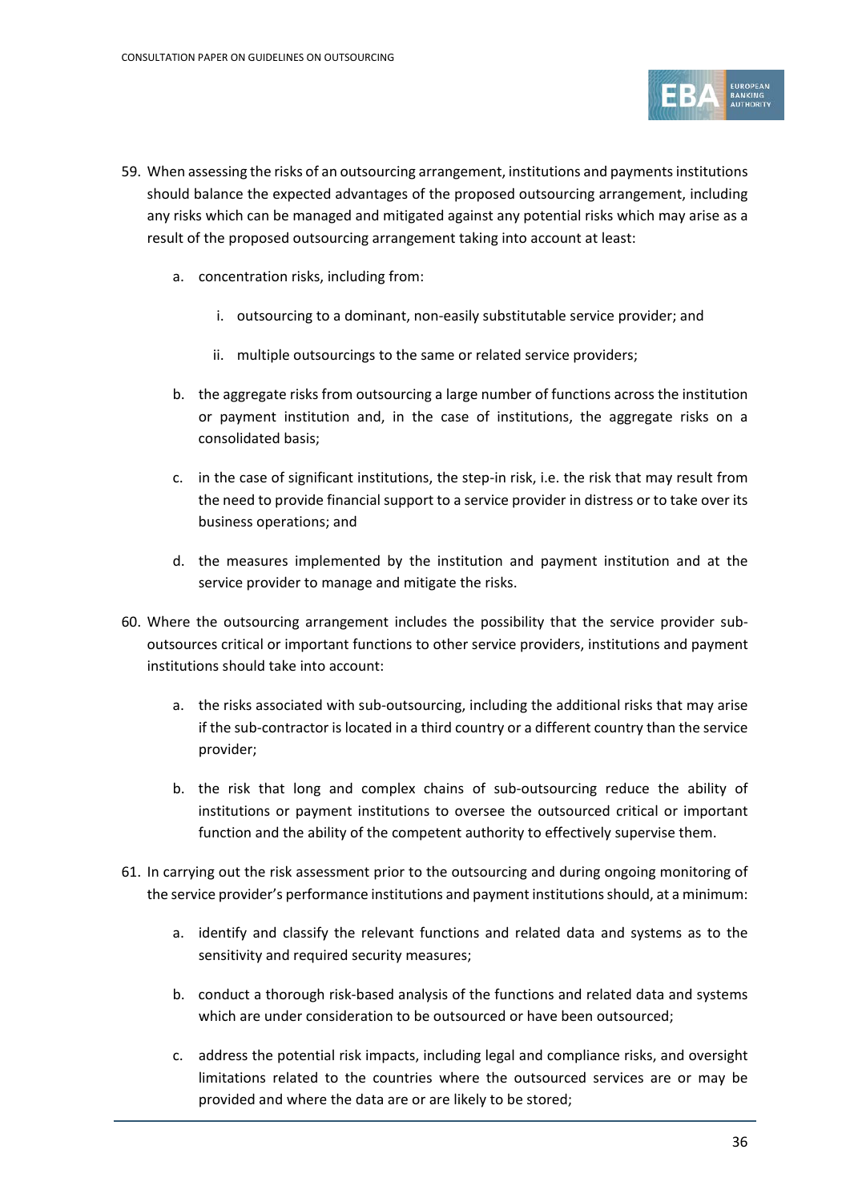59. When assessing the risks of an outsourcing arrangement, institutions and payments institutions should balance the expected advantages of the proposed outsourcing arrangement, including any risks which can be managed and mitigated against any potential risks which may arise as a result of the proposed outsourcing arrangement taking into account at least:

    a. concentration risks, including from:

        i. outsourcing to a dominant, non-easily substitutable service provider; and

        ii. multiple outsourcings to the same or related service providers;

    b. the aggregate risks from outsourcing a large number of functions across the institution or payment institution and, in the case of institutions, the aggregate risks on a consolidated basis;

    c. in the case of significant institutions, the step-in risk, i.e. the risk that may result from the need to provide financial support to a service provider in distress or to take over its business operations; and

    d. the measures implemented by the institution and payment institution and at the service provider to manage and mitigate the risks.

60. Where the outsourcing arrangement includes the possibility that the service provider sub-outsources critical or important functions to other service providers, institutions and payment institutions should take into account:

    a. the risks associated with sub-outsourcing, including the additional risks that may arise if the sub-contractor is located in a third country or a different country than the service provider;

    b. the risk that long and complex chains of sub-outsourcing reduce the ability of institutions or payment institutions to oversee the outsourced critical or important function and the ability of the competent authority to effectively supervise them.

61. In carrying out the risk assessment prior to the outsourcing and during ongoing monitoring of the service provider's performance institutions and payment institutions should, at a minimum:

    a. identify and classify the relevant functions and related data and systems as to the sensitivity and required security measures;

    b. conduct a thorough risk-based analysis of the functions and related data and systems which are under consideration to be outsourced or have been outsourced;

    c. address the potential risk impacts, including legal and compliance risks, and oversight limitations related to the countries where the outsourced services are or may be provided and where the data are or are likely to be stored;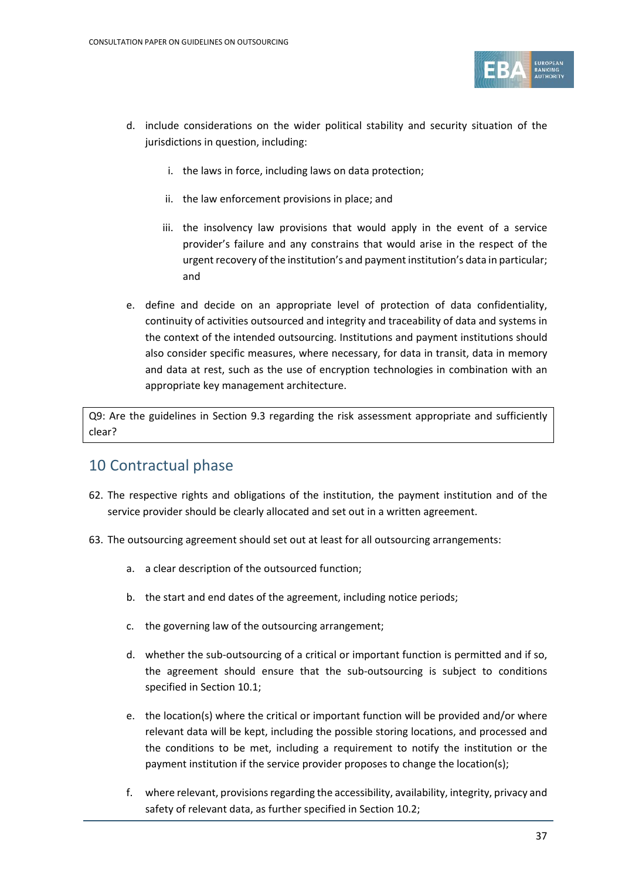d. include considerations on the wider political stability and security situation of the jurisdictions in question, including:

   i. the laws in force, including laws on data protection;

   ii. the law enforcement provisions in place; and

   iii. the insolvency law provisions that would apply in the event of a service provider's failure and any constrains that would arise in the respect of the urgent recovery of the institution's and payment institution's data in particular; and

e. define and decide on an appropriate level of protection of data confidentiality, continuity of activities outsourced and integrity and traceability of data and systems in the context of the intended outsourcing. Institutions and payment institutions should also consider specific measures, where necessary, for data in transit, data in memory and data at rest, such as the use of encryption technologies in combination with an appropriate key management architecture.

> Q9: Are the guidelines in Section 9.3 regarding the risk assessment appropriate and sufficiently clear?

## 10 Contractual phase

62. The respective rights and obligations of the institution, the payment institution and of the service provider should be clearly allocated and set out in a written agreement.

63. The outsourcing agreement should set out at least for all outsourcing arrangements:

    a. a clear description of the outsourced function;

    b. the start and end dates of the agreement, including notice periods;

    c. the governing law of the outsourcing arrangement;

    d. whether the sub-outsourcing of a critical or important function is permitted and if so, the agreement should ensure that the sub-outsourcing is subject to conditions specified in Section 10.1;

    e. the location(s) where the critical or important function will be provided and/or where relevant data will be kept, including the possible storing locations, and processed and the conditions to be met, including a requirement to notify the institution or the payment institution if the service provider proposes to change the location(s);

    f. where relevant, provisions regarding the accessibility, availability, integrity, privacy and safety of relevant data, as further specified in Section 10.2;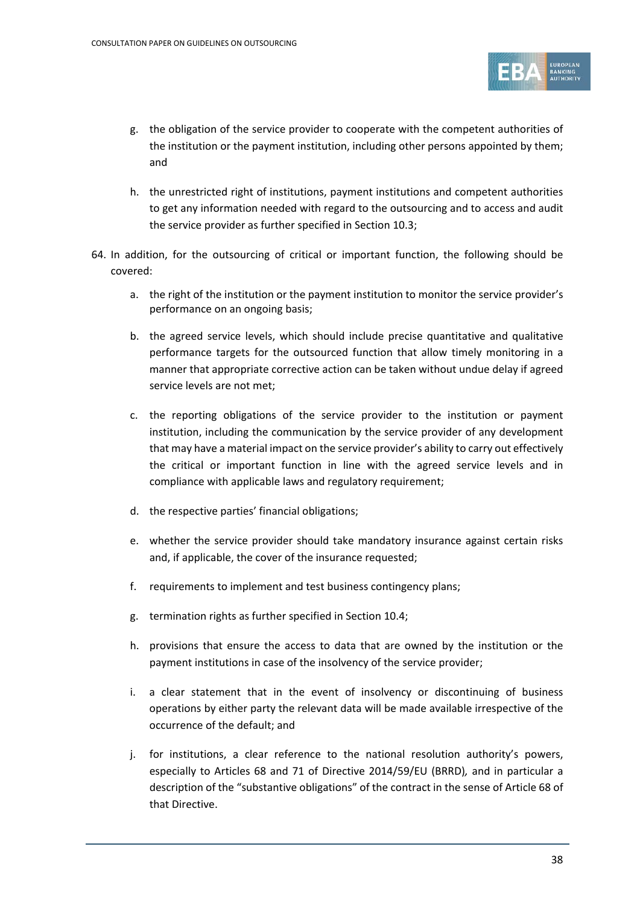g. the obligation of the service provider to cooperate with the competent authorities of the institution or the payment institution, including other persons appointed by them; and

h. the unrestricted right of institutions, payment institutions and competent authorities to get any information needed with regard to the outsourcing and to access and audit the service provider as further specified in Section 10.3;

64. In addition, for the outsourcing of critical or important function, the following should be covered:

   a. the right of the institution or the payment institution to monitor the service provider's performance on an ongoing basis;

   b. the agreed service levels, which should include precise quantitative and qualitative performance targets for the outsourced function that allow timely monitoring in a manner that appropriate corrective action can be taken without undue delay if agreed service levels are not met;

   c. the reporting obligations of the service provider to the institution or payment institution, including the communication by the service provider of any development that may have a material impact on the service provider's ability to carry out effectively the critical or important function in line with the agreed service levels and in compliance with applicable laws and regulatory requirement;

   d. the respective parties' financial obligations;

   e. whether the service provider should take mandatory insurance against certain risks and, if applicable, the cover of the insurance requested;

   f. requirements to implement and test business contingency plans;

   g. termination rights as further specified in Section 10.4;

   h. provisions that ensure the access to data that are owned by the institution or the payment institutions in case of the insolvency of the service provider;

   i. a clear statement that in the event of insolvency or discontinuing of business operations by either party the relevant data will be made available irrespective of the occurrence of the default; and

   j. for institutions, a clear reference to the national resolution authority's powers, especially to Articles 68 and 71 of Directive 2014/59/EU (BRRD)*,* and in particular a description of the "substantive obligations" of the contract in the sense of Article 68 of that Directive.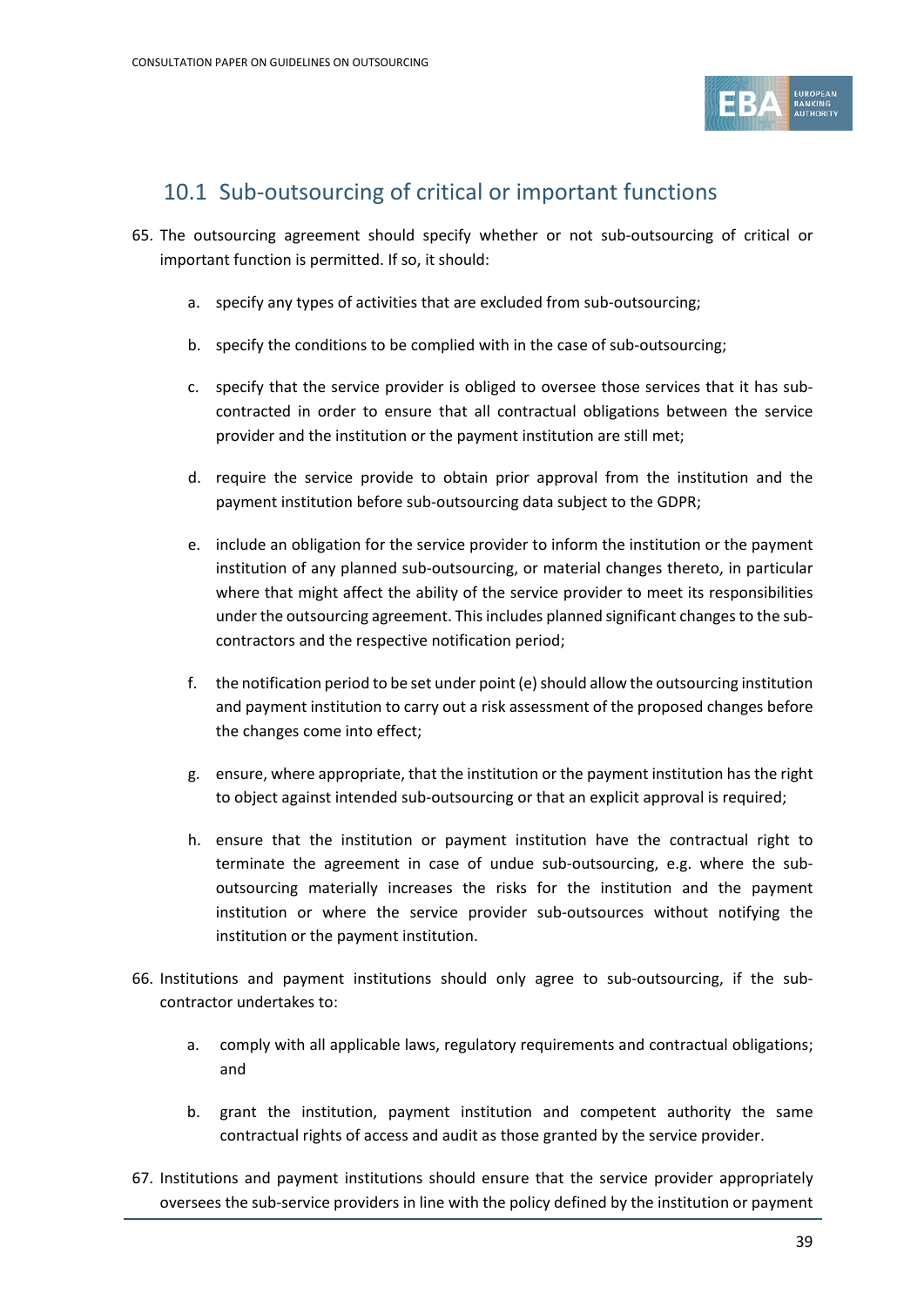## 10.1 Sub-outsourcing of critical or important functions

65. The outsourcing agreement should specify whether or not sub-outsourcing of critical or important function is permitted. If so, it should:

    a. specify any types of activities that are excluded from sub-outsourcing;

    b. specify the conditions to be complied with in the case of sub-outsourcing;

    c. specify that the service provider is obliged to oversee those services that it has sub-contracted in order to ensure that all contractual obligations between the service provider and the institution or the payment institution are still met;

    d. require the service provide to obtain prior approval from the institution and the payment institution before sub-outsourcing data subject to the GDPR;

    e. include an obligation for the service provider to inform the institution or the payment institution of any planned sub-outsourcing, or material changes thereto, in particular where that might affect the ability of the service provider to meet its responsibilities under the outsourcing agreement. This includes planned significant changes to the sub-contractors and the respective notification period;

    f. the notification period to be set under point (e) should allow the outsourcing institution and payment institution to carry out a risk assessment of the proposed changes before the changes come into effect;

    g. ensure, where appropriate, that the institution or the payment institution has the right to object against intended sub-outsourcing or that an explicit approval is required;

    h. ensure that the institution or payment institution have the contractual right to terminate the agreement in case of undue sub-outsourcing, e.g. where the sub-outsourcing materially increases the risks for the institution and the payment institution or where the service provider sub-outsources without notifying the institution or the payment institution.

66. Institutions and payment institutions should only agree to sub-outsourcing, if the sub-contractor undertakes to:

    a. comply with all applicable laws, regulatory requirements and contractual obligations; and

    b. grant the institution, payment institution and competent authority the same contractual rights of access and audit as those granted by the service provider.

67. Institutions and payment institutions should ensure that the service provider appropriately oversees the sub-service providers in line with the policy defined by the institution or payment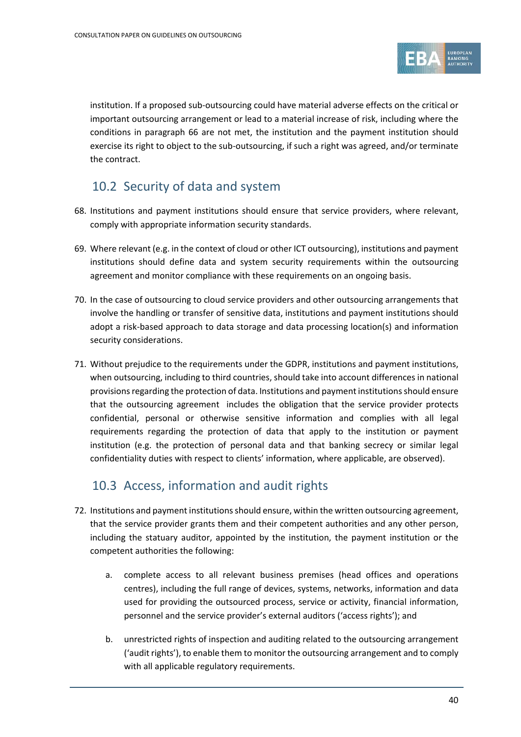institution. If a proposed sub-outsourcing could have material adverse effects on the critical or important outsourcing arrangement or lead to a material increase of risk, including where the conditions in paragraph 66 are not met, the institution and the payment institution should exercise its right to object to the sub-outsourcing, if such a right was agreed, and/or terminate the contract.

## 10.2 Security of data and system

68. Institutions and payment institutions should ensure that service providers, where relevant, comply with appropriate information security standards.

69. Where relevant (e.g. in the context of cloud or other ICT outsourcing), institutions and payment institutions should define data and system security requirements within the outsourcing agreement and monitor compliance with these requirements on an ongoing basis.

70. In the case of outsourcing to cloud service providers and other outsourcing arrangements that involve the handling or transfer of sensitive data, institutions and payment institutions should adopt a risk-based approach to data storage and data processing location(s) and information security considerations.

71. Without prejudice to the requirements under the GDPR, institutions and payment institutions, when outsourcing, including to third countries, should take into account differences in national provisions regarding the protection of data. Institutions and payment institutions should ensure that the outsourcing agreement includes the obligation that the service provider protects confidential, personal or otherwise sensitive information and complies with all legal requirements regarding the protection of data that apply to the institution or payment institution (e.g. the protection of personal data and that banking secrecy or similar legal confidentiality duties with respect to clients' information, where applicable, are observed).

## 10.3 Access, information and audit rights

72. Institutions and payment institutions should ensure, within the written outsourcing agreement, that the service provider grants them and their competent authorities and any other person, including the statuary auditor, appointed by the institution, the payment institution or the competent authorities the following:

    a. complete access to all relevant business premises (head offices and operations centres), including the full range of devices, systems, networks, information and data used for providing the outsourced process, service or activity, financial information, personnel and the service provider's external auditors ('access rights'); and

    b. unrestricted rights of inspection and auditing related to the outsourcing arrangement ('audit rights'), to enable them to monitor the outsourcing arrangement and to comply with all applicable regulatory requirements.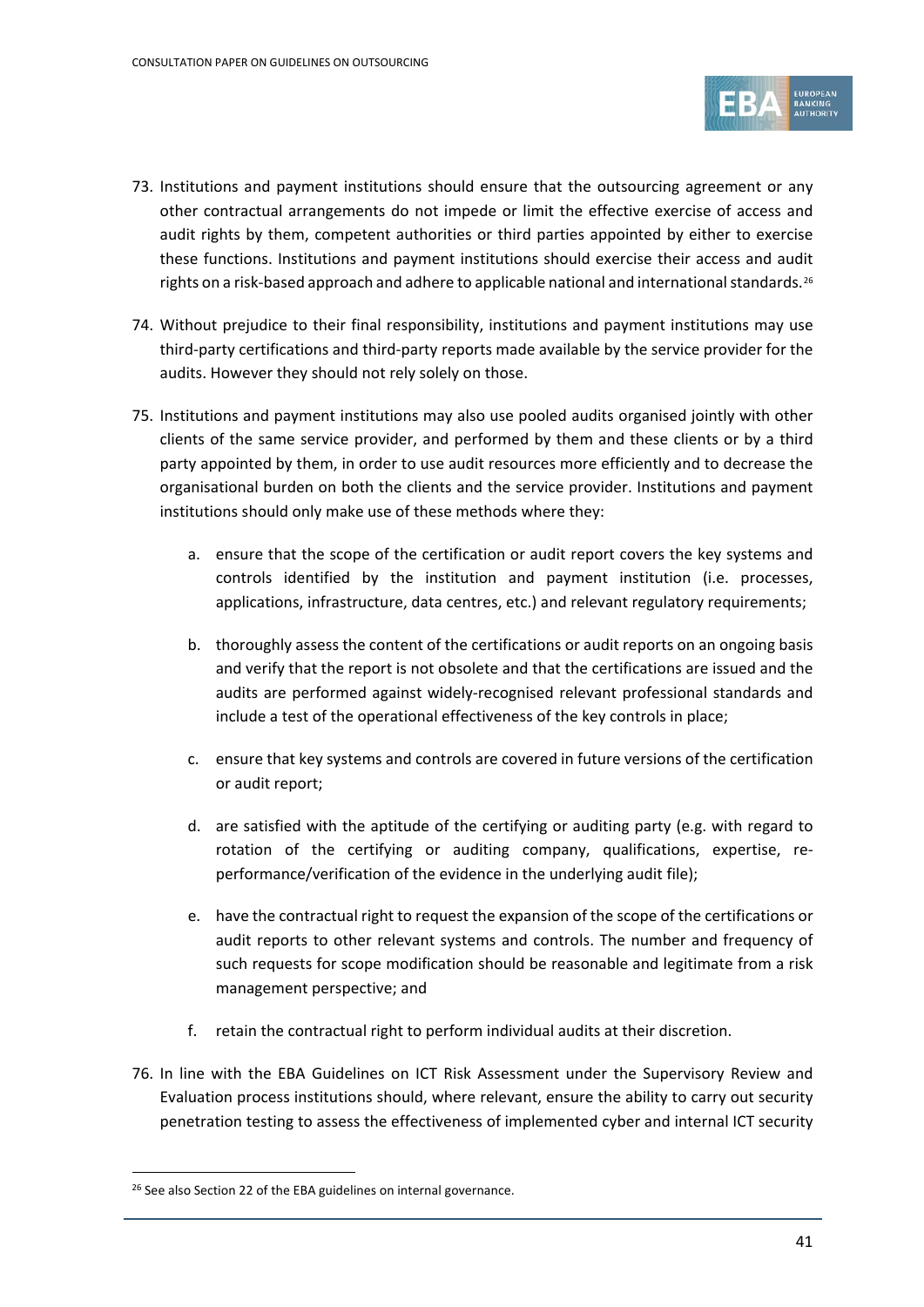73. Institutions and payment institutions should ensure that the outsourcing agreement or any other contractual arrangements do not impede or limit the effective exercise of access and audit rights by them, competent authorities or third parties appointed by either to exercise these functions. Institutions and payment institutions should exercise their access and audit rights on a risk-based approach and adhere to applicable national and international standards.[26]

74. Without prejudice to their final responsibility, institutions and payment institutions may use third-party certifications and third-party reports made available by the service provider for the audits. However they should not rely solely on those.

75. Institutions and payment institutions may also use pooled audits organised jointly with other clients of the same service provider, and performed by them and these clients or by a third party appointed by them, in order to use audit resources more efficiently and to decrease the organisational burden on both the clients and the service provider. Institutions and payment institutions should only make use of these methods where they:

    a. ensure that the scope of the certification or audit report covers the key systems and controls identified by the institution and payment institution (i.e. processes, applications, infrastructure, data centres, etc.) and relevant regulatory requirements;

    b. thoroughly assess the content of the certifications or audit reports on an ongoing basis and verify that the report is not obsolete and that the certifications are issued and the audits are performed against widely-recognised relevant professional standards and include a test of the operational effectiveness of the key controls in place;

    c. ensure that key systems and controls are covered in future versions of the certification or audit report;

    d. are satisfied with the aptitude of the certifying or auditing party (e.g. with regard to rotation of the certifying or auditing company, qualifications, expertise, re-performance/verification of the evidence in the underlying audit file);

    e. have the contractual right to request the expansion of the scope of the certifications or audit reports to other relevant systems and controls. The number and frequency of such requests for scope modification should be reasonable and legitimate from a risk management perspective; and

    f. retain the contractual right to perform individual audits at their discretion.

76. In line with the EBA Guidelines on ICT Risk Assessment under the Supervisory Review and Evaluation process institutions should, where relevant, ensure the ability to carry out security penetration testing to assess the effectiveness of implemented cyber and internal ICT security

[26] See also Section 22 of the EBA guidelines on internal governance.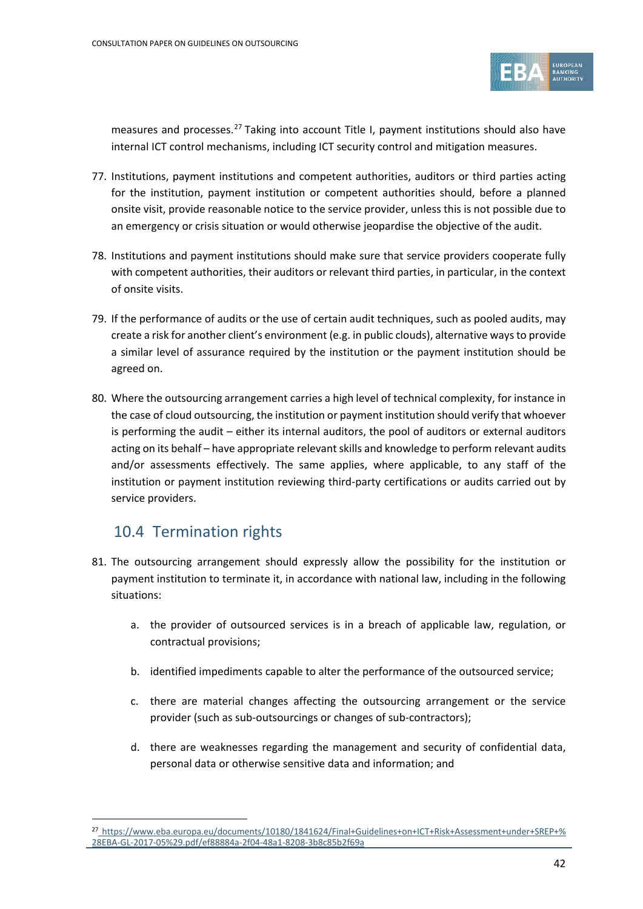measures and processes.[27] Taking into account Title I, payment institutions should also have internal ICT control mechanisms, including ICT security control and mitigation measures.

77. Institutions, payment institutions and competent authorities, auditors or third parties acting for the institution, payment institution or competent authorities should, before a planned onsite visit, provide reasonable notice to the service provider, unless this is not possible due to an emergency or crisis situation or would otherwise jeopardise the objective of the audit.

78. Institutions and payment institutions should make sure that service providers cooperate fully with competent authorities, their auditors or relevant third parties, in particular, in the context of onsite visits.

79. If the performance of audits or the use of certain audit techniques, such as pooled audits, may create a risk for another client's environment (e.g. in public clouds), alternative ways to provide a similar level of assurance required by the institution or the payment institution should be agreed on.

80. Where the outsourcing arrangement carries a high level of technical complexity, for instance in the case of cloud outsourcing, the institution or payment institution should verify that whoever is performing the audit – either its internal auditors, the pool of auditors or external auditors acting on its behalf – have appropriate relevant skills and knowledge to perform relevant audits and/or assessments effectively. The same applies, where applicable, to any staff of the institution or payment institution reviewing third-party certifications or audits carried out by service providers.

## 10.4 Termination rights

81. The outsourcing arrangement should expressly allow the possibility for the institution or payment institution to terminate it, in accordance with national law, including in the following situations:

    a. the provider of outsourced services is in a breach of applicable law, regulation, or contractual provisions;

    b. identified impediments capable to alter the performance of the outsourced service;

    c. there are material changes affecting the outsourcing arrangement or the service provider (such as sub-outsourcings or changes of sub-contractors);

    d. there are weaknesses regarding the management and security of confidential data, personal data or otherwise sensitive data and information; and

---

[27] https://www.eba.europa.eu/documents/10180/1841624/Final+Guidelines+on+ICT+Risk+Assessment+under+SREP+%28EBA-GL-2017-05%29.pdf/ef88884a-2f04-48a1-8208-3b8c85b2f69a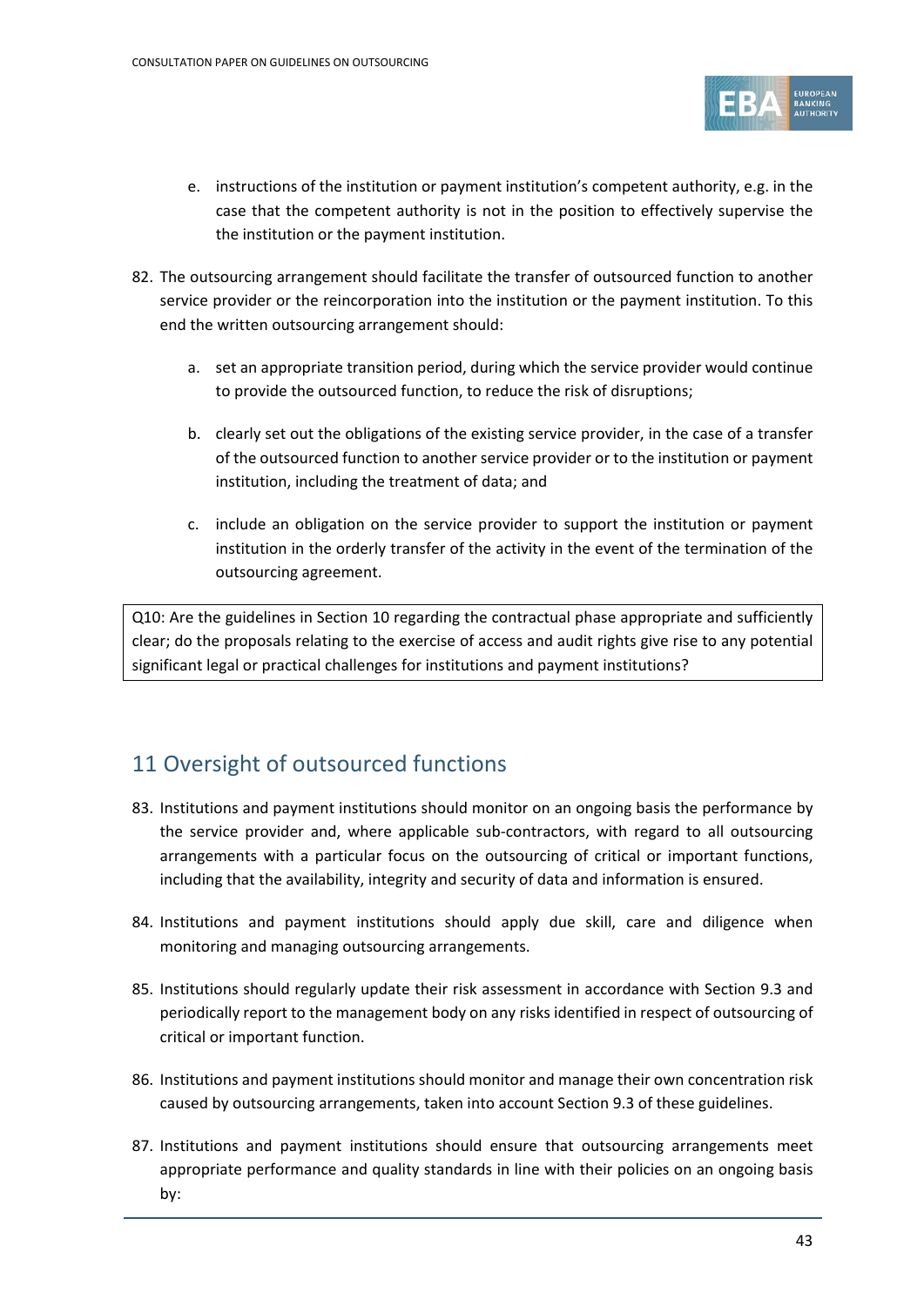e. instructions of the institution or payment institution's competent authority, e.g. in the case that the competent authority is not in the position to effectively supervise the the institution or the payment institution.

82. The outsourcing arrangement should facilitate the transfer of outsourced function to another service provider or the reincorporation into the institution or the payment institution. To this end the written outsourcing arrangement should:

    a. set an appropriate transition period, during which the service provider would continue to provide the outsourced function, to reduce the risk of disruptions;

    b. clearly set out the obligations of the existing service provider, in the case of a transfer of the outsourced function to another service provider or to the institution or payment institution, including the treatment of data; and

    c. include an obligation on the service provider to support the institution or payment institution in the orderly transfer of the activity in the event of the termination of the outsourcing agreement.

> Q10: Are the guidelines in Section 10 regarding the contractual phase appropriate and sufficiently clear; do the proposals relating to the exercise of access and audit rights give rise to any potential significant legal or practical challenges for institutions and payment institutions?

## 11 Oversight of outsourced functions

83. Institutions and payment institutions should monitor on an ongoing basis the performance by the service provider and, where applicable sub-contractors, with regard to all outsourcing arrangements with a particular focus on the outsourcing of critical or important functions, including that the availability, integrity and security of data and information is ensured.

84. Institutions and payment institutions should apply due skill, care and diligence when monitoring and managing outsourcing arrangements.

85. Institutions should regularly update their risk assessment in accordance with Section 9.3 and periodically report to the management body on any risks identified in respect of outsourcing of critical or important function.

86. Institutions and payment institutions should monitor and manage their own concentration risk caused by outsourcing arrangements, taken into account Section 9.3 of these guidelines.

87. Institutions and payment institutions should ensure that outsourcing arrangements meet appropriate performance and quality standards in line with their policies on an ongoing basis by: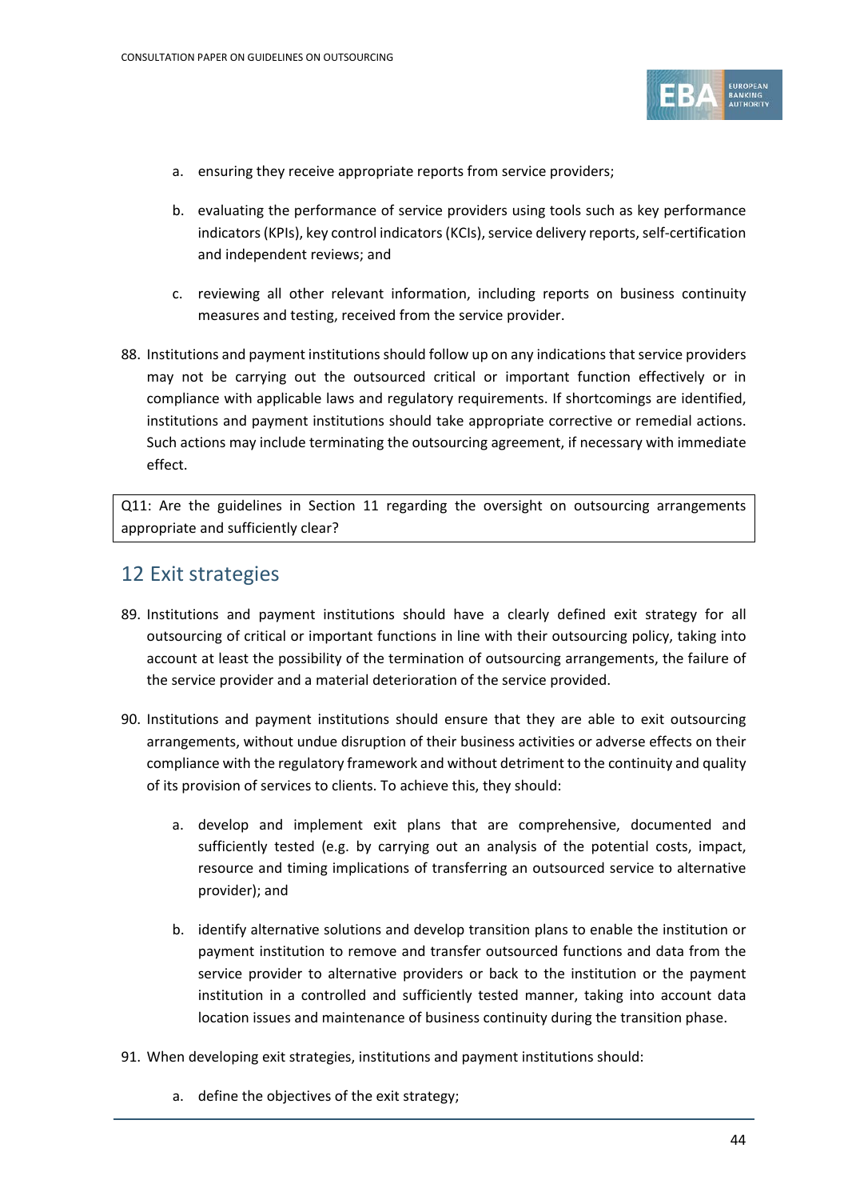a. ensuring they receive appropriate reports from service providers;

b. evaluating the performance of service providers using tools such as key performance indicators (KPIs), key control indicators (KCIs), service delivery reports, self-certification and independent reviews; and

c. reviewing all other relevant information, including reports on business continuity measures and testing, received from the service provider.

88. Institutions and payment institutions should follow up on any indications that service providers may not be carrying out the outsourced critical or important function effectively or in compliance with applicable laws and regulatory requirements. If shortcomings are identified, institutions and payment institutions should take appropriate corrective or remedial actions. Such actions may include terminating the outsourcing agreement, if necessary with immediate effect.

> Q11: Are the guidelines in Section 11 regarding the oversight on outsourcing arrangements appropriate and sufficiently clear?

## 12 Exit strategies

89. Institutions and payment institutions should have a clearly defined exit strategy for all outsourcing of critical or important functions in line with their outsourcing policy, taking into account at least the possibility of the termination of outsourcing arrangements, the failure of the service provider and a material deterioration of the service provided.

90. Institutions and payment institutions should ensure that they are able to exit outsourcing arrangements, without undue disruption of their business activities or adverse effects on their compliance with the regulatory framework and without detriment to the continuity and quality of its provision of services to clients. To achieve this, they should:

    a. develop and implement exit plans that are comprehensive, documented and sufficiently tested (e.g. by carrying out an analysis of the potential costs, impact, resource and timing implications of transferring an outsourced service to alternative provider); and

    b. identify alternative solutions and develop transition plans to enable the institution or payment institution to remove and transfer outsourced functions and data from the service provider to alternative providers or back to the institution or the payment institution in a controlled and sufficiently tested manner, taking into account data location issues and maintenance of business continuity during the transition phase.

91. When developing exit strategies, institutions and payment institutions should:

    a. define the objectives of the exit strategy;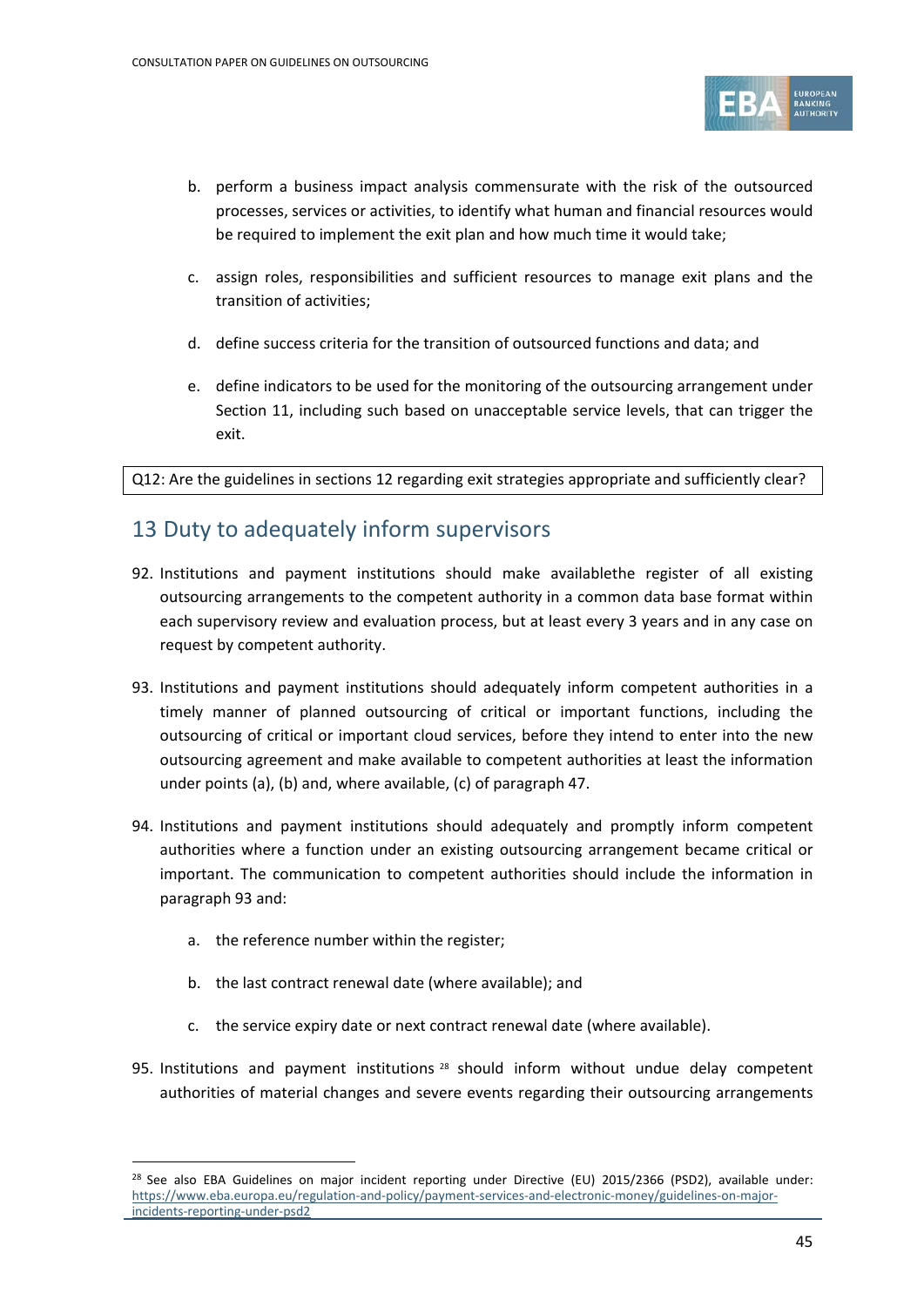b. perform a business impact analysis commensurate with the risk of the outsourced processes, services or activities, to identify what human and financial resources would be required to implement the exit plan and how much time it would take;

c. assign roles, responsibilities and sufficient resources to manage exit plans and the transition of activities;

d. define success criteria for the transition of outsourced functions and data; and

e. define indicators to be used for the monitoring of the outsourcing arrangement under Section 11, including such based on unacceptable service levels, that can trigger the exit.

Q12: Are the guidelines in sections 12 regarding exit strategies appropriate and sufficiently clear?

## 13 Duty to adequately inform supervisors

92. Institutions and payment institutions should make availablethe register of all existing outsourcing arrangements to the competent authority in a common data base format within each supervisory review and evaluation process, but at least every 3 years and in any case on request by competent authority.

93. Institutions and payment institutions should adequately inform competent authorities in a timely manner of planned outsourcing of critical or important functions, including the outsourcing of critical or important cloud services, before they intend to enter into the new outsourcing agreement and make available to competent authorities at least the information under points (a), (b) and, where available, (c) of paragraph 47.

94. Institutions and payment institutions should adequately and promptly inform competent authorities where a function under an existing outsourcing arrangement became critical or important. The communication to competent authorities should include the information in paragraph 93 and:

    a. the reference number within the register;

    b. the last contract renewal date (where available); and

    c. the service expiry date or next contract renewal date (where available).

95. Institutions and payment institutions [28] should inform without undue delay competent authorities of material changes and severe events regarding their outsourcing arrangements

[28] See also EBA Guidelines on major incident reporting under Directive (EU) 2015/2366 (PSD2), available under: https://www.eba.europa.eu/regulation-and-policy/payment-services-and-electronic-money/guidelines-on-major-incidents-reporting-under-psd2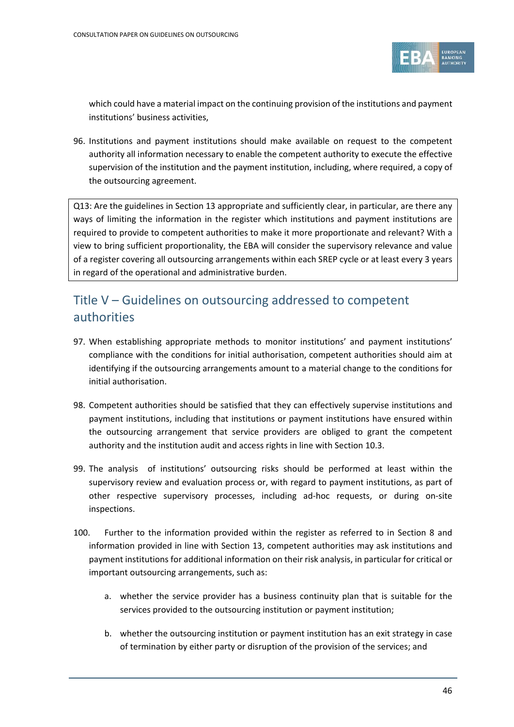which could have a material impact on the continuing provision of the institutions and payment institutions' business activities,

96. Institutions and payment institutions should make available on request to the competent authority all information necessary to enable the competent authority to execute the effective supervision of the institution and the payment institution, including, where required, a copy of the outsourcing agreement.

> Q13: Are the guidelines in Section 13 appropriate and sufficiently clear, in particular, are there any ways of limiting the information in the register which institutions and payment institutions are required to provide to competent authorities to make it more proportionate and relevant? With a view to bring sufficient proportionality, the EBA will consider the supervisory relevance and value of a register covering all outsourcing arrangements within each SREP cycle or at least every 3 years in regard of the operational and administrative burden.

## Title V – Guidelines on outsourcing addressed to competent authorities

97. When establishing appropriate methods to monitor institutions' and payment institutions' compliance with the conditions for initial authorisation, competent authorities should aim at identifying if the outsourcing arrangements amount to a material change to the conditions for initial authorisation.

98. Competent authorities should be satisfied that they can effectively supervise institutions and payment institutions, including that institutions or payment institutions have ensured within the outsourcing arrangement that service providers are obliged to grant the competent authority and the institution audit and access rights in line with Section 10.3.

99. The analysis of institutions' outsourcing risks should be performed at least within the supervisory review and evaluation process or, with regard to payment institutions, as part of other respective supervisory processes, including ad-hoc requests, or during on-site inspections.

100. Further to the information provided within the register as referred to in Section 8 and information provided in line with Section 13, competent authorities may ask institutions and payment institutions for additional information on their risk analysis, in particular for critical or important outsourcing arrangements, such as:

    a. whether the service provider has a business continuity plan that is suitable for the services provided to the outsourcing institution or payment institution;

    b. whether the outsourcing institution or payment institution has an exit strategy in case of termination by either party or disruption of the provision of the services; and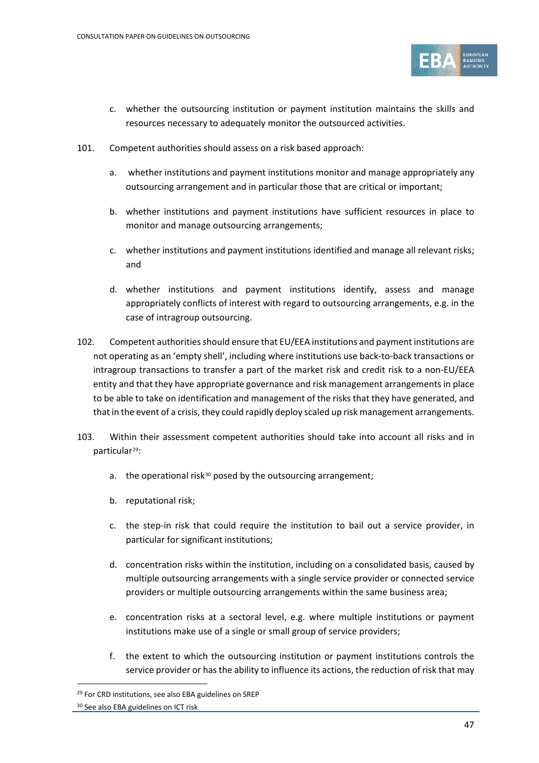c. whether the outsourcing institution or payment institution maintains the skills and resources necessary to adequately monitor the outsourced activities.

101. Competent authorities should assess on a risk based approach:

   a. whether institutions and payment institutions monitor and manage appropriately any outsourcing arrangement and in particular those that are critical or important;

   b. whether institutions and payment institutions have sufficient resources in place to monitor and manage outsourcing arrangements;

   c. whether institutions and payment institutions identified and manage all relevant risks; and

   d. whether institutions and payment institutions identify, assess and manage appropriately conflicts of interest with regard to outsourcing arrangements, e.g. in the case of intragroup outsourcing.

102. Competent authorities should ensure that EU/EEA institutions and payment institutions are not operating as an 'empty shell', including where institutions use back-to-back transactions or intragroup transactions to transfer a part of the market risk and credit risk to a non-EU/EEA entity and that they have appropriate governance and risk management arrangements in place to be able to take on identification and management of the risks that they have generated, and that in the event of a crisis, they could rapidly deploy scaled up risk management arrangements.

103. Within their assessment competent authorities should take into account all risks and in particular[29]:

   a. the operational risk[30] posed by the outsourcing arrangement;

   b. reputational risk;

   c. the step-in risk that could require the institution to bail out a service provider, in particular for significant institutions;

   d. concentration risks within the institution, including on a consolidated basis, caused by multiple outsourcing arrangements with a single service provider or connected service providers or multiple outsourcing arrangements within the same business area;

   e. concentration risks at a sectoral level, e.g. where multiple institutions or payment institutions make use of a single or small group of service providers;

   f. the extent to which the outsourcing institution or payment institutions controls the service provider or has the ability to influence its actions, the reduction of risk that may

[29] For CRD institutions, see also EBA guidelines on SREP

[30] See also EBA guidelines on ICT risk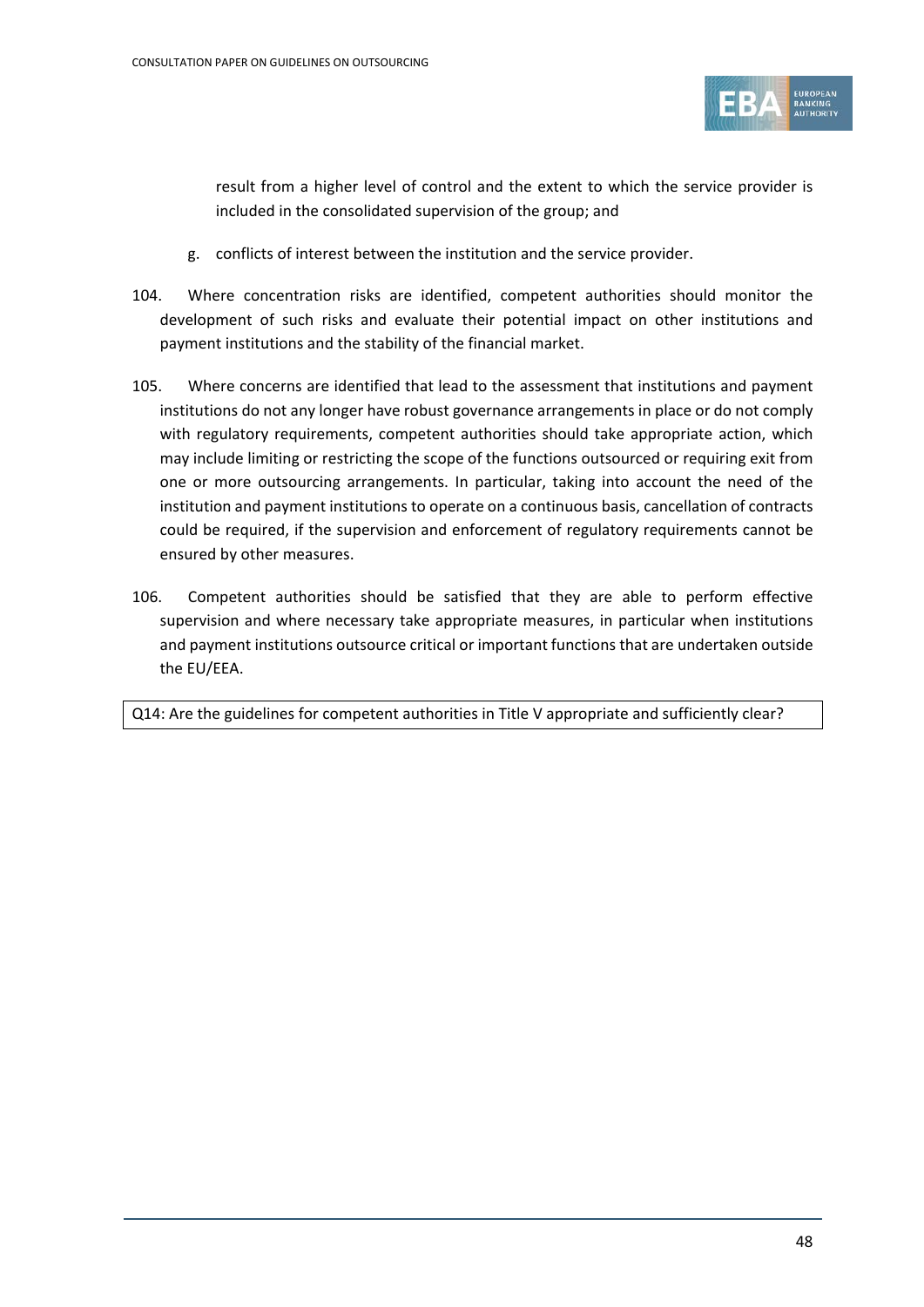result from a higher level of control and the extent to which the service provider is included in the consolidated supervision of the group; and

g. conflicts of interest between the institution and the service provider.

104. Where concentration risks are identified, competent authorities should monitor the development of such risks and evaluate their potential impact on other institutions and payment institutions and the stability of the financial market.

105. Where concerns are identified that lead to the assessment that institutions and payment institutions do not any longer have robust governance arrangements in place or do not comply with regulatory requirements, competent authorities should take appropriate action, which may include limiting or restricting the scope of the functions outsourced or requiring exit from one or more outsourcing arrangements. In particular, taking into account the need of the institution and payment institutions to operate on a continuous basis, cancellation of contracts could be required, if the supervision and enforcement of regulatory requirements cannot be ensured by other measures.

106. Competent authorities should be satisfied that they are able to perform effective supervision and where necessary take appropriate measures, in particular when institutions and payment institutions outsource critical or important functions that are undertaken outside the EU/EEA.

Q14: Are the guidelines for competent authorities in Title V appropriate and sufficiently clear?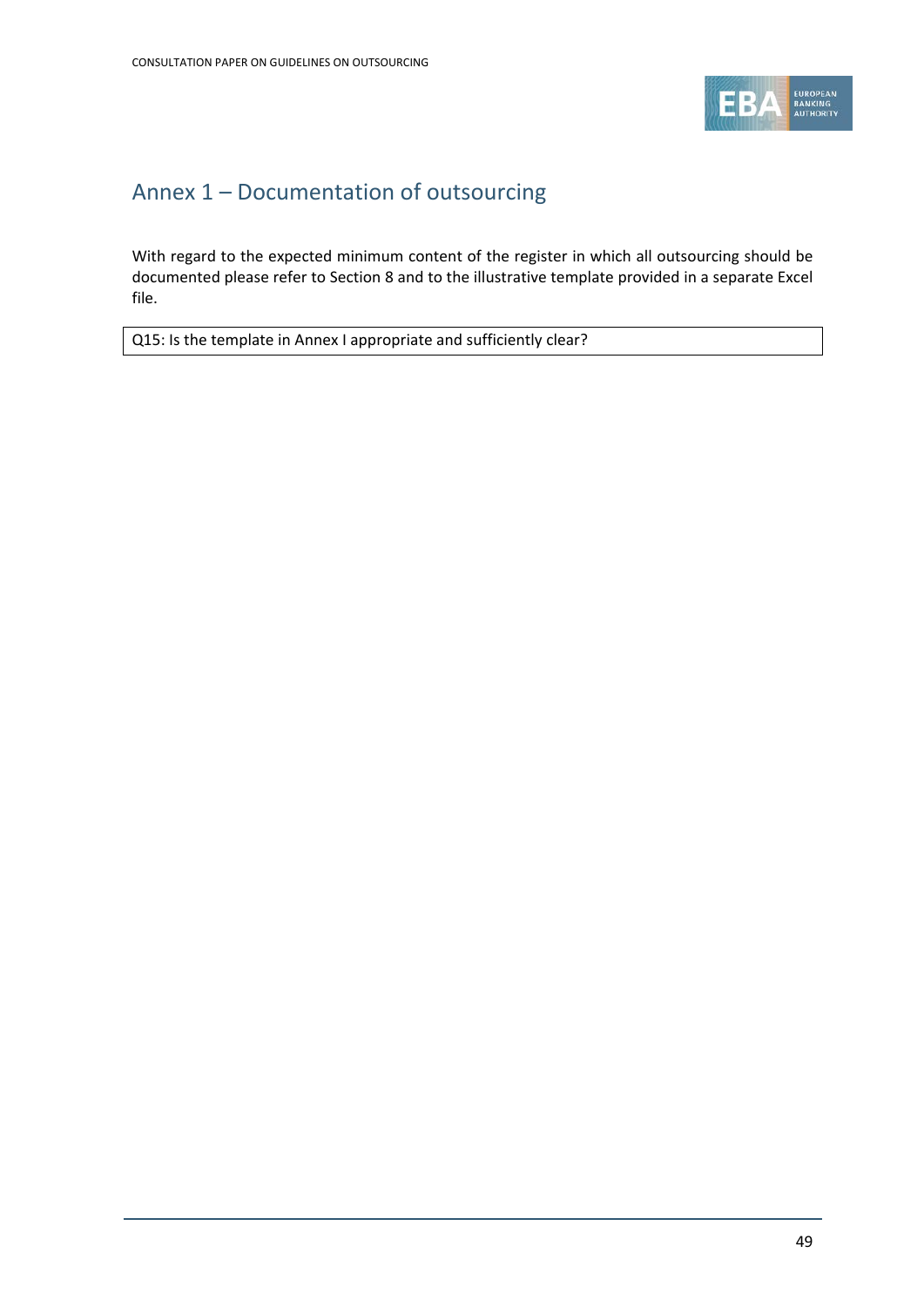## Annex 1 – Documentation of outsourcing

With regard to the expected minimum content of the register in which all outsourcing should be documented please refer to Section 8 and to the illustrative template provided in a separate Excel file.

| Q15: Is the template in Annex I appropriate and sufficiently clear? |
|---|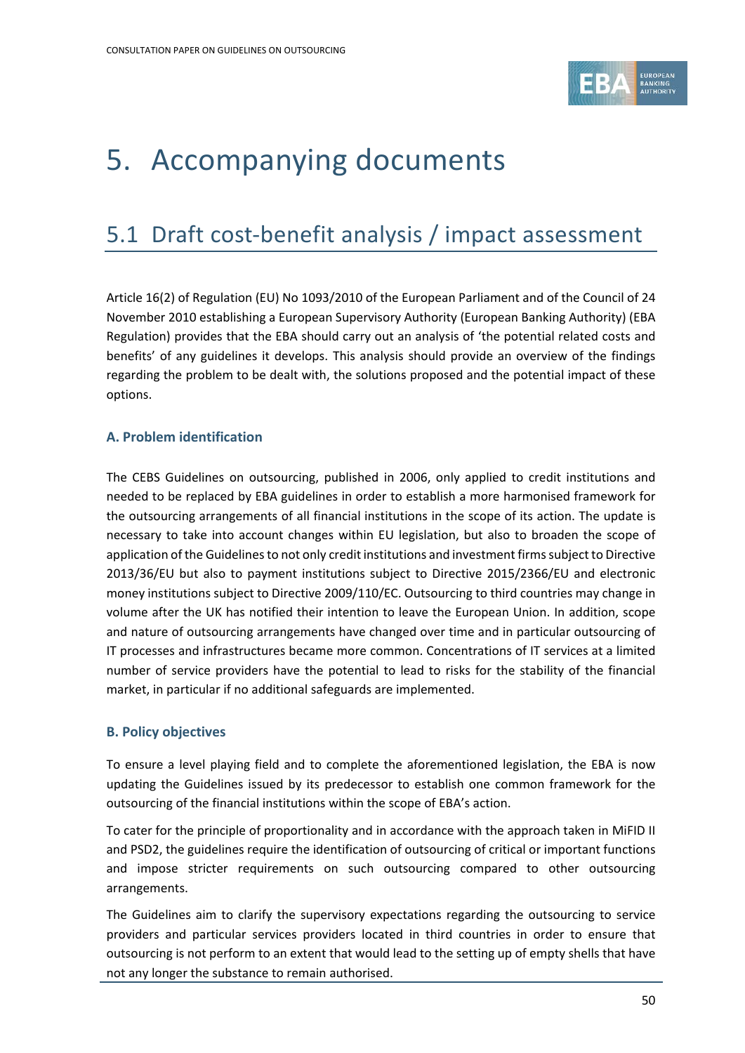# 5. Accompanying documents

## 5.1 Draft cost-benefit analysis / impact assessment

Article 16(2) of Regulation (EU) No 1093/2010 of the European Parliament and of the Council of 24 November 2010 establishing a European Supervisory Authority (European Banking Authority) (EBA Regulation) provides that the EBA should carry out an analysis of 'the potential related costs and benefits' of any guidelines it develops. This analysis should provide an overview of the findings regarding the problem to be dealt with, the solutions proposed and the potential impact of these options.

### A. Problem identification

The CEBS Guidelines on outsourcing, published in 2006, only applied to credit institutions and needed to be replaced by EBA guidelines in order to establish a more harmonised framework for the outsourcing arrangements of all financial institutions in the scope of its action. The update is necessary to take into account changes within EU legislation, but also to broaden the scope of application of the Guidelines to not only credit institutions and investment firms subject to Directive 2013/36/EU but also to payment institutions subject to Directive 2015/2366/EU and electronic money institutions subject to Directive 2009/110/EC. Outsourcing to third countries may change in volume after the UK has notified their intention to leave the European Union. In addition, scope and nature of outsourcing arrangements have changed over time and in particular outsourcing of IT processes and infrastructures became more common. Concentrations of IT services at a limited number of service providers have the potential to lead to risks for the stability of the financial market, in particular if no additional safeguards are implemented.

### B. Policy objectives

To ensure a level playing field and to complete the aforementioned legislation, the EBA is now updating the Guidelines issued by its predecessor to establish one common framework for the outsourcing of the financial institutions within the scope of EBA's action.

To cater for the principle of proportionality and in accordance with the approach taken in MiFID II and PSD2, the guidelines require the identification of outsourcing of critical or important functions and impose stricter requirements on such outsourcing compared to other outsourcing arrangements.

The Guidelines aim to clarify the supervisory expectations regarding the outsourcing to service providers and particular services providers located in third countries in order to ensure that outsourcing is not perform to an extent that would lead to the setting up of empty shells that have not any longer the substance to remain authorised.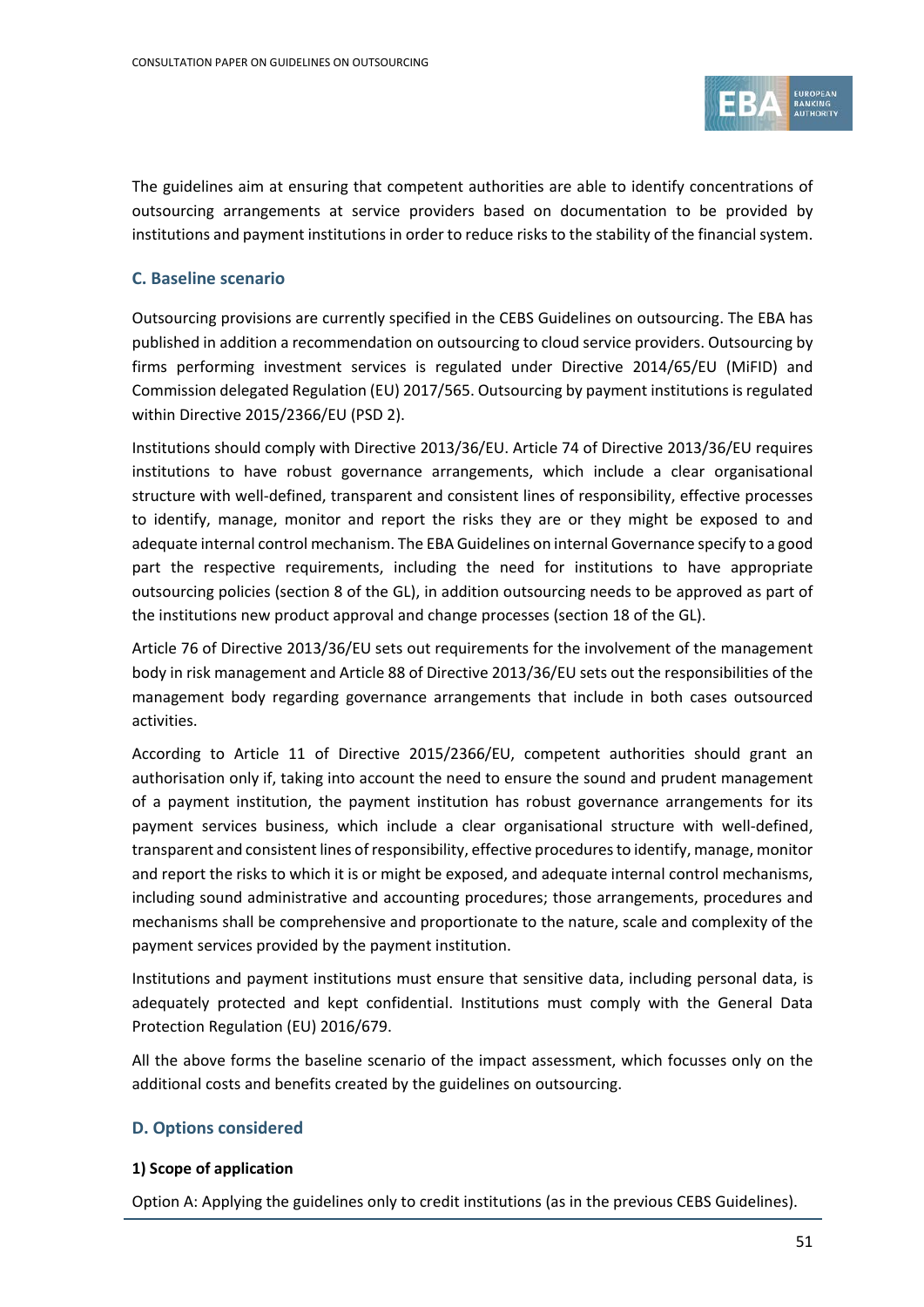The guidelines aim at ensuring that competent authorities are able to identify concentrations of outsourcing arrangements at service providers based on documentation to be provided by institutions and payment institutions in order to reduce risks to the stability of the financial system.

### C. Baseline scenario

Outsourcing provisions are currently specified in the CEBS Guidelines on outsourcing. The EBA has published in addition a recommendation on outsourcing to cloud service providers. Outsourcing by firms performing investment services is regulated under Directive 2014/65/EU (MiFID) and Commission delegated Regulation (EU) 2017/565. Outsourcing by payment institutions is regulated within Directive 2015/2366/EU (PSD 2).

Institutions should comply with Directive 2013/36/EU. Article 74 of Directive 2013/36/EU requires institutions to have robust governance arrangements, which include a clear organisational structure with well-defined, transparent and consistent lines of responsibility, effective processes to identify, manage, monitor and report the risks they are or they might be exposed to and adequate internal control mechanism. The EBA Guidelines on internal Governance specify to a good part the respective requirements, including the need for institutions to have appropriate outsourcing policies (section 8 of the GL), in addition outsourcing needs to be approved as part of the institutions new product approval and change processes (section 18 of the GL).

Article 76 of Directive 2013/36/EU sets out requirements for the involvement of the management body in risk management and Article 88 of Directive 2013/36/EU sets out the responsibilities of the management body regarding governance arrangements that include in both cases outsourced activities.

According to Article 11 of Directive 2015/2366/EU, competent authorities should grant an authorisation only if, taking into account the need to ensure the sound and prudent management of a payment institution, the payment institution has robust governance arrangements for its payment services business, which include a clear organisational structure with well-defined, transparent and consistent lines of responsibility, effective procedures to identify, manage, monitor and report the risks to which it is or might be exposed, and adequate internal control mechanisms, including sound administrative and accounting procedures; those arrangements, procedures and mechanisms shall be comprehensive and proportionate to the nature, scale and complexity of the payment services provided by the payment institution.

Institutions and payment institutions must ensure that sensitive data, including personal data, is adequately protected and kept confidential. Institutions must comply with the General Data Protection Regulation (EU) 2016/679.

All the above forms the baseline scenario of the impact assessment, which focusses only on the additional costs and benefits created by the guidelines on outsourcing.

### D. Options considered

#### 1) Scope of application

Option A: Applying the guidelines only to credit institutions (as in the previous CEBS Guidelines).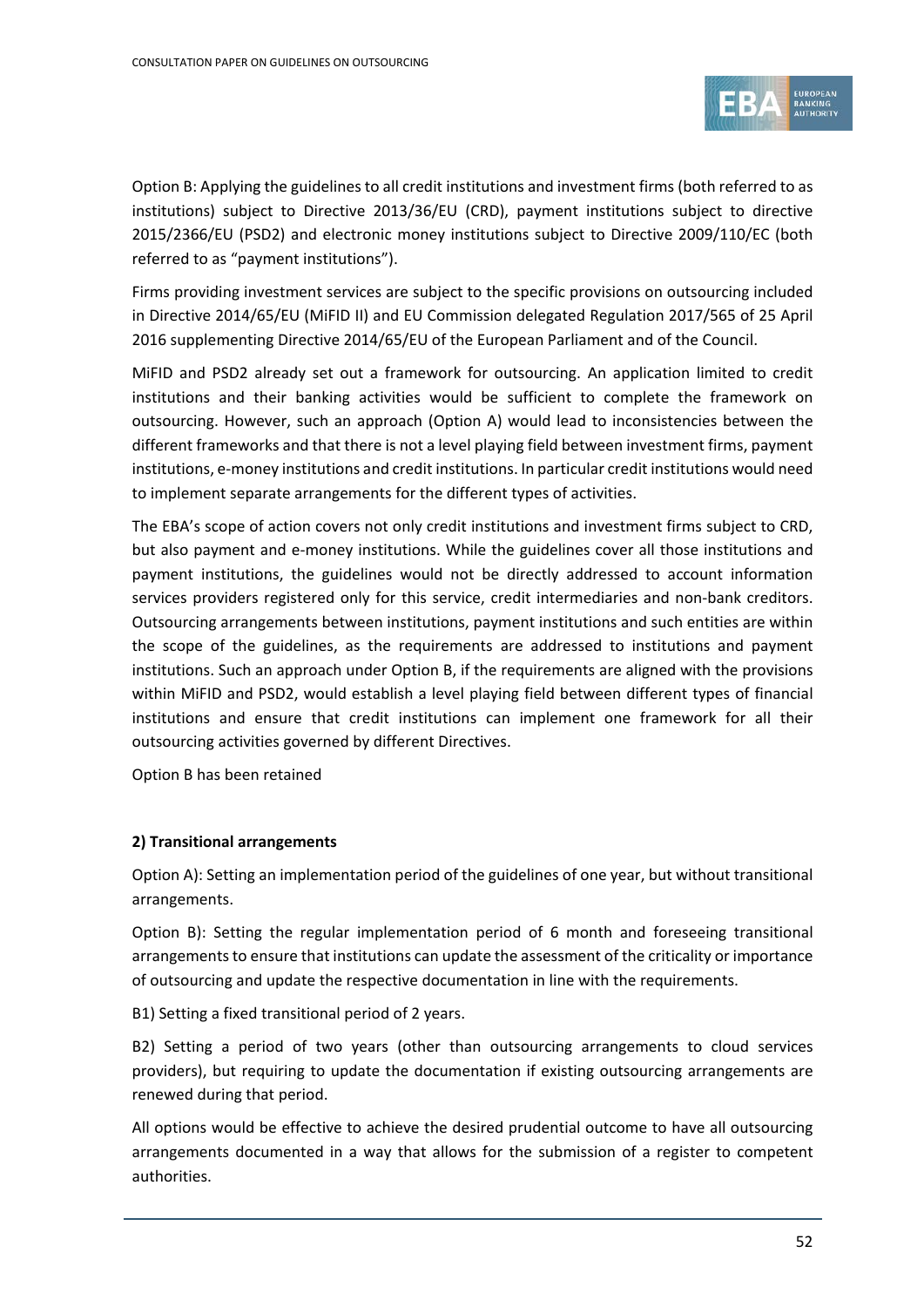Option B: Applying the guidelines to all credit institutions and investment firms (both referred to as institutions) subject to Directive 2013/36/EU (CRD), payment institutions subject to directive 2015/2366/EU (PSD2) and electronic money institutions subject to Directive 2009/110/EC (both referred to as "payment institutions").

Firms providing investment services are subject to the specific provisions on outsourcing included in Directive 2014/65/EU (MiFID II) and EU Commission delegated Regulation 2017/565 of 25 April 2016 supplementing Directive 2014/65/EU of the European Parliament and of the Council.

MiFID and PSD2 already set out a framework for outsourcing. An application limited to credit institutions and their banking activities would be sufficient to complete the framework on outsourcing. However, such an approach (Option A) would lead to inconsistencies between the different frameworks and that there is not a level playing field between investment firms, payment institutions, e-money institutions and credit institutions. In particular credit institutions would need to implement separate arrangements for the different types of activities.

The EBA's scope of action covers not only credit institutions and investment firms subject to CRD, but also payment and e-money institutions. While the guidelines cover all those institutions and payment institutions, the guidelines would not be directly addressed to account information services providers registered only for this service, credit intermediaries and non-bank creditors. Outsourcing arrangements between institutions, payment institutions and such entities are within the scope of the guidelines, as the requirements are addressed to institutions and payment institutions. Such an approach under Option B, if the requirements are aligned with the provisions within MiFID and PSD2, would establish a level playing field between different types of financial institutions and ensure that credit institutions can implement one framework for all their outsourcing activities governed by different Directives.

Option B has been retained

**2) Transitional arrangements**

Option A): Setting an implementation period of the guidelines of one year, but without transitional arrangements.

Option B): Setting the regular implementation period of 6 month and foreseeing transitional arrangements to ensure that institutions can update the assessment of the criticality or importance of outsourcing and update the respective documentation in line with the requirements.

B1) Setting a fixed transitional period of 2 years.

B2) Setting a period of two years (other than outsourcing arrangements to cloud services providers), but requiring to update the documentation if existing outsourcing arrangements are renewed during that period.

All options would be effective to achieve the desired prudential outcome to have all outsourcing arrangements documented in a way that allows for the submission of a register to competent authorities.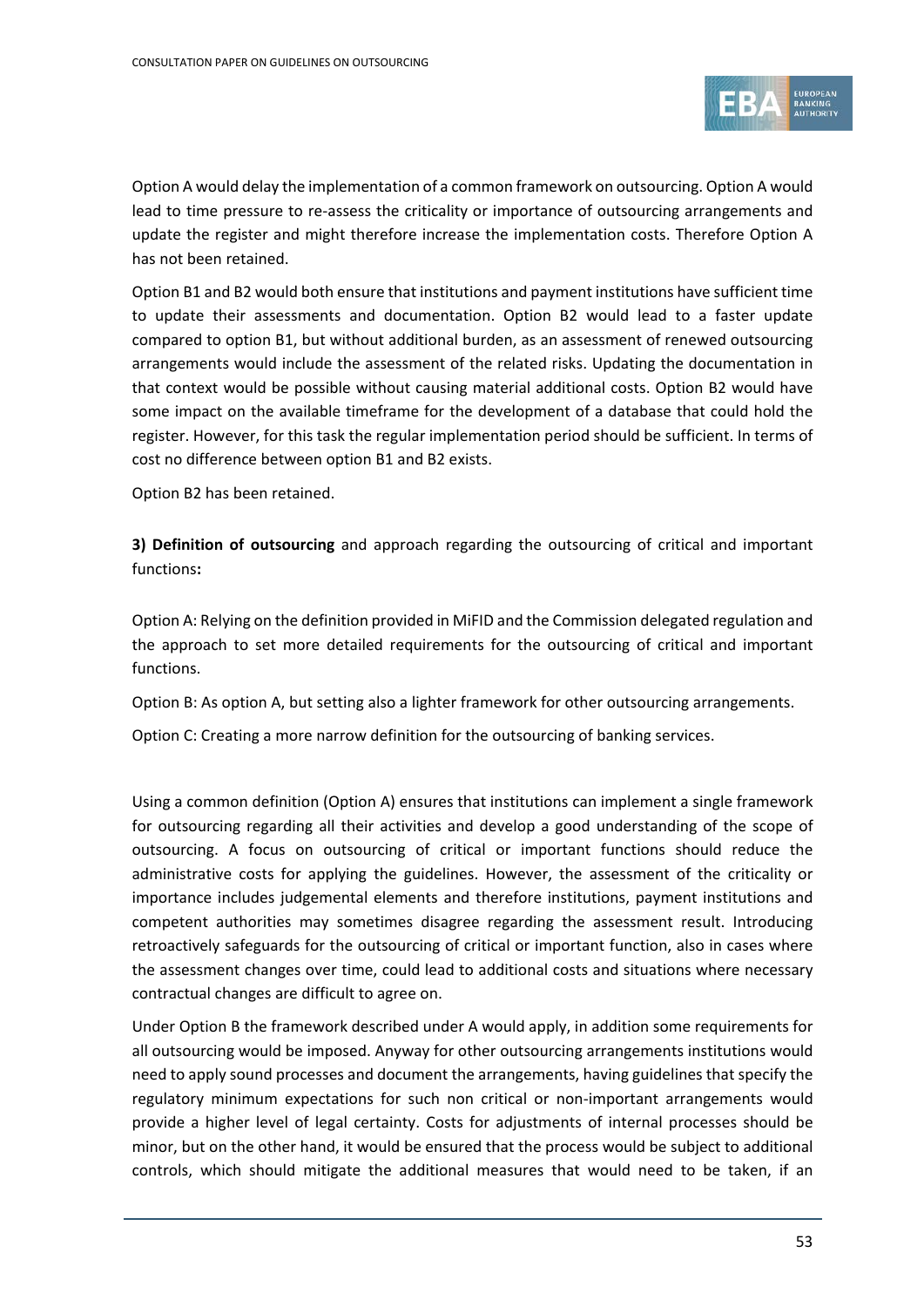Option A would delay the implementation of a common framework on outsourcing. Option A would lead to time pressure to re-assess the criticality or importance of outsourcing arrangements and update the register and might therefore increase the implementation costs. Therefore Option A has not been retained.

Option B1 and B2 would both ensure that institutions and payment institutions have sufficient time to update their assessments and documentation. Option B2 would lead to a faster update compared to option B1, but without additional burden, as an assessment of renewed outsourcing arrangements would include the assessment of the related risks. Updating the documentation in that context would be possible without causing material additional costs. Option B2 would have some impact on the available timeframe for the development of a database that could hold the register. However, for this task the regular implementation period should be sufficient. In terms of cost no difference between option B1 and B2 exists.

Option B2 has been retained.

**3) Definition of outsourcing** and approach regarding the outsourcing of critical and important functions**:**

Option A: Relying on the definition provided in MiFID and the Commission delegated regulation and the approach to set more detailed requirements for the outsourcing of critical and important functions.

Option B: As option A, but setting also a lighter framework for other outsourcing arrangements.

Option C: Creating a more narrow definition for the outsourcing of banking services.

Using a common definition (Option A) ensures that institutions can implement a single framework for outsourcing regarding all their activities and develop a good understanding of the scope of outsourcing. A focus on outsourcing of critical or important functions should reduce the administrative costs for applying the guidelines. However, the assessment of the criticality or importance includes judgemental elements and therefore institutions, payment institutions and competent authorities may sometimes disagree regarding the assessment result. Introducing retroactively safeguards for the outsourcing of critical or important function, also in cases where the assessment changes over time, could lead to additional costs and situations where necessary contractual changes are difficult to agree on.

Under Option B the framework described under A would apply, in addition some requirements for all outsourcing would be imposed. Anyway for other outsourcing arrangements institutions would need to apply sound processes and document the arrangements, having guidelines that specify the regulatory minimum expectations for such non critical or non-important arrangements would provide a higher level of legal certainty. Costs for adjustments of internal processes should be minor, but on the other hand, it would be ensured that the process would be subject to additional controls, which should mitigate the additional measures that would need to be taken, if an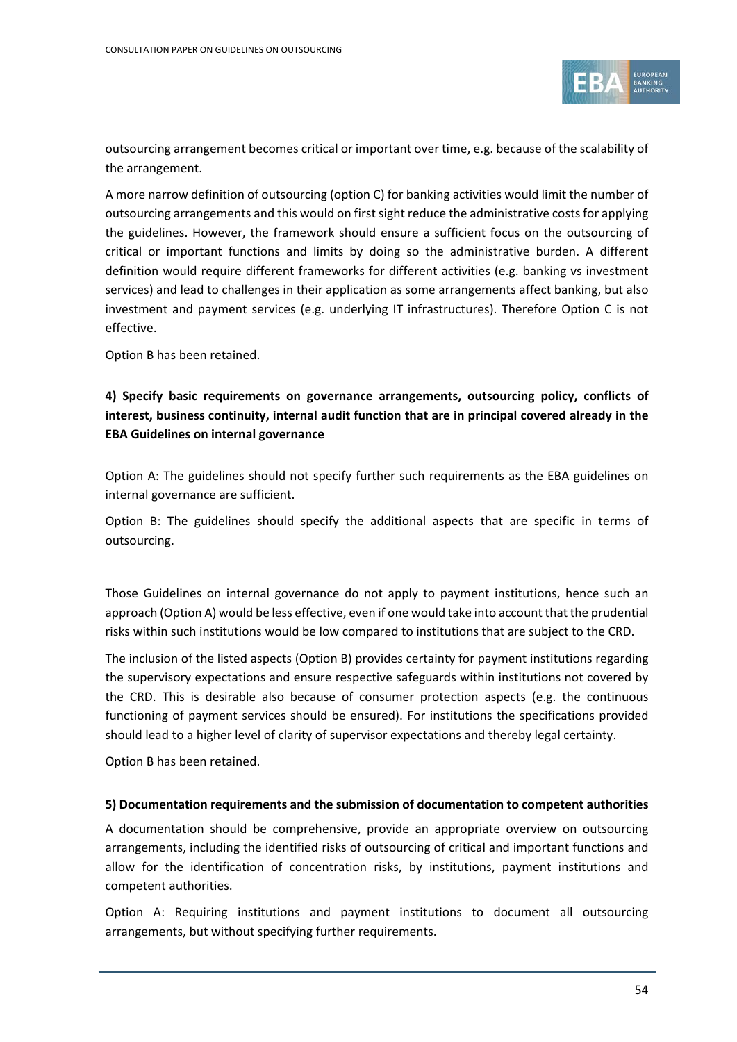outsourcing arrangement becomes critical or important over time, e.g. because of the scalability of the arrangement.

A more narrow definition of outsourcing (option C) for banking activities would limit the number of outsourcing arrangements and this would on first sight reduce the administrative costs for applying the guidelines. However, the framework should ensure a sufficient focus on the outsourcing of critical or important functions and limits by doing so the administrative burden. A different definition would require different frameworks for different activities (e.g. banking vs investment services) and lead to challenges in their application as some arrangements affect banking, but also investment and payment services (e.g. underlying IT infrastructures). Therefore Option C is not effective.

Option B has been retained.

**4) Specify basic requirements on governance arrangements, outsourcing policy, conflicts of interest, business continuity, internal audit function that are in principal covered already in the EBA Guidelines on internal governance**

Option A: The guidelines should not specify further such requirements as the EBA guidelines on internal governance are sufficient.

Option B: The guidelines should specify the additional aspects that are specific in terms of outsourcing.

Those Guidelines on internal governance do not apply to payment institutions, hence such an approach (Option A) would be less effective, even if one would take into account that the prudential risks within such institutions would be low compared to institutions that are subject to the CRD.

The inclusion of the listed aspects (Option B) provides certainty for payment institutions regarding the supervisory expectations and ensure respective safeguards within institutions not covered by the CRD. This is desirable also because of consumer protection aspects (e.g. the continuous functioning of payment services should be ensured). For institutions the specifications provided should lead to a higher level of clarity of supervisor expectations and thereby legal certainty.

Option B has been retained.

**5) Documentation requirements and the submission of documentation to competent authorities**

A documentation should be comprehensive, provide an appropriate overview on outsourcing arrangements, including the identified risks of outsourcing of critical and important functions and allow for the identification of concentration risks, by institutions, payment institutions and competent authorities.

Option A: Requiring institutions and payment institutions to document all outsourcing arrangements, but without specifying further requirements.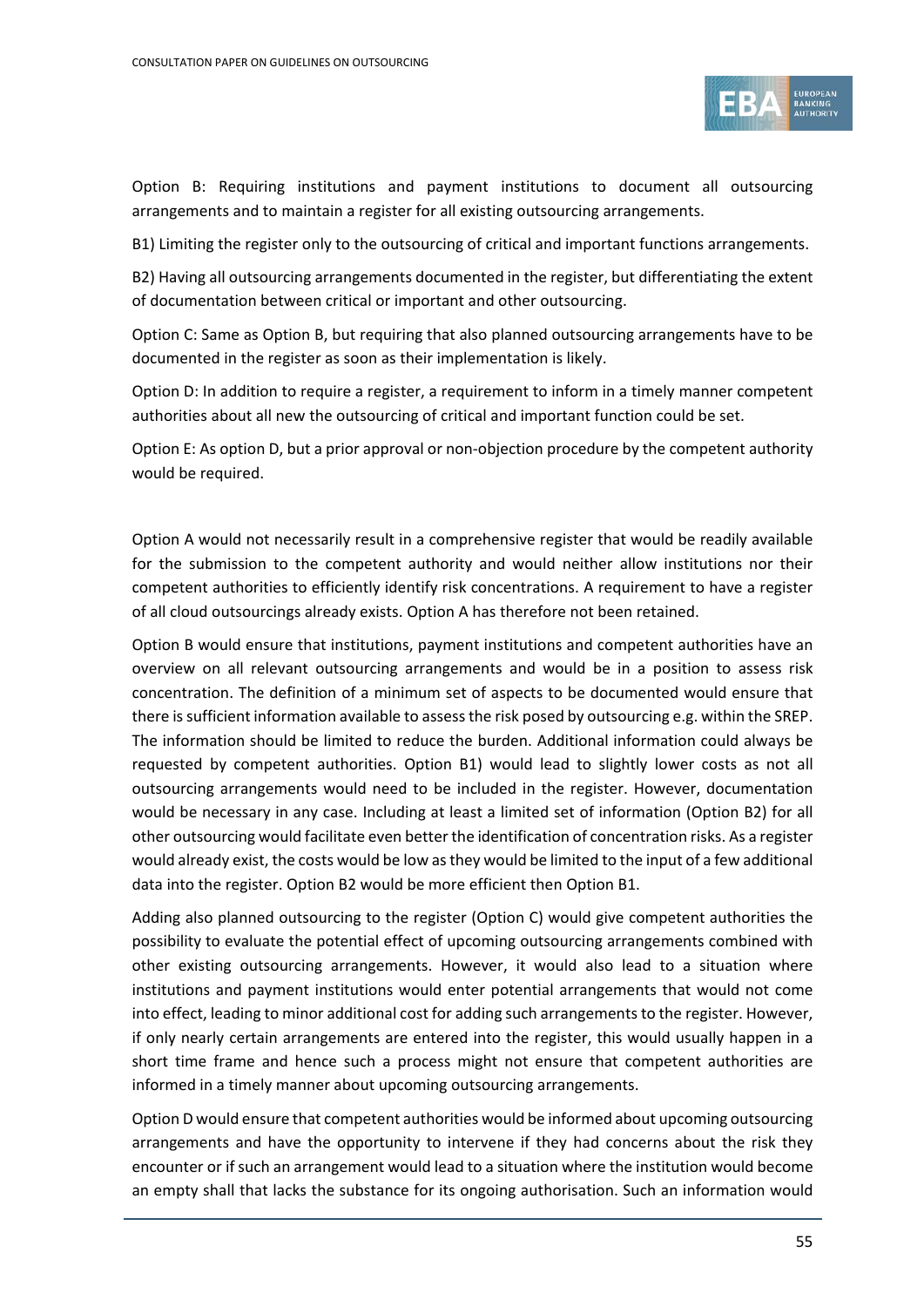Option B: Requiring institutions and payment institutions to document all outsourcing arrangements and to maintain a register for all existing outsourcing arrangements.

B1) Limiting the register only to the outsourcing of critical and important functions arrangements.

B2) Having all outsourcing arrangements documented in the register, but differentiating the extent of documentation between critical or important and other outsourcing.

Option C: Same as Option B, but requiring that also planned outsourcing arrangements have to be documented in the register as soon as their implementation is likely.

Option D: In addition to require a register, a requirement to inform in a timely manner competent authorities about all new the outsourcing of critical and important function could be set.

Option E: As option D, but a prior approval or non-objection procedure by the competent authority would be required.

Option A would not necessarily result in a comprehensive register that would be readily available for the submission to the competent authority and would neither allow institutions nor their competent authorities to efficiently identify risk concentrations. A requirement to have a register of all cloud outsourcings already exists. Option A has therefore not been retained.

Option B would ensure that institutions, payment institutions and competent authorities have an overview on all relevant outsourcing arrangements and would be in a position to assess risk concentration. The definition of a minimum set of aspects to be documented would ensure that there is sufficient information available to assess the risk posed by outsourcing e.g. within the SREP. The information should be limited to reduce the burden. Additional information could always be requested by competent authorities. Option B1) would lead to slightly lower costs as not all outsourcing arrangements would need to be included in the register. However, documentation would be necessary in any case. Including at least a limited set of information (Option B2) for all other outsourcing would facilitate even better the identification of concentration risks. As a register would already exist, the costs would be low as they would be limited to the input of a few additional data into the register. Option B2 would be more efficient then Option B1.

Adding also planned outsourcing to the register (Option C) would give competent authorities the possibility to evaluate the potential effect of upcoming outsourcing arrangements combined with other existing outsourcing arrangements. However, it would also lead to a situation where institutions and payment institutions would enter potential arrangements that would not come into effect, leading to minor additional cost for adding such arrangements to the register. However, if only nearly certain arrangements are entered into the register, this would usually happen in a short time frame and hence such a process might not ensure that competent authorities are informed in a timely manner about upcoming outsourcing arrangements.

Option D would ensure that competent authorities would be informed about upcoming outsourcing arrangements and have the opportunity to intervene if they had concerns about the risk they encounter or if such an arrangement would lead to a situation where the institution would become an empty shall that lacks the substance for its ongoing authorisation. Such an information would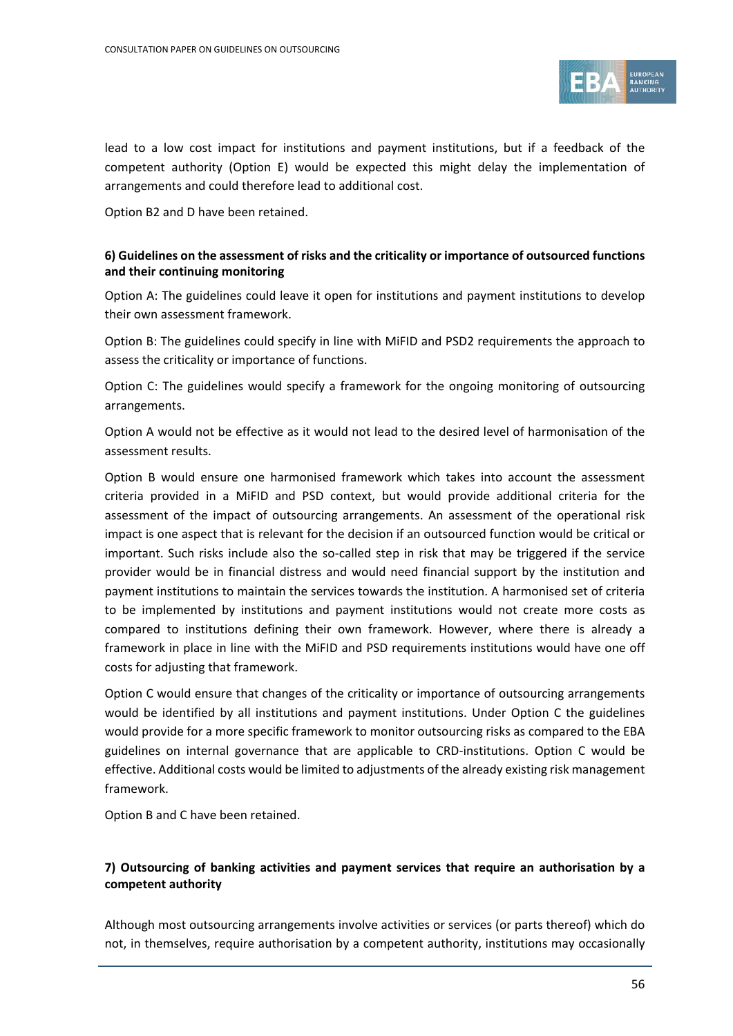lead to a low cost impact for institutions and payment institutions, but if a feedback of the competent authority (Option E) would be expected this might delay the implementation of arrangements and could therefore lead to additional cost.

Option B2 and D have been retained.

**6) Guidelines on the assessment of risks and the criticality or importance of outsourced functions and their continuing monitoring**

Option A: The guidelines could leave it open for institutions and payment institutions to develop their own assessment framework.

Option B: The guidelines could specify in line with MiFID and PSD2 requirements the approach to assess the criticality or importance of functions.

Option C: The guidelines would specify a framework for the ongoing monitoring of outsourcing arrangements.

Option A would not be effective as it would not lead to the desired level of harmonisation of the assessment results.

Option B would ensure one harmonised framework which takes into account the assessment criteria provided in a MiFID and PSD context, but would provide additional criteria for the assessment of the impact of outsourcing arrangements. An assessment of the operational risk impact is one aspect that is relevant for the decision if an outsourced function would be critical or important. Such risks include also the so-called step in risk that may be triggered if the service provider would be in financial distress and would need financial support by the institution and payment institutions to maintain the services towards the institution. A harmonised set of criteria to be implemented by institutions and payment institutions would not create more costs as compared to institutions defining their own framework. However, where there is already a framework in place in line with the MiFID and PSD requirements institutions would have one off costs for adjusting that framework.

Option C would ensure that changes of the criticality or importance of outsourcing arrangements would be identified by all institutions and payment institutions. Under Option C the guidelines would provide for a more specific framework to monitor outsourcing risks as compared to the EBA guidelines on internal governance that are applicable to CRD-institutions. Option C would be effective. Additional costs would be limited to adjustments of the already existing risk management framework.

Option B and C have been retained.

**7) Outsourcing of banking activities and payment services that require an authorisation by a competent authority**

Although most outsourcing arrangements involve activities or services (or parts thereof) which do not, in themselves, require authorisation by a competent authority, institutions may occasionally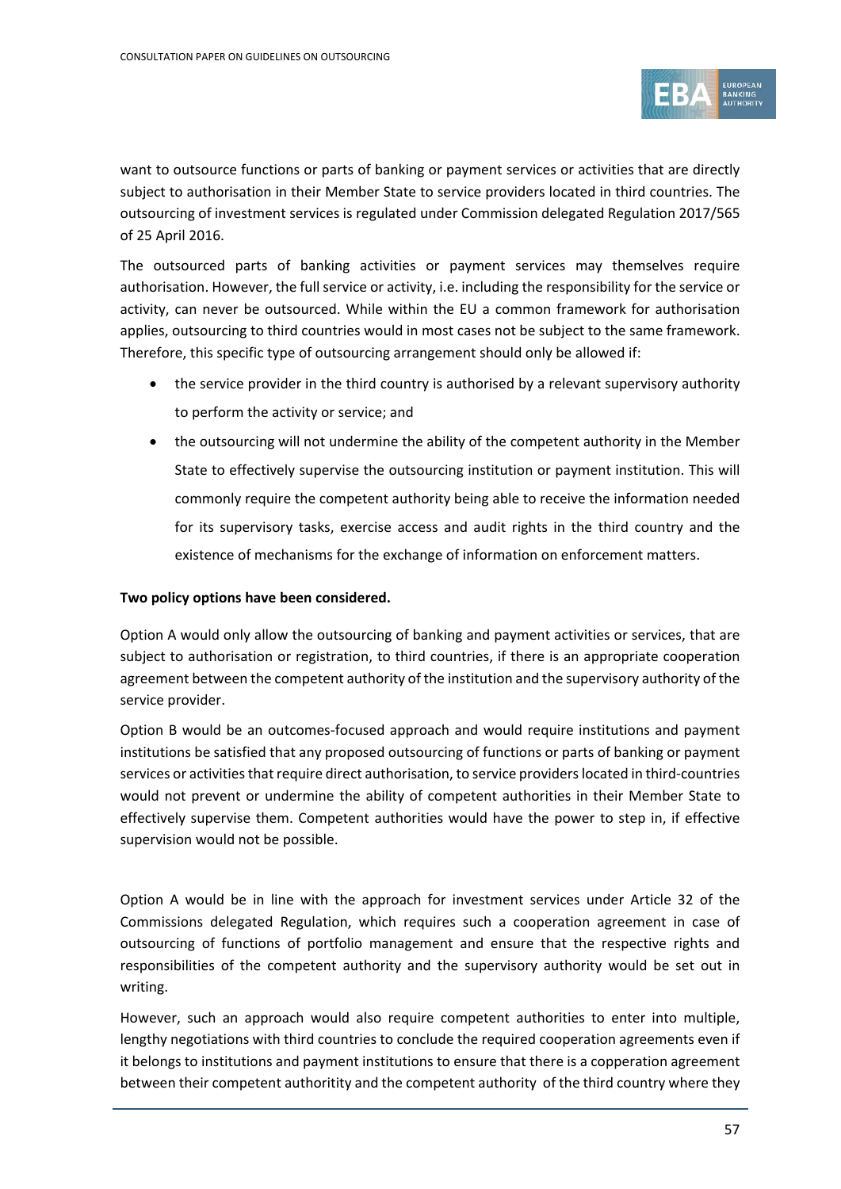want to outsource functions or parts of banking or payment services or activities that are directly subject to authorisation in their Member State to service providers located in third countries. The outsourcing of investment services is regulated under Commission delegated Regulation 2017/565 of 25 April 2016.

The outsourced parts of banking activities or payment services may themselves require authorisation. However, the full service or activity, i.e. including the responsibility for the service or activity, can never be outsourced. While within the EU a common framework for authorisation applies, outsourcing to third countries would in most cases not be subject to the same framework. Therefore, this specific type of outsourcing arrangement should only be allowed if:

- the service provider in the third country is authorised by a relevant supervisory authority to perform the activity or service; and
- the outsourcing will not undermine the ability of the competent authority in the Member State to effectively supervise the outsourcing institution or payment institution. This will commonly require the competent authority being able to receive the information needed for its supervisory tasks, exercise access and audit rights in the third country and the existence of mechanisms for the exchange of information on enforcement matters.

**Two policy options have been considered.**

Option A would only allow the outsourcing of banking and payment activities or services, that are subject to authorisation or registration, to third countries, if there is an appropriate cooperation agreement between the competent authority of the institution and the supervisory authority of the service provider.

Option B would be an outcomes-focused approach and would require institutions and payment institutions be satisfied that any proposed outsourcing of functions or parts of banking or payment services or activities that require direct authorisation, to service providers located in third-countries would not prevent or undermine the ability of competent authorities in their Member State to effectively supervise them. Competent authorities would have the power to step in, if effective supervision would not be possible.

Option A would be in line with the approach for investment services under Article 32 of the Commissions delegated Regulation, which requires such a cooperation agreement in case of outsourcing of functions of portfolio management and ensure that the respective rights and responsibilities of the competent authority and the supervisory authority would be set out in writing.

However, such an approach would also require competent authorities to enter into multiple, lengthy negotiations with third countries to conclude the required cooperation agreements even if it belongs to institutions and payment institutions to ensure that there is a copperation agreement between their competent authoritity and the competent authority of the third country where they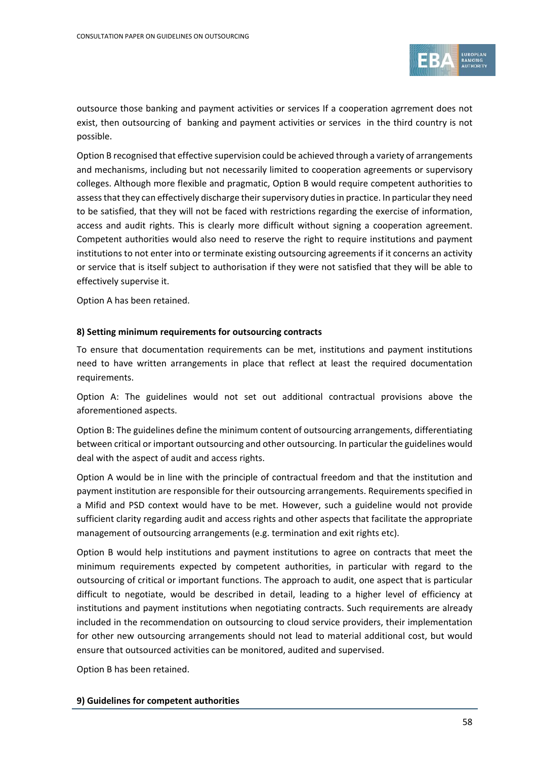outsource those banking and payment activities or services If a cooperation agrrement does not exist, then outsourcing of banking and payment activities or services in the third country is not possible.

Option B recognised that effective supervision could be achieved through a variety of arrangements and mechanisms, including but not necessarily limited to cooperation agreements or supervisory colleges. Although more flexible and pragmatic, Option B would require competent authorities to assess that they can effectively discharge their supervisory duties in practice. In particular they need to be satisfied, that they will not be faced with restrictions regarding the exercise of information, access and audit rights. This is clearly more difficult without signing a cooperation agreement. Competent authorities would also need to reserve the right to require institutions and payment institutions to not enter into or terminate existing outsourcing agreements if it concerns an activity or service that is itself subject to authorisation if they were not satisfied that they will be able to effectively supervise it.

Option A has been retained.

**8) Setting minimum requirements for outsourcing contracts**

To ensure that documentation requirements can be met, institutions and payment institutions need to have written arrangements in place that reflect at least the required documentation requirements.

Option A: The guidelines would not set out additional contractual provisions above the aforementioned aspects.

Option B: The guidelines define the minimum content of outsourcing arrangements, differentiating between critical or important outsourcing and other outsourcing. In particular the guidelines would deal with the aspect of audit and access rights.

Option A would be in line with the principle of contractual freedom and that the institution and payment institution are responsible for their outsourcing arrangements. Requirements specified in a Mifid and PSD context would have to be met. However, such a guideline would not provide sufficient clarity regarding audit and access rights and other aspects that facilitate the appropriate management of outsourcing arrangements (e.g. termination and exit rights etc).

Option B would help institutions and payment institutions to agree on contracts that meet the minimum requirements expected by competent authorities, in particular with regard to the outsourcing of critical or important functions. The approach to audit, one aspect that is particular difficult to negotiate, would be described in detail, leading to a higher level of efficiency at institutions and payment institutions when negotiating contracts. Such requirements are already included in the recommendation on outsourcing to cloud service providers, their implementation for other new outsourcing arrangements should not lead to material additional cost, but would ensure that outsourced activities can be monitored, audited and supervised.

Option B has been retained.

**9) Guidelines for competent authorities**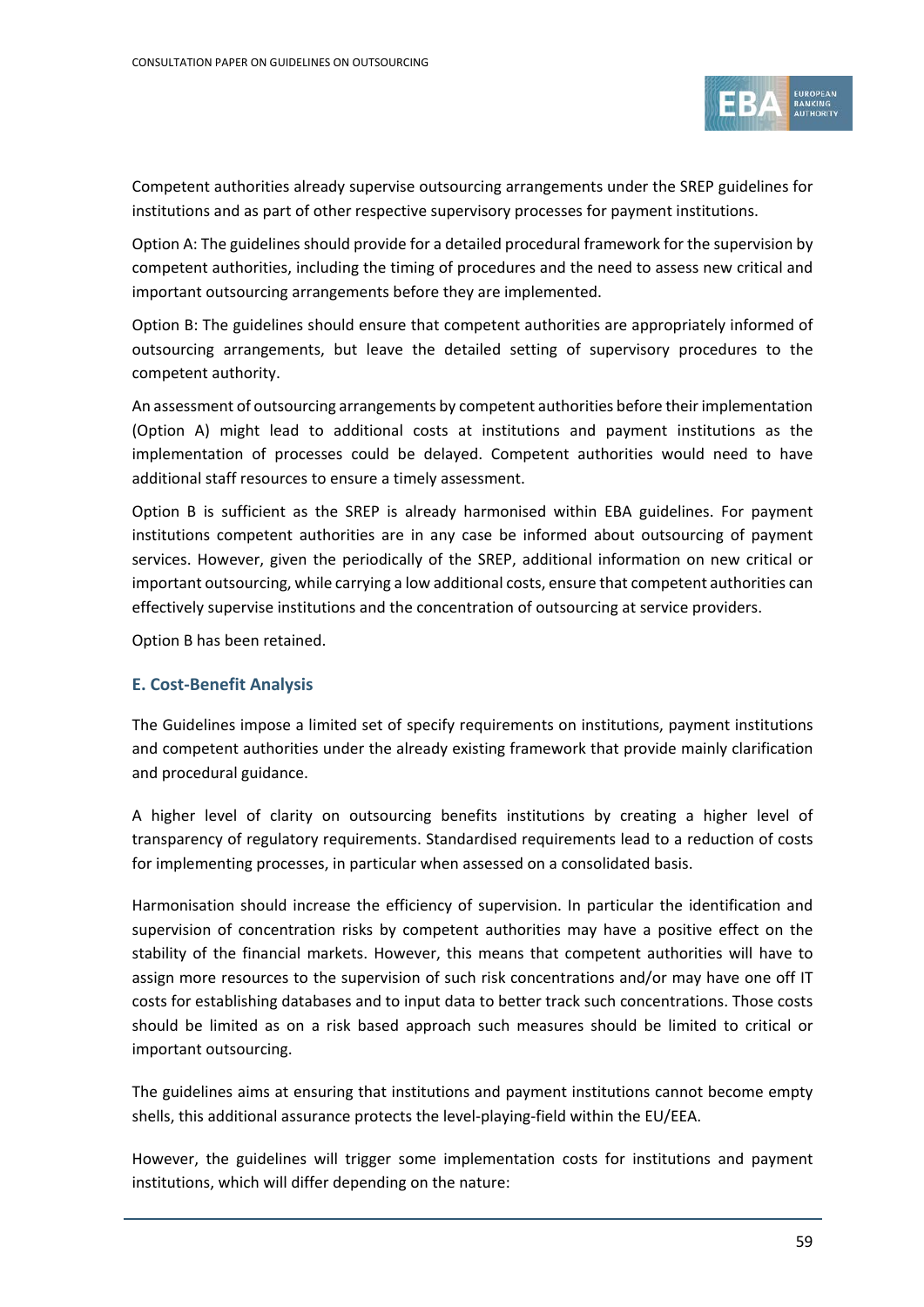Competent authorities already supervise outsourcing arrangements under the SREP guidelines for institutions and as part of other respective supervisory processes for payment institutions.

Option A: The guidelines should provide for a detailed procedural framework for the supervision by competent authorities, including the timing of procedures and the need to assess new critical and important outsourcing arrangements before they are implemented.

Option B: The guidelines should ensure that competent authorities are appropriately informed of outsourcing arrangements, but leave the detailed setting of supervisory procedures to the competent authority.

An assessment of outsourcing arrangements by competent authorities before their implementation (Option A) might lead to additional costs at institutions and payment institutions as the implementation of processes could be delayed. Competent authorities would need to have additional staff resources to ensure a timely assessment.

Option B is sufficient as the SREP is already harmonised within EBA guidelines. For payment institutions competent authorities are in any case be informed about outsourcing of payment services. However, given the periodically of the SREP, additional information on new critical or important outsourcing, while carrying a low additional costs, ensure that competent authorities can effectively supervise institutions and the concentration of outsourcing at service providers.

Option B has been retained.

### E. Cost-Benefit Analysis

The Guidelines impose a limited set of specify requirements on institutions, payment institutions and competent authorities under the already existing framework that provide mainly clarification and procedural guidance.

A higher level of clarity on outsourcing benefits institutions by creating a higher level of transparency of regulatory requirements. Standardised requirements lead to a reduction of costs for implementing processes, in particular when assessed on a consolidated basis.

Harmonisation should increase the efficiency of supervision. In particular the identification and supervision of concentration risks by competent authorities may have a positive effect on the stability of the financial markets. However, this means that competent authorities will have to assign more resources to the supervision of such risk concentrations and/or may have one off IT costs for establishing databases and to input data to better track such concentrations. Those costs should be limited as on a risk based approach such measures should be limited to critical or important outsourcing.

The guidelines aims at ensuring that institutions and payment institutions cannot become empty shells, this additional assurance protects the level-playing-field within the EU/EEA.

However, the guidelines will trigger some implementation costs for institutions and payment institutions, which will differ depending on the nature: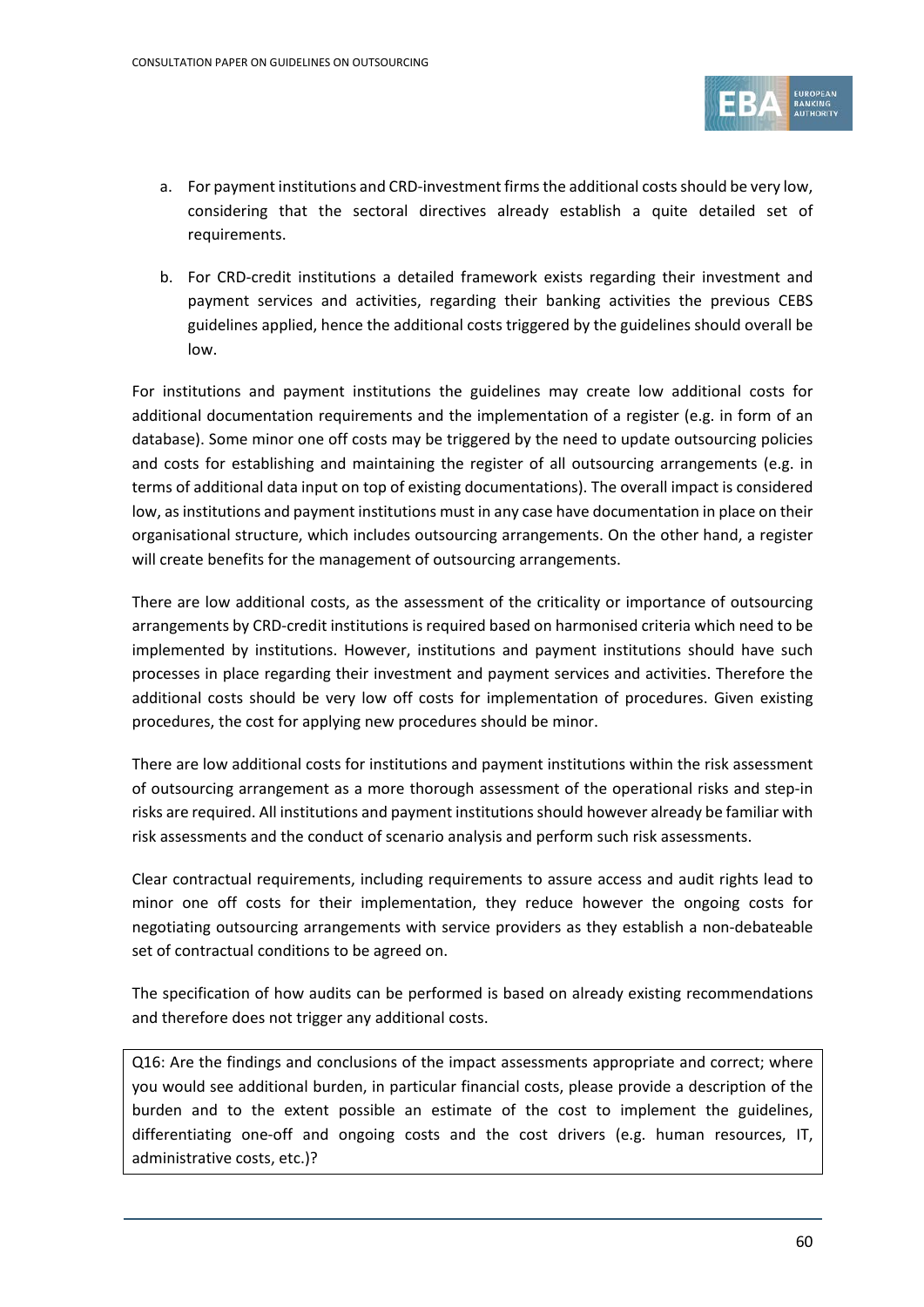a. For payment institutions and CRD-investment firms the additional costs should be very low, considering that the sectoral directives already establish a quite detailed set of requirements.

b. For CRD-credit institutions a detailed framework exists regarding their investment and payment services and activities, regarding their banking activities the previous CEBS guidelines applied, hence the additional costs triggered by the guidelines should overall be low.

For institutions and payment institutions the guidelines may create low additional costs for additional documentation requirements and the implementation of a register (e.g. in form of an database). Some minor one off costs may be triggered by the need to update outsourcing policies and costs for establishing and maintaining the register of all outsourcing arrangements (e.g. in terms of additional data input on top of existing documentations). The overall impact is considered low, as institutions and payment institutions must in any case have documentation in place on their organisational structure, which includes outsourcing arrangements. On the other hand, a register will create benefits for the management of outsourcing arrangements.

There are low additional costs, as the assessment of the criticality or importance of outsourcing arrangements by CRD-credit institutions is required based on harmonised criteria which need to be implemented by institutions. However, institutions and payment institutions should have such processes in place regarding their investment and payment services and activities. Therefore the additional costs should be very low off costs for implementation of procedures. Given existing procedures, the cost for applying new procedures should be minor.

There are low additional costs for institutions and payment institutions within the risk assessment of outsourcing arrangement as a more thorough assessment of the operational risks and step-in risks are required. All institutions and payment institutions should however already be familiar with risk assessments and the conduct of scenario analysis and perform such risk assessments.

Clear contractual requirements, including requirements to assure access and audit rights lead to minor one off costs for their implementation, they reduce however the ongoing costs for negotiating outsourcing arrangements with service providers as they establish a non-debateable set of contractual conditions to be agreed on.

The specification of how audits can be performed is based on already existing recommendations and therefore does not trigger any additional costs.

Q16: Are the findings and conclusions of the impact assessments appropriate and correct; where you would see additional burden, in particular financial costs, please provide a description of the burden and to the extent possible an estimate of the cost to implement the guidelines, differentiating one-off and ongoing costs and the cost drivers (e.g. human resources, IT, administrative costs, etc.)?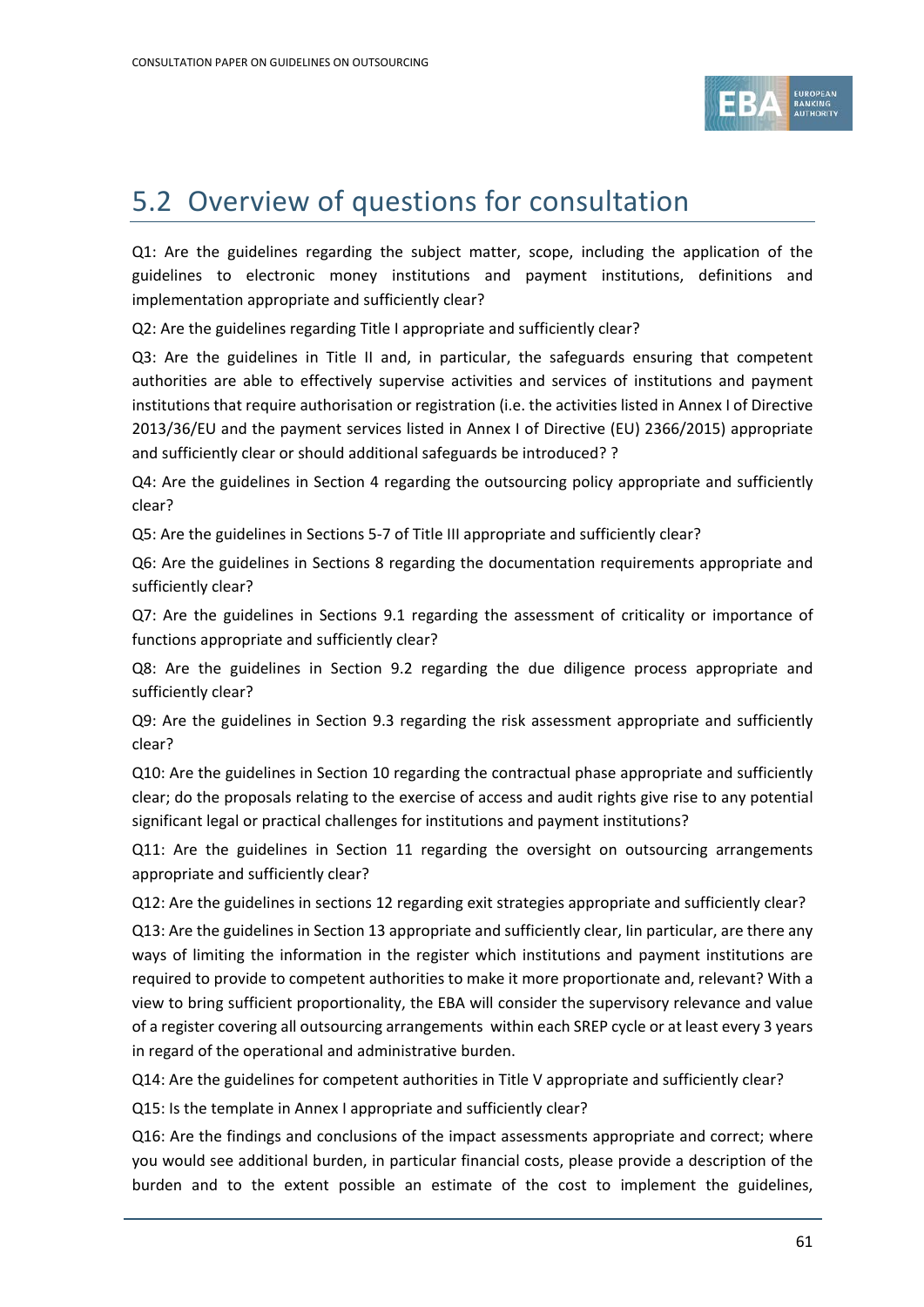## 5.2 Overview of questions for consultation

Q1: Are the guidelines regarding the subject matter, scope, including the application of the guidelines to electronic money institutions and payment institutions, definitions and implementation appropriate and sufficiently clear?

Q2: Are the guidelines regarding Title I appropriate and sufficiently clear?

Q3: Are the guidelines in Title II and, in particular, the safeguards ensuring that competent authorities are able to effectively supervise activities and services of institutions and payment institutions that require authorisation or registration (i.e. the activities listed in Annex I of Directive 2013/36/EU and the payment services listed in Annex I of Directive (EU) 2366/2015) appropriate and sufficiently clear or should additional safeguards be introduced? ?

Q4: Are the guidelines in Section 4 regarding the outsourcing policy appropriate and sufficiently clear?

Q5: Are the guidelines in Sections 5-7 of Title III appropriate and sufficiently clear?

Q6: Are the guidelines in Sections 8 regarding the documentation requirements appropriate and sufficiently clear?

Q7: Are the guidelines in Sections 9.1 regarding the assessment of criticality or importance of functions appropriate and sufficiently clear?

Q8: Are the guidelines in Section 9.2 regarding the due diligence process appropriate and sufficiently clear?

Q9: Are the guidelines in Section 9.3 regarding the risk assessment appropriate and sufficiently clear?

Q10: Are the guidelines in Section 10 regarding the contractual phase appropriate and sufficiently clear; do the proposals relating to the exercise of access and audit rights give rise to any potential significant legal or practical challenges for institutions and payment institutions?

Q11: Are the guidelines in Section 11 regarding the oversight on outsourcing arrangements appropriate and sufficiently clear?

Q12: Are the guidelines in sections 12 regarding exit strategies appropriate and sufficiently clear?

Q13: Are the guidelines in Section 13 appropriate and sufficiently clear, Iin particular, are there any ways of limiting the information in the register which institutions and payment institutions are required to provide to competent authorities to make it more proportionate and, relevant? With a view to bring sufficient proportionality, the EBA will consider the supervisory relevance and value of a register covering all outsourcing arrangements within each SREP cycle or at least every 3 years in regard of the operational and administrative burden.

Q14: Are the guidelines for competent authorities in Title V appropriate and sufficiently clear?

Q15: Is the template in Annex I appropriate and sufficiently clear?

Q16: Are the findings and conclusions of the impact assessments appropriate and correct; where you would see additional burden, in particular financial costs, please provide a description of the burden and to the extent possible an estimate of the cost to implement the guidelines,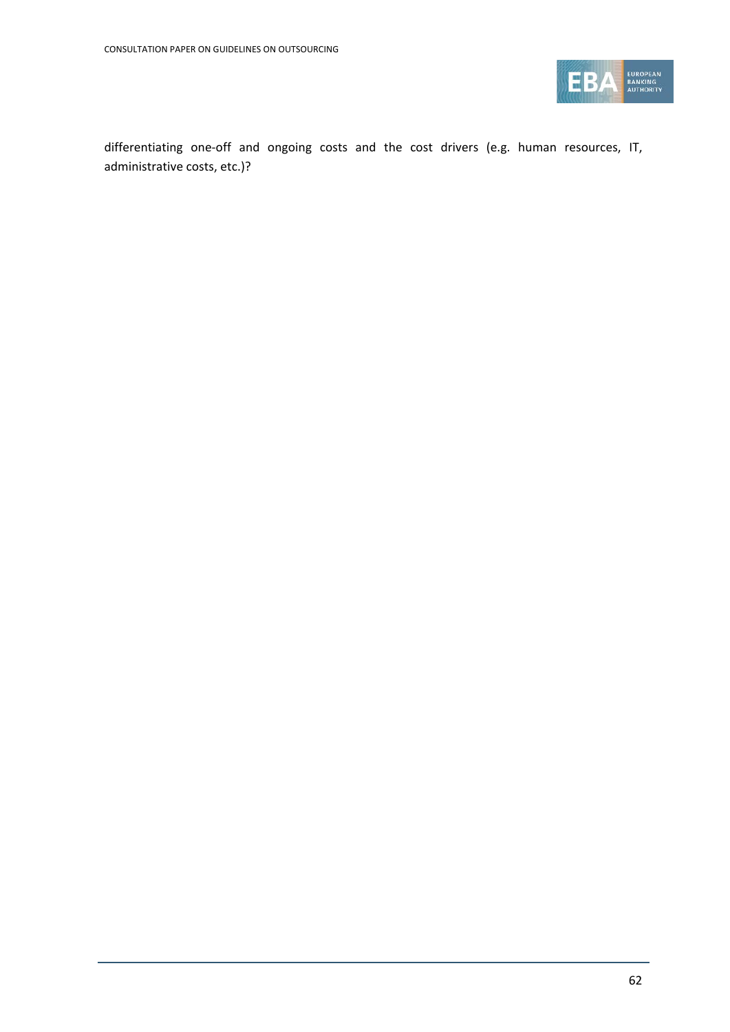differentiating one-off and ongoing costs and the cost drivers (e.g. human resources, IT, administrative costs, etc.)?